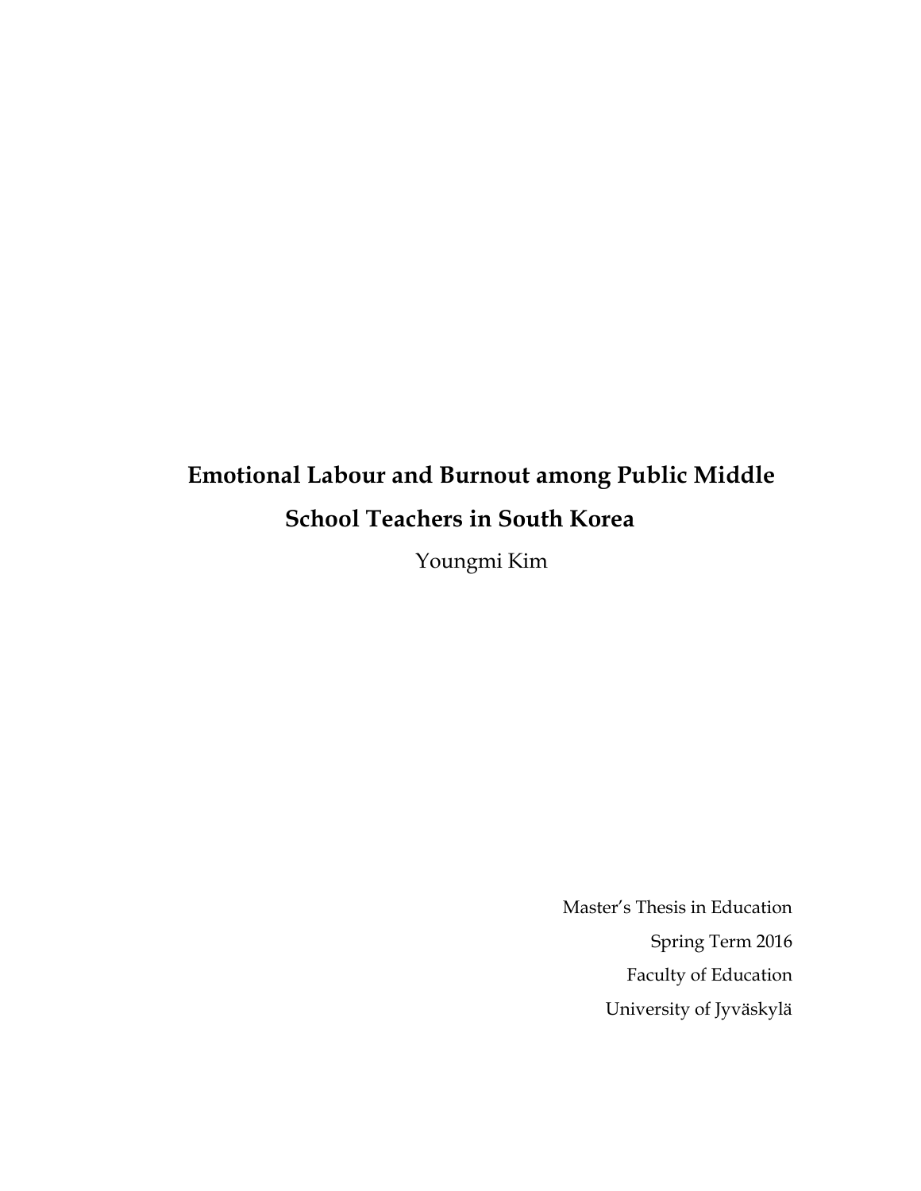# Emotional Labour and Burnout among Public Middle School Teachers in South Korea

Youngmi Kim

Master's Thesis in Education

Spring Term 2016

Faculty of Education

University of Jyväskylä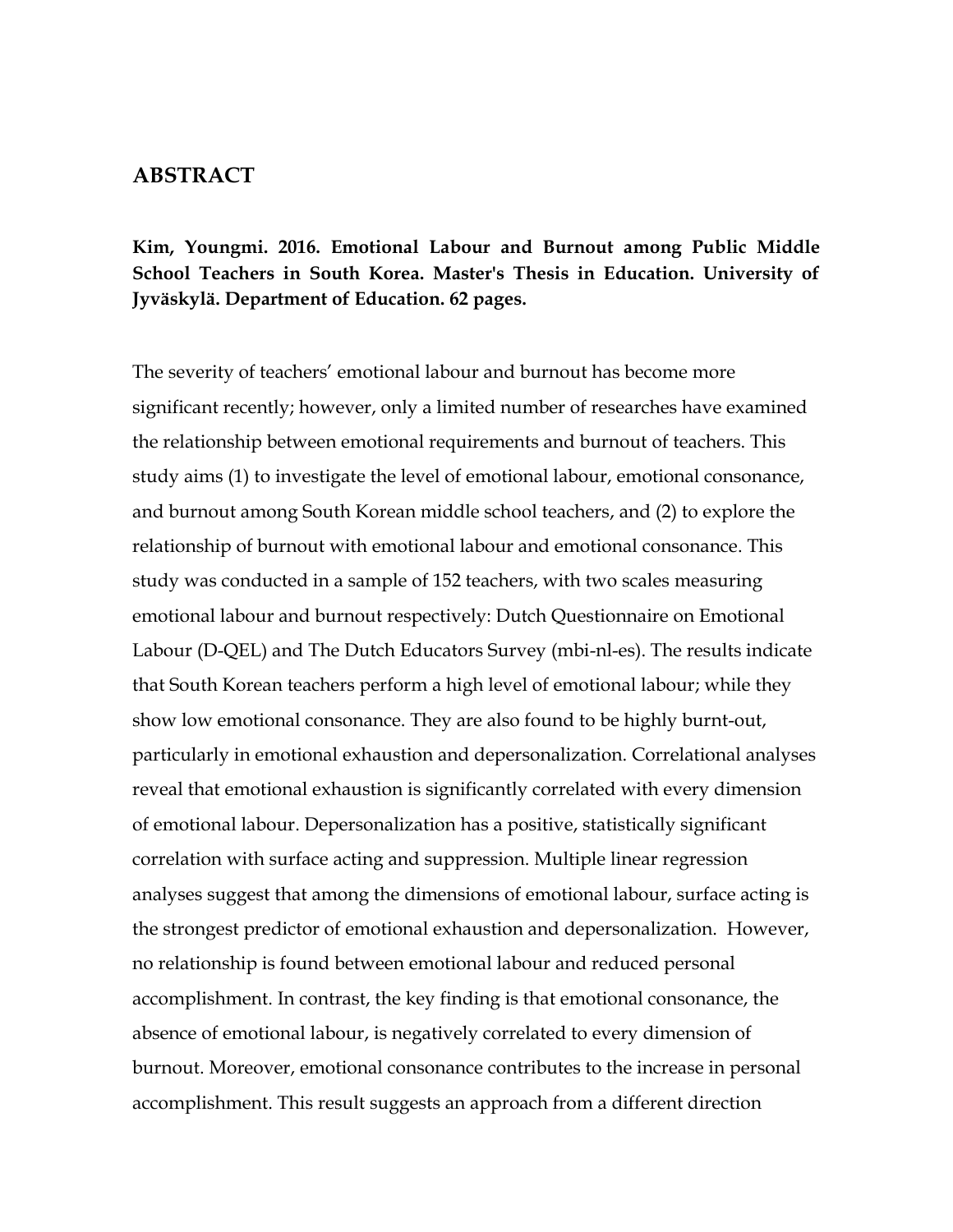# ABSTRACT

**Kim, Youngmi. 2016. Emotional Labour and Burnout among Public Middle School Teachers in South Korea. Master's Thesis in Education. University of Jyväskylä. Department of Education. 62 pages.**

The severity of teachers' emotional labour and burnout has become more significant recently; however, only a limited number of researches have examined the relationship between emotional requirements and burnout of teachers. This study aims (1) to investigate the level of emotional labour, emotional consonance, and burnout among South Korean middle school teachers, and (2) to explore the relationship of burnout with emotional labour and emotional consonance. This study was conducted in a sample of 152 teachers, with two scales measuring emotional labour and burnout respectively: Dutch Questionnaire on Emotional Labour (D-QEL) and The Dutch Educators Survey (mbi-nl-es). The results indicate that South Korean teachers perform a high level of emotional labour; while they show low emotional consonance. They are also found to be highly burnt-out, particularly in emotional exhaustion and depersonalization. Correlational analyses reveal that emotional exhaustion is significantly correlated with every dimension of emotional labour. Depersonalization has a positive, statistically significant correlation with surface acting and suppression. Multiple linear regression analyses suggest that among the dimensions of emotional labour, surface acting is the strongest predictor of emotional exhaustion and depersonalization. However, no relationship is found between emotional labour and reduced personal accomplishment. In contrast, the key finding is that emotional consonance, the absence of emotional labour, is negatively correlated to every dimension of burnout. Moreover, emotional consonance contributes to the increase in personal accomplishment. This result suggests an approach from a different direction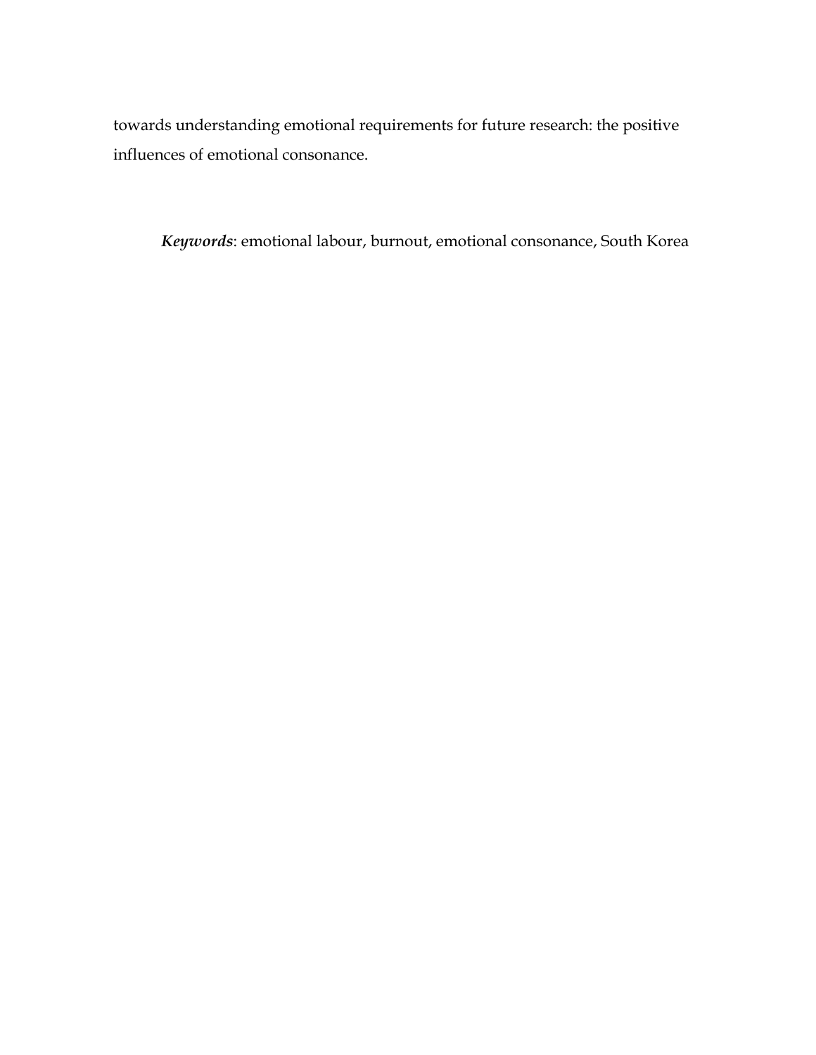towards understanding emotional requirements for future research: the positive influences of emotional consonance.

***Keywords***: emotional labour, burnout, emotional consonance, South Korea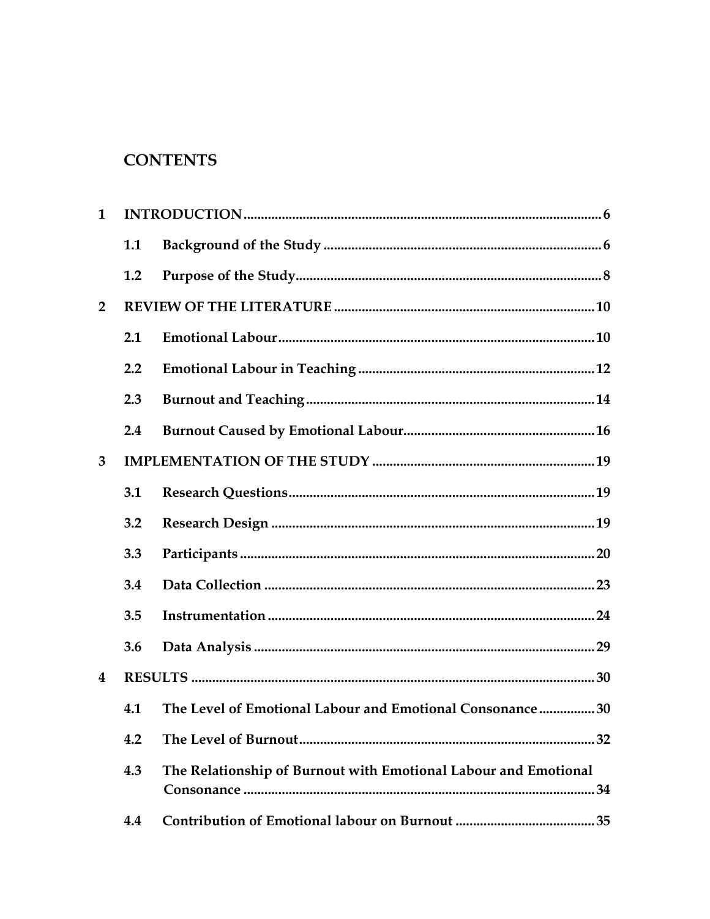# CONTENTS

1 INTRODUCTION ..... 6

- 1.1 Background of the Study ..... 6
- 1.2 Purpose of the Study ..... 8

2 REVIEW OF THE LITERATURE ..... 10

- 2.1 Emotional Labour ..... 10
- 2.2 Emotional Labour in Teaching ..... 12
- 2.3 Burnout and Teaching ..... 14
- 2.4 Burnout Caused by Emotional Labour ..... 16

3 IMPLEMENTATION OF THE STUDY ..... 19

- 3.1 Research Questions ..... 19
- 3.2 Research Design ..... 19
- 3.3 Participants ..... 20
- 3.4 Data Collection ..... 23
- 3.5 Instrumentation ..... 24
- 3.6 Data Analysis ..... 29

4 RESULTS ..... 30

- 4.1 The Level of Emotional Labour and Emotional Consonance ..... 30
- 4.2 The Level of Burnout ..... 32
- 4.3 The Relationship of Burnout with Emotional Labour and Emotional Consonance ..... 34
- 4.4 Contribution of Emotional labour on Burnout ..... 35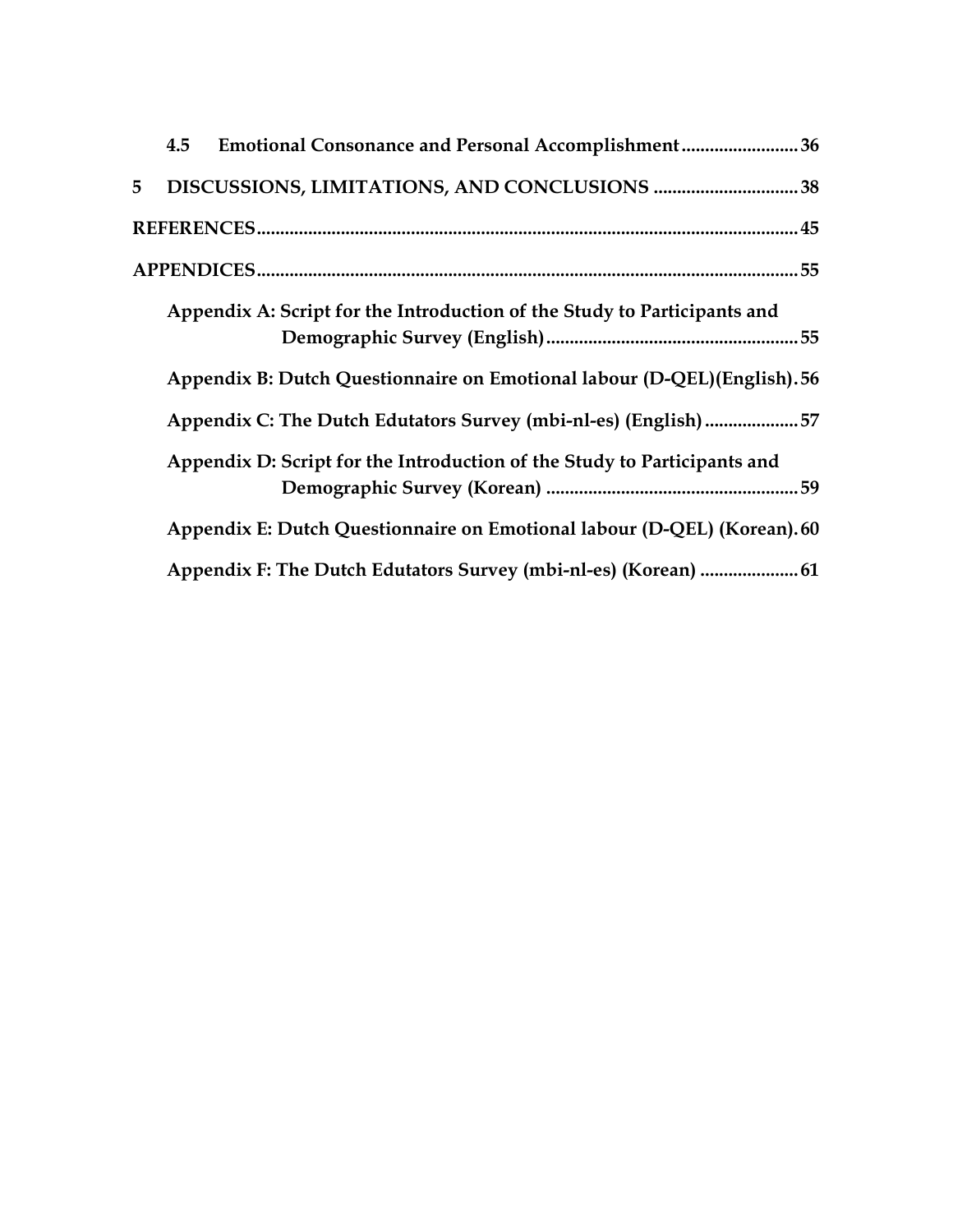**4.5 Emotional Consonance and Personal Accomplishment .......................... 36**

**5 DISCUSSIONS, LIMITATIONS, AND CONCLUSIONS ................................ 38**

**REFERENCES.................................................................................................................. 45**

**APPENDICES.................................................................................................................. 55**

**Appendix A: Script for the Introduction of the Study to Participants and Demographic Survey (English)....................................................... 55**

**Appendix B: Dutch Questionnaire on Emotional labour (D-QEL)(English). 56**

**Appendix C: The Dutch Edutators Survey (mbi-nl-es) (English) ..................... 57**

**Appendix D: Script for the Introduction of the Study to Participants and Demographic Survey (Korean) ....................................................... 59**

**Appendix E: Dutch Questionnaire on Emotional labour (D-QEL) (Korean). 60**

**Appendix F: The Dutch Edutators Survey (mbi-nl-es) (Korean) ..................... 61**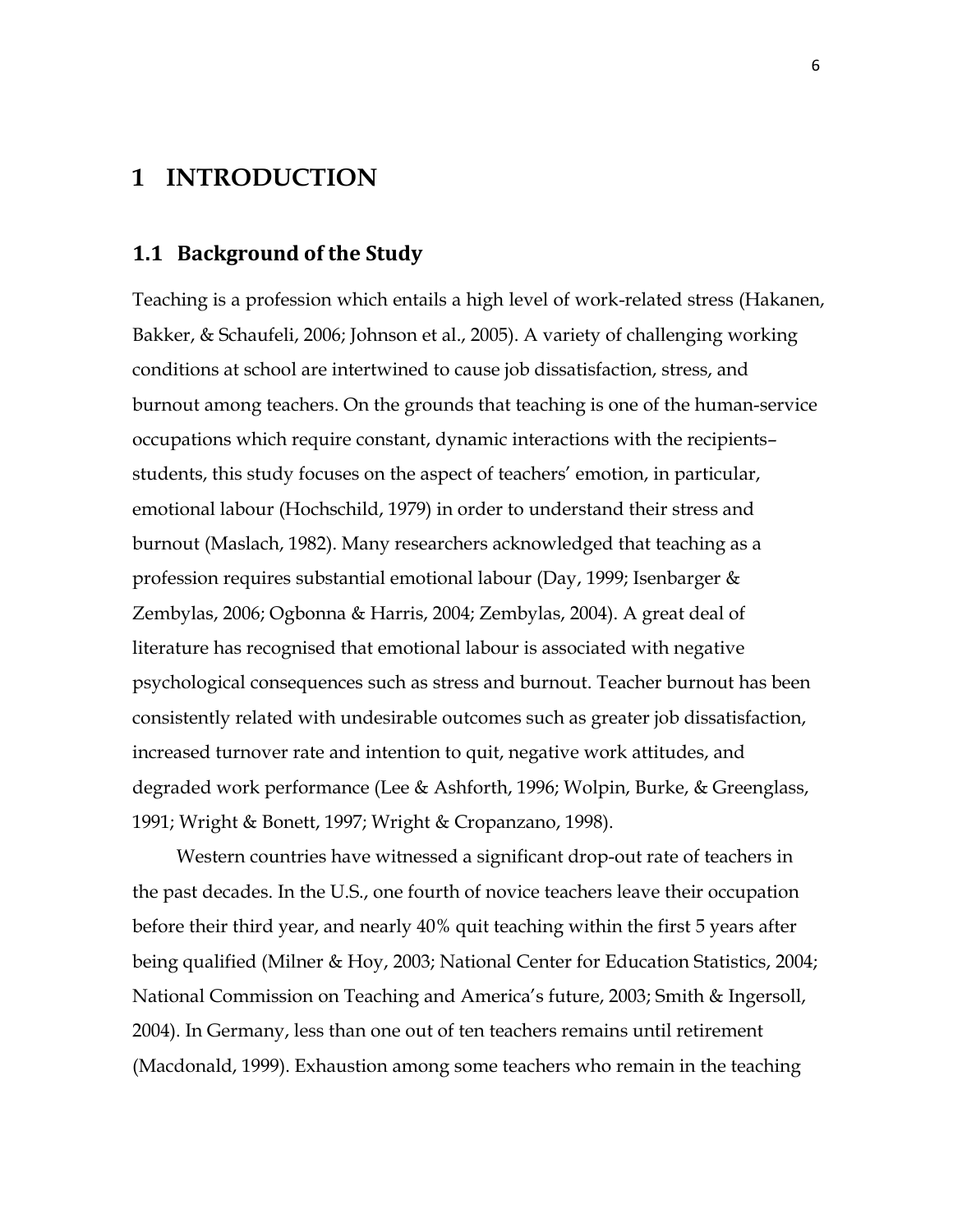# 1 INTRODUCTION

## 1.1 Background of the Study

Teaching is a profession which entails a high level of work-related stress (Hakanen, Bakker, & Schaufeli, 2006; Johnson et al., 2005). A variety of challenging working conditions at school are intertwined to cause job dissatisfaction, stress, and burnout among teachers. On the grounds that teaching is one of the human-service occupations which require constant, dynamic interactions with the recipients– students, this study focuses on the aspect of teachers' emotion, in particular, emotional labour (Hochschild, 1979) in order to understand their stress and burnout (Maslach, 1982). Many researchers acknowledged that teaching as a profession requires substantial emotional labour (Day, 1999; Isenbarger & Zembylas, 2006; Ogbonna & Harris, 2004; Zembylas, 2004). A great deal of literature has recognised that emotional labour is associated with negative psychological consequences such as stress and burnout. Teacher burnout has been consistently related with undesirable outcomes such as greater job dissatisfaction, increased turnover rate and intention to quit, negative work attitudes, and degraded work performance (Lee & Ashforth, 1996; Wolpin, Burke, & Greenglass, 1991; Wright & Bonett, 1997; Wright & Cropanzano, 1998).

Western countries have witnessed a significant drop-out rate of teachers in the past decades. In the U.S., one fourth of novice teachers leave their occupation before their third year, and nearly 40% quit teaching within the first 5 years after being qualified (Milner & Hoy, 2003; National Center for Education Statistics, 2004; National Commission on Teaching and America's future, 2003; Smith & Ingersoll, 2004). In Germany, less than one out of ten teachers remains until retirement (Macdonald, 1999). Exhaustion among some teachers who remain in the teaching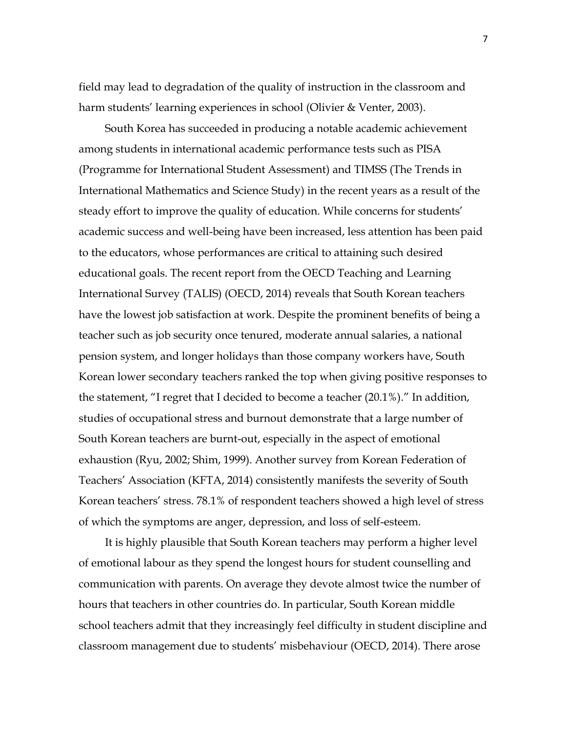field may lead to degradation of the quality of instruction in the classroom and harm students' learning experiences in school (Olivier & Venter, 2003).

South Korea has succeeded in producing a notable academic achievement among students in international academic performance tests such as PISA (Programme for International Student Assessment) and TIMSS (The Trends in International Mathematics and Science Study) in the recent years as a result of the steady effort to improve the quality of education. While concerns for students' academic success and well-being have been increased, less attention has been paid to the educators, whose performances are critical to attaining such desired educational goals. The recent report from the OECD Teaching and Learning International Survey (TALIS) (OECD, 2014) reveals that South Korean teachers have the lowest job satisfaction at work. Despite the prominent benefits of being a teacher such as job security once tenured, moderate annual salaries, a national pension system, and longer holidays than those company workers have, South Korean lower secondary teachers ranked the top when giving positive responses to the statement, "I regret that I decided to become a teacher (20.1%)." In addition, studies of occupational stress and burnout demonstrate that a large number of South Korean teachers are burnt-out, especially in the aspect of emotional exhaustion (Ryu, 2002; Shim, 1999). Another survey from Korean Federation of Teachers' Association (KFTA, 2014) consistently manifests the severity of South Korean teachers' stress. 78.1% of respondent teachers showed a high level of stress of which the symptoms are anger, depression, and loss of self-esteem.

It is highly plausible that South Korean teachers may perform a higher level of emotional labour as they spend the longest hours for student counselling and communication with parents. On average they devote almost twice the number of hours that teachers in other countries do. In particular, South Korean middle school teachers admit that they increasingly feel difficulty in student discipline and classroom management due to students' misbehaviour (OECD, 2014). There arose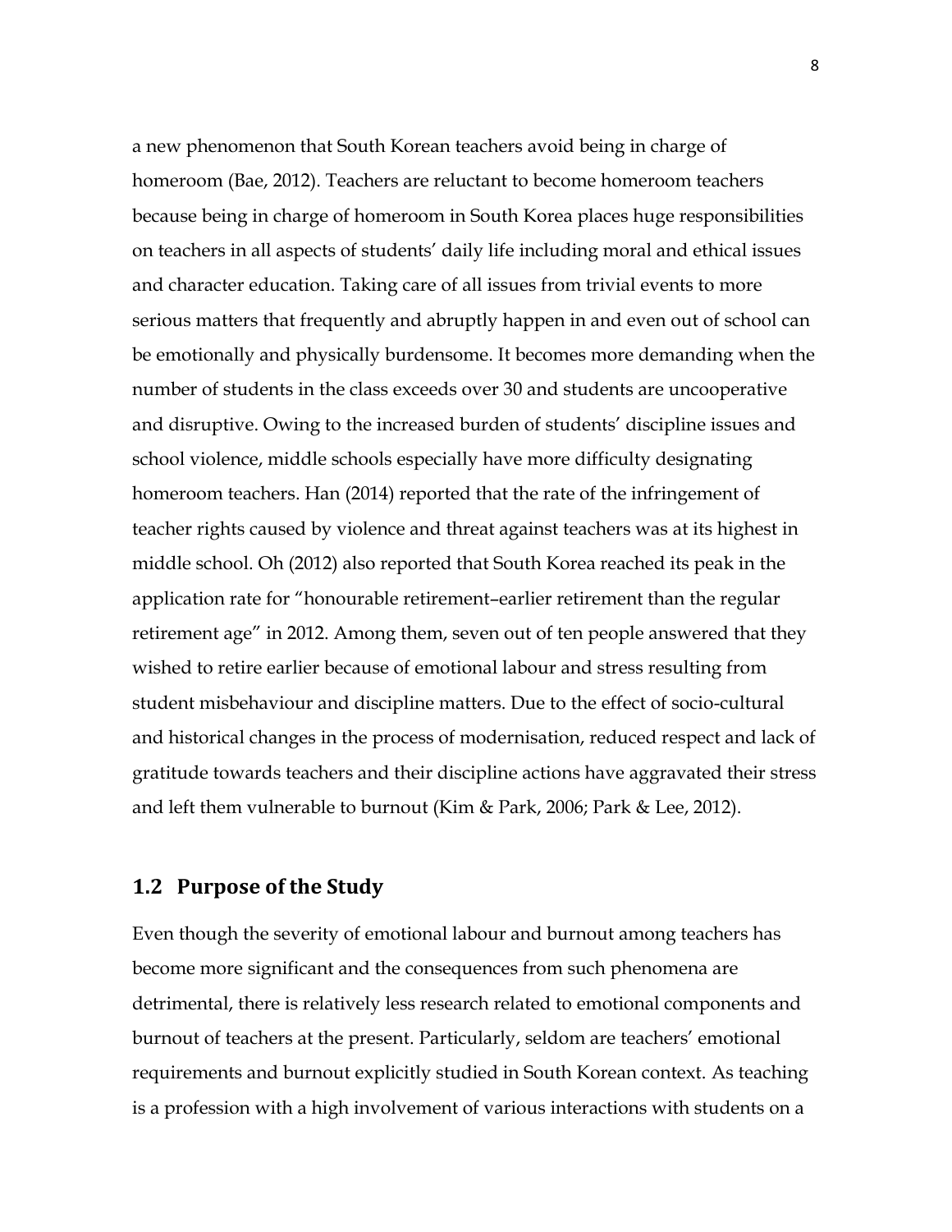a new phenomenon that South Korean teachers avoid being in charge of homeroom (Bae, 2012). Teachers are reluctant to become homeroom teachers because being in charge of homeroom in South Korea places huge responsibilities on teachers in all aspects of students' daily life including moral and ethical issues and character education. Taking care of all issues from trivial events to more serious matters that frequently and abruptly happen in and even out of school can be emotionally and physically burdensome. It becomes more demanding when the number of students in the class exceeds over 30 and students are uncooperative and disruptive. Owing to the increased burden of students' discipline issues and school violence, middle schools especially have more difficulty designating homeroom teachers. Han (2014) reported that the rate of the infringement of teacher rights caused by violence and threat against teachers was at its highest in middle school. Oh (2012) also reported that South Korea reached its peak in the application rate for "honourable retirement–earlier retirement than the regular retirement age" in 2012. Among them, seven out of ten people answered that they wished to retire earlier because of emotional labour and stress resulting from student misbehaviour and discipline matters. Due to the effect of socio-cultural and historical changes in the process of modernisation, reduced respect and lack of gratitude towards teachers and their discipline actions have aggravated their stress and left them vulnerable to burnout (Kim & Park, 2006; Park & Lee, 2012).

## 1.2 Purpose of the Study

Even though the severity of emotional labour and burnout among teachers has become more significant and the consequences from such phenomena are detrimental, there is relatively less research related to emotional components and burnout of teachers at the present. Particularly, seldom are teachers' emotional requirements and burnout explicitly studied in South Korean context. As teaching is a profession with a high involvement of various interactions with students on a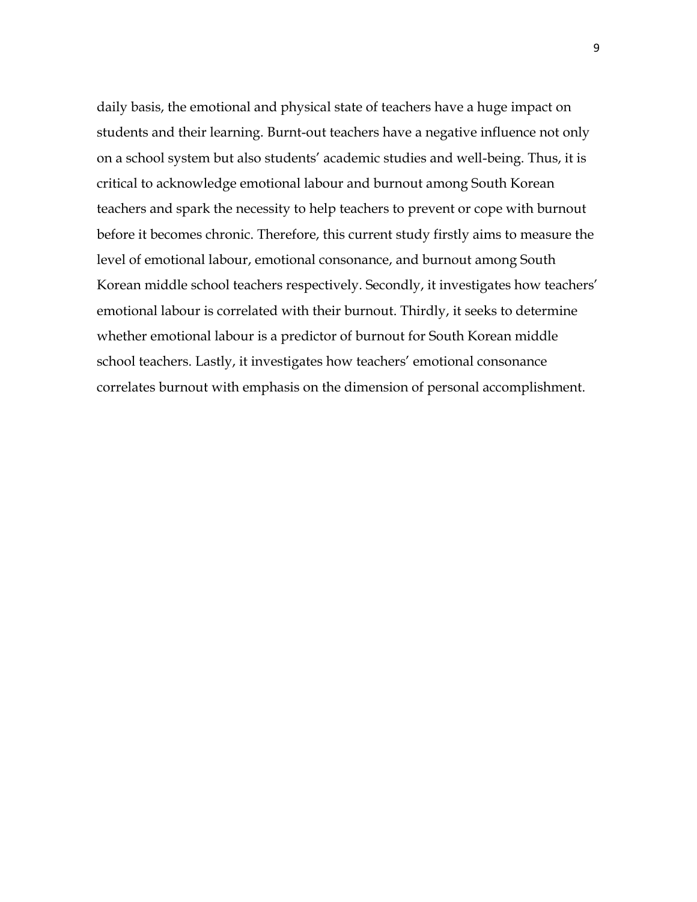daily basis, the emotional and physical state of teachers have a huge impact on students and their learning. Burnt-out teachers have a negative influence not only on a school system but also students' academic studies and well-being. Thus, it is critical to acknowledge emotional labour and burnout among South Korean teachers and spark the necessity to help teachers to prevent or cope with burnout before it becomes chronic. Therefore, this current study firstly aims to measure the level of emotional labour, emotional consonance, and burnout among South Korean middle school teachers respectively. Secondly, it investigates how teachers' emotional labour is correlated with their burnout. Thirdly, it seeks to determine whether emotional labour is a predictor of burnout for South Korean middle school teachers. Lastly, it investigates how teachers' emotional consonance correlates burnout with emphasis on the dimension of personal accomplishment.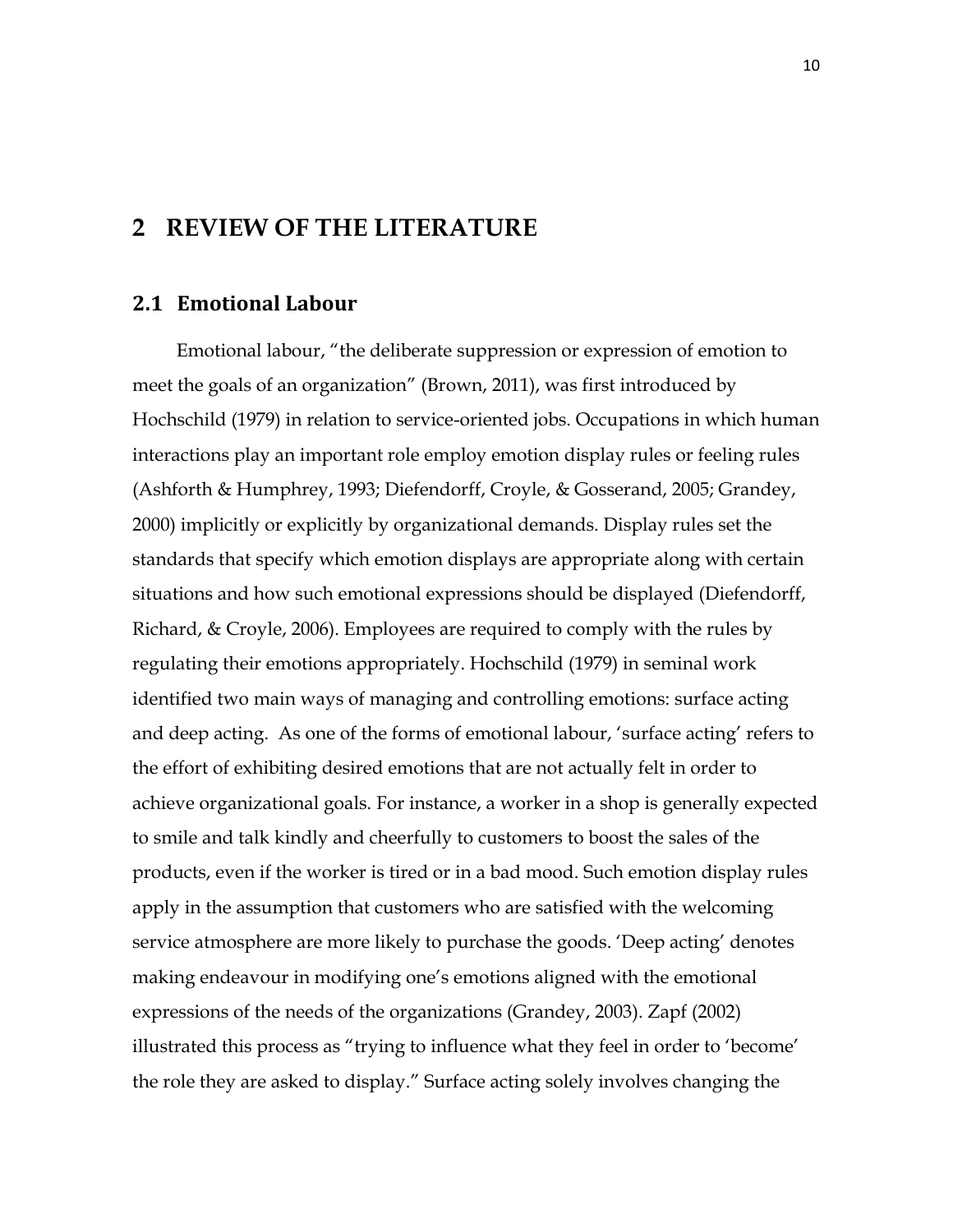# 2 REVIEW OF THE LITERATURE

## 2.1 Emotional Labour

Emotional labour, "the deliberate suppression or expression of emotion to meet the goals of an organization" (Brown, 2011), was first introduced by Hochschild (1979) in relation to service-oriented jobs. Occupations in which human interactions play an important role employ emotion display rules or feeling rules (Ashforth & Humphrey, 1993; Diefendorff, Croyle, & Gosserand, 2005; Grandey, 2000) implicitly or explicitly by organizational demands. Display rules set the standards that specify which emotion displays are appropriate along with certain situations and how such emotional expressions should be displayed (Diefendorff, Richard, & Croyle, 2006). Employees are required to comply with the rules by regulating their emotions appropriately. Hochschild (1979) in seminal work identified two main ways of managing and controlling emotions: surface acting and deep acting. As one of the forms of emotional labour, 'surface acting' refers to the effort of exhibiting desired emotions that are not actually felt in order to achieve organizational goals. For instance, a worker in a shop is generally expected to smile and talk kindly and cheerfully to customers to boost the sales of the products, even if the worker is tired or in a bad mood. Such emotion display rules apply in the assumption that customers who are satisfied with the welcoming service atmosphere are more likely to purchase the goods. 'Deep acting' denotes making endeavour in modifying one's emotions aligned with the emotional expressions of the needs of the organizations (Grandey, 2003). Zapf (2002) illustrated this process as "trying to influence what they feel in order to 'become' the role they are asked to display." Surface acting solely involves changing the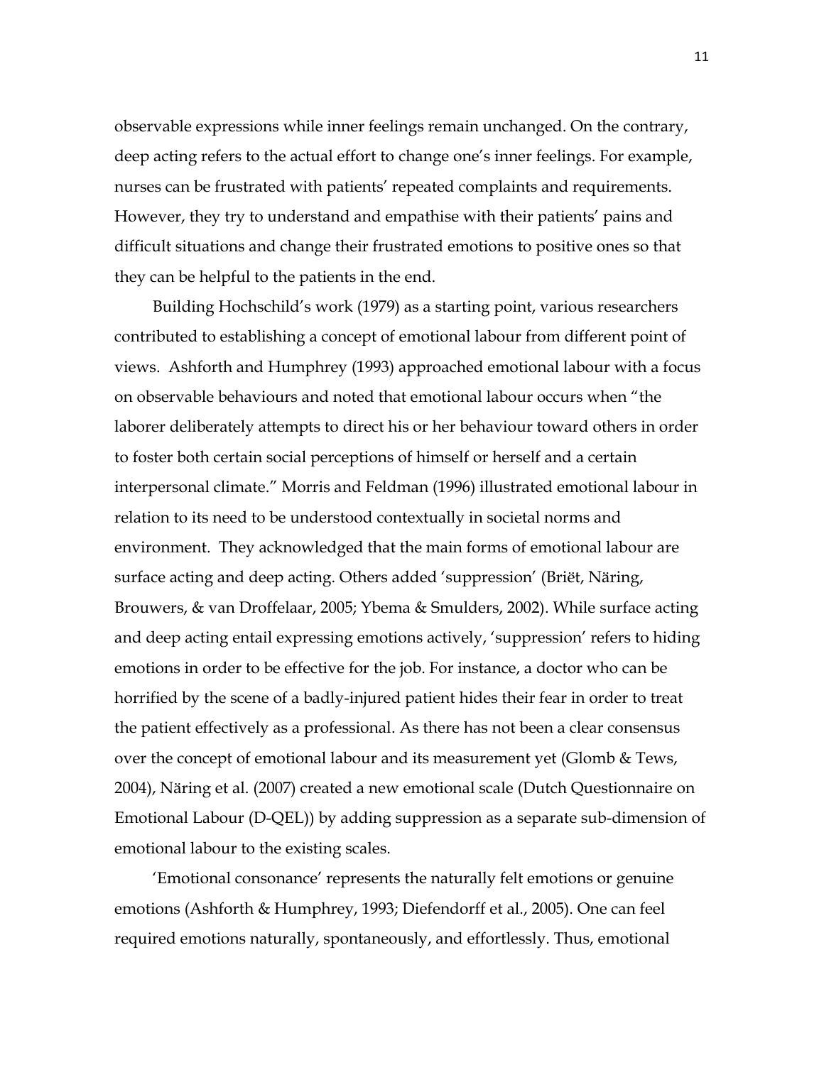observable expressions while inner feelings remain unchanged. On the contrary, deep acting refers to the actual effort to change one's inner feelings. For example, nurses can be frustrated with patients' repeated complaints and requirements. However, they try to understand and empathise with their patients' pains and difficult situations and change their frustrated emotions to positive ones so that they can be helpful to the patients in the end.

Building Hochschild's work (1979) as a starting point, various researchers contributed to establishing a concept of emotional labour from different point of views. Ashforth and Humphrey (1993) approached emotional labour with a focus on observable behaviours and noted that emotional labour occurs when "the laborer deliberately attempts to direct his or her behaviour toward others in order to foster both certain social perceptions of himself or herself and a certain interpersonal climate." Morris and Feldman (1996) illustrated emotional labour in relation to its need to be understood contextually in societal norms and environment. They acknowledged that the main forms of emotional labour are surface acting and deep acting. Others added 'suppression' (Briët, Näring, Brouwers, & van Droffelaar, 2005; Ybema & Smulders, 2002). While surface acting and deep acting entail expressing emotions actively, 'suppression' refers to hiding emotions in order to be effective for the job. For instance, a doctor who can be horrified by the scene of a badly-injured patient hides their fear in order to treat the patient effectively as a professional. As there has not been a clear consensus over the concept of emotional labour and its measurement yet (Glomb & Tews, 2004), Näring et al. (2007) created a new emotional scale (Dutch Questionnaire on Emotional Labour (D-QEL)) by adding suppression as a separate sub-dimension of emotional labour to the existing scales.

'Emotional consonance' represents the naturally felt emotions or genuine emotions (Ashforth & Humphrey, 1993; Diefendorff et al., 2005). One can feel required emotions naturally, spontaneously, and effortlessly. Thus, emotional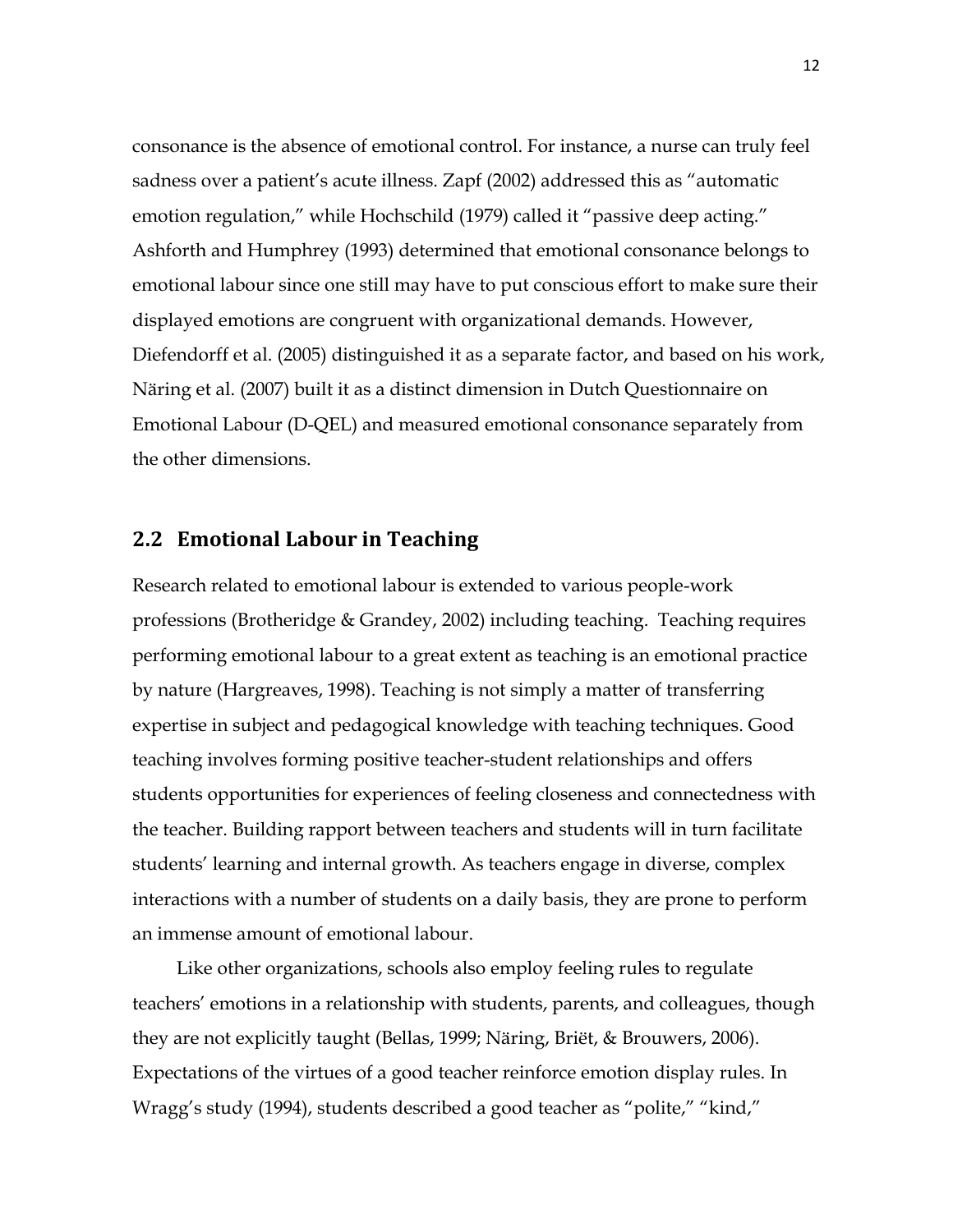consonance is the absence of emotional control. For instance, a nurse can truly feel sadness over a patient's acute illness. Zapf (2002) addressed this as "automatic emotion regulation," while Hochschild (1979) called it "passive deep acting." Ashforth and Humphrey (1993) determined that emotional consonance belongs to emotional labour since one still may have to put conscious effort to make sure their displayed emotions are congruent with organizational demands. However, Diefendorff et al. (2005) distinguished it as a separate factor, and based on his work, Näring et al. (2007) built it as a distinct dimension in Dutch Questionnaire on Emotional Labour (D-QEL) and measured emotional consonance separately from the other dimensions.

## 2.2 Emotional Labour in Teaching

Research related to emotional labour is extended to various people-work professions (Brotheridge & Grandey, 2002) including teaching. Teaching requires performing emotional labour to a great extent as teaching is an emotional practice by nature (Hargreaves, 1998). Teaching is not simply a matter of transferring expertise in subject and pedagogical knowledge with teaching techniques. Good teaching involves forming positive teacher-student relationships and offers students opportunities for experiences of feeling closeness and connectedness with the teacher. Building rapport between teachers and students will in turn facilitate students' learning and internal growth. As teachers engage in diverse, complex interactions with a number of students on a daily basis, they are prone to perform an immense amount of emotional labour.

Like other organizations, schools also employ feeling rules to regulate teachers' emotions in a relationship with students, parents, and colleagues, though they are not explicitly taught (Bellas, 1999; Näring, Briët, & Brouwers, 2006). Expectations of the virtues of a good teacher reinforce emotion display rules. In Wragg's study (1994), students described a good teacher as "polite," "kind,"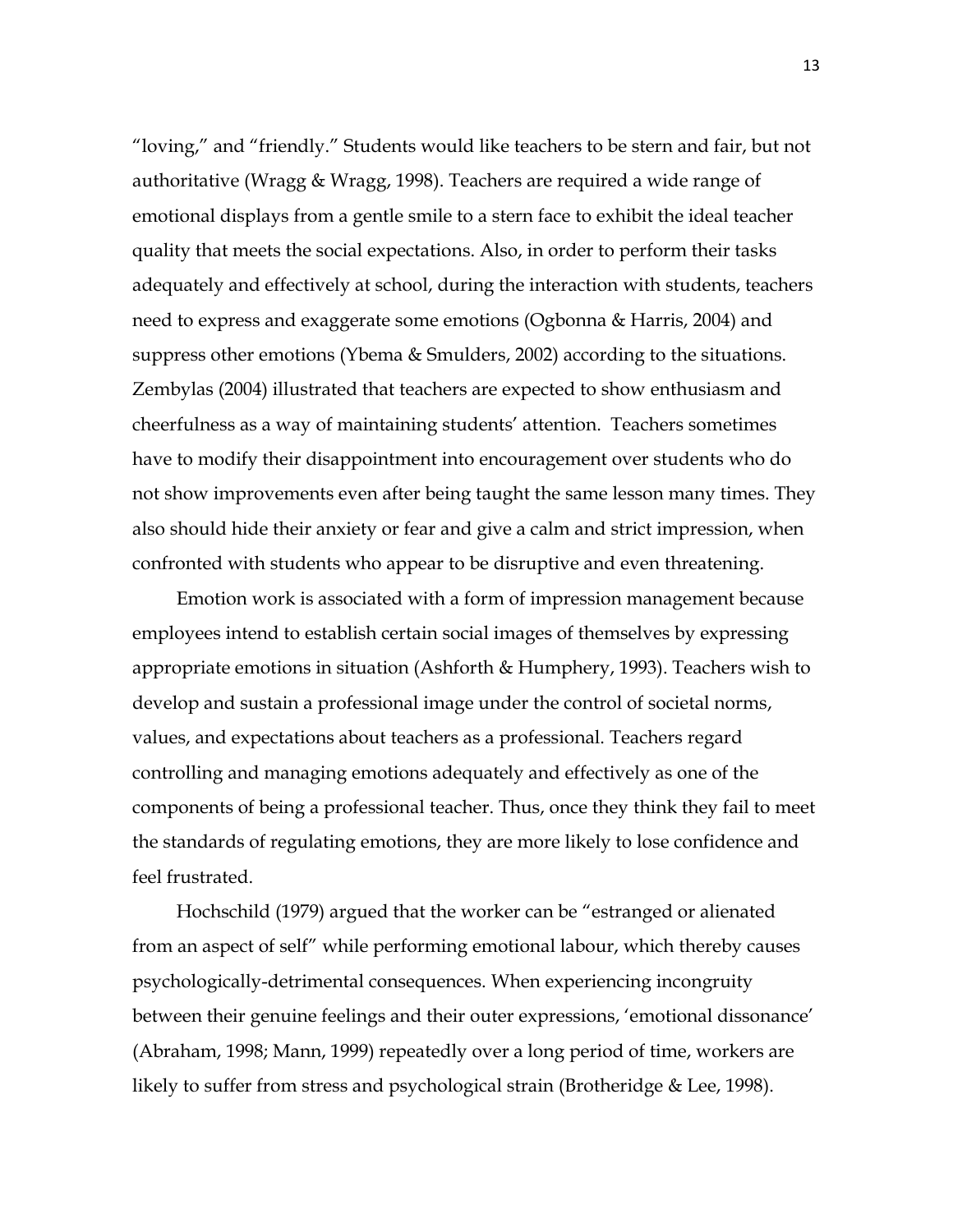"loving," and "friendly." Students would like teachers to be stern and fair, but not authoritative (Wragg & Wragg, 1998). Teachers are required a wide range of emotional displays from a gentle smile to a stern face to exhibit the ideal teacher quality that meets the social expectations. Also, in order to perform their tasks adequately and effectively at school, during the interaction with students, teachers need to express and exaggerate some emotions (Ogbonna & Harris, 2004) and suppress other emotions (Ybema & Smulders, 2002) according to the situations. Zembylas (2004) illustrated that teachers are expected to show enthusiasm and cheerfulness as a way of maintaining students' attention. Teachers sometimes have to modify their disappointment into encouragement over students who do not show improvements even after being taught the same lesson many times. They also should hide their anxiety or fear and give a calm and strict impression, when confronted with students who appear to be disruptive and even threatening.

Emotion work is associated with a form of impression management because employees intend to establish certain social images of themselves by expressing appropriate emotions in situation (Ashforth & Humphery, 1993). Teachers wish to develop and sustain a professional image under the control of societal norms, values, and expectations about teachers as a professional. Teachers regard controlling and managing emotions adequately and effectively as one of the components of being a professional teacher. Thus, once they think they fail to meet the standards of regulating emotions, they are more likely to lose confidence and feel frustrated.

Hochschild (1979) argued that the worker can be "estranged or alienated from an aspect of self" while performing emotional labour, which thereby causes psychologically-detrimental consequences. When experiencing incongruity between their genuine feelings and their outer expressions, 'emotional dissonance' (Abraham, 1998; Mann, 1999) repeatedly over a long period of time, workers are likely to suffer from stress and psychological strain (Brotheridge & Lee, 1998).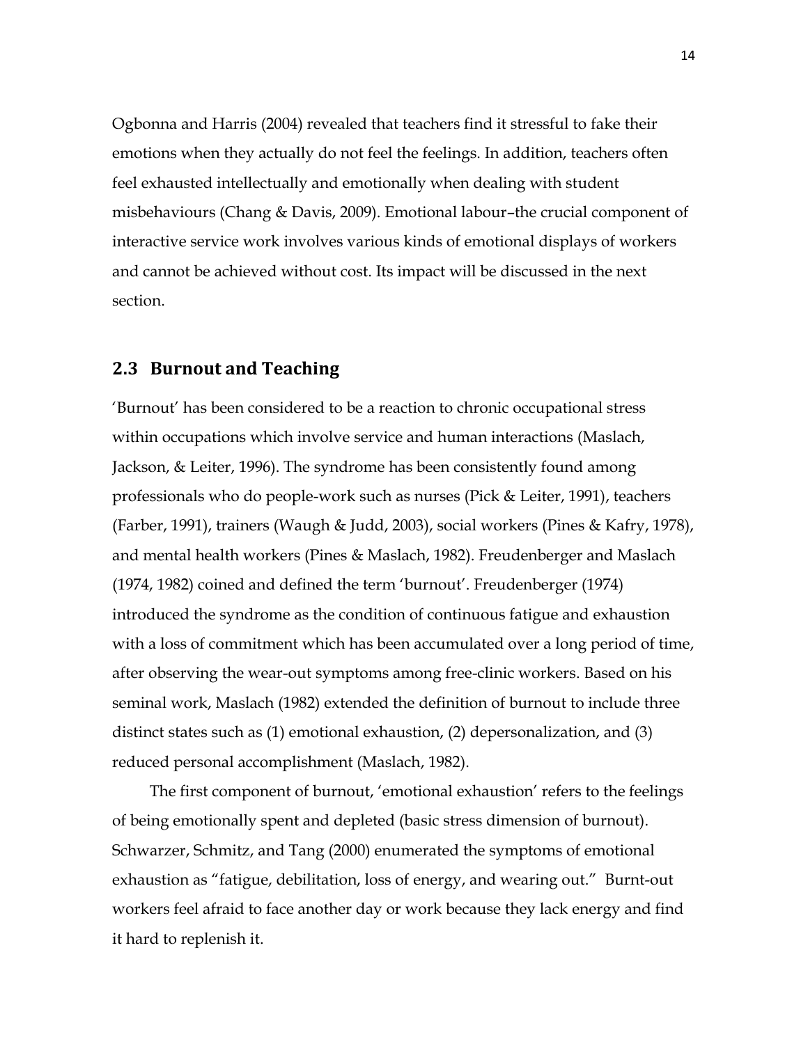Ogbonna and Harris (2004) revealed that teachers find it stressful to fake their emotions when they actually do not feel the feelings. In addition, teachers often feel exhausted intellectually and emotionally when dealing with student misbehaviours (Chang & Davis, 2009). Emotional labour–the crucial component of interactive service work involves various kinds of emotional displays of workers and cannot be achieved without cost. Its impact will be discussed in the next section.

## 2.3 Burnout and Teaching

'Burnout' has been considered to be a reaction to chronic occupational stress within occupations which involve service and human interactions (Maslach, Jackson, & Leiter, 1996). The syndrome has been consistently found among professionals who do people-work such as nurses (Pick & Leiter, 1991), teachers (Farber, 1991), trainers (Waugh & Judd, 2003), social workers (Pines & Kafry, 1978), and mental health workers (Pines & Maslach, 1982). Freudenberger and Maslach (1974, 1982) coined and defined the term 'burnout'. Freudenberger (1974) introduced the syndrome as the condition of continuous fatigue and exhaustion with a loss of commitment which has been accumulated over a long period of time, after observing the wear-out symptoms among free-clinic workers. Based on his seminal work, Maslach (1982) extended the definition of burnout to include three distinct states such as (1) emotional exhaustion, (2) depersonalization, and (3) reduced personal accomplishment (Maslach, 1982).

The first component of burnout, 'emotional exhaustion' refers to the feelings of being emotionally spent and depleted (basic stress dimension of burnout). Schwarzer, Schmitz, and Tang (2000) enumerated the symptoms of emotional exhaustion as "fatigue, debilitation, loss of energy, and wearing out." Burnt-out workers feel afraid to face another day or work because they lack energy and find it hard to replenish it.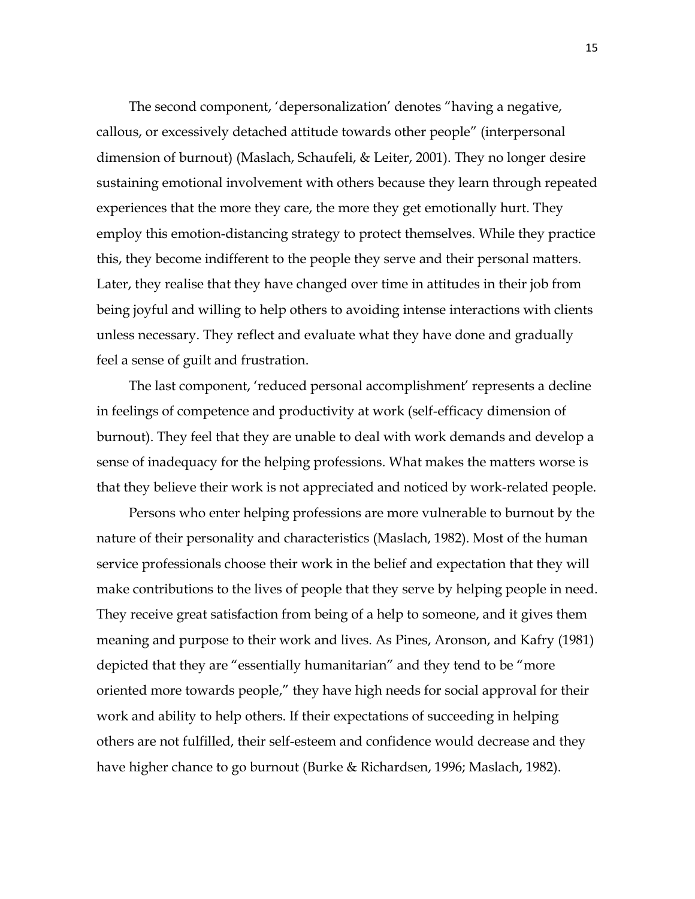The second component, 'depersonalization' denotes "having a negative, callous, or excessively detached attitude towards other people" (interpersonal dimension of burnout) (Maslach, Schaufeli, & Leiter, 2001). They no longer desire sustaining emotional involvement with others because they learn through repeated experiences that the more they care, the more they get emotionally hurt. They employ this emotion-distancing strategy to protect themselves. While they practice this, they become indifferent to the people they serve and their personal matters. Later, they realise that they have changed over time in attitudes in their job from being joyful and willing to help others to avoiding intense interactions with clients unless necessary. They reflect and evaluate what they have done and gradually feel a sense of guilt and frustration.

The last component, 'reduced personal accomplishment' represents a decline in feelings of competence and productivity at work (self-efficacy dimension of burnout). They feel that they are unable to deal with work demands and develop a sense of inadequacy for the helping professions. What makes the matters worse is that they believe their work is not appreciated and noticed by work-related people.

Persons who enter helping professions are more vulnerable to burnout by the nature of their personality and characteristics (Maslach, 1982). Most of the human service professionals choose their work in the belief and expectation that they will make contributions to the lives of people that they serve by helping people in need. They receive great satisfaction from being of a help to someone, and it gives them meaning and purpose to their work and lives. As Pines, Aronson, and Kafry (1981) depicted that they are "essentially humanitarian" and they tend to be "more oriented more towards people," they have high needs for social approval for their work and ability to help others. If their expectations of succeeding in helping others are not fulfilled, their self-esteem and confidence would decrease and they have higher chance to go burnout (Burke & Richardsen, 1996; Maslach, 1982).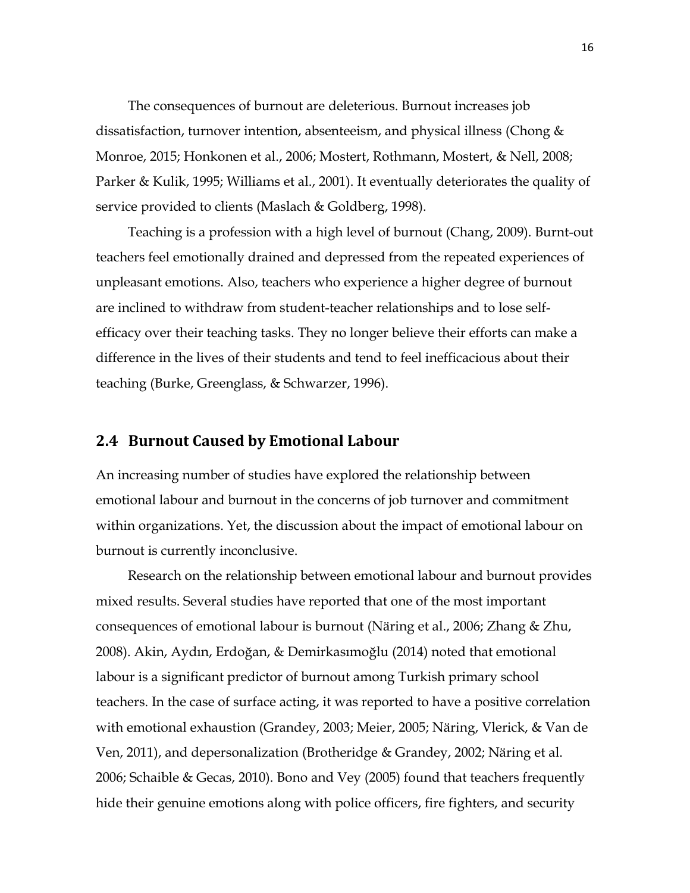The consequences of burnout are deleterious. Burnout increases job dissatisfaction, turnover intention, absenteeism, and physical illness (Chong & Monroe, 2015; Honkonen et al., 2006; Mostert, Rothmann, Mostert, & Nell, 2008; Parker & Kulik, 1995; Williams et al., 2001). It eventually deteriorates the quality of service provided to clients (Maslach & Goldberg, 1998).

Teaching is a profession with a high level of burnout (Chang, 2009). Burnt-out teachers feel emotionally drained and depressed from the repeated experiences of unpleasant emotions. Also, teachers who experience a higher degree of burnout are inclined to withdraw from student-teacher relationships and to lose self-efficacy over their teaching tasks. They no longer believe their efforts can make a difference in the lives of their students and tend to feel inefficacious about their teaching (Burke, Greenglass, & Schwarzer, 1996).

## 2.4 Burnout Caused by Emotional Labour

An increasing number of studies have explored the relationship between emotional labour and burnout in the concerns of job turnover and commitment within organizations. Yet, the discussion about the impact of emotional labour on burnout is currently inconclusive.

Research on the relationship between emotional labour and burnout provides mixed results. Several studies have reported that one of the most important consequences of emotional labour is burnout (Näring et al., 2006; Zhang & Zhu, 2008). Akin, Aydın, Erdoğan, & Demirkasımoğlu (2014) noted that emotional labour is a significant predictor of burnout among Turkish primary school teachers. In the case of surface acting, it was reported to have a positive correlation with emotional exhaustion (Grandey, 2003; Meier, 2005; Näring, Vlerick, & Van de Ven, 2011), and depersonalization (Brotheridge & Grandey, 2002; Näring et al. 2006; Schaible & Gecas, 2010). Bono and Vey (2005) found that teachers frequently hide their genuine emotions along with police officers, fire fighters, and security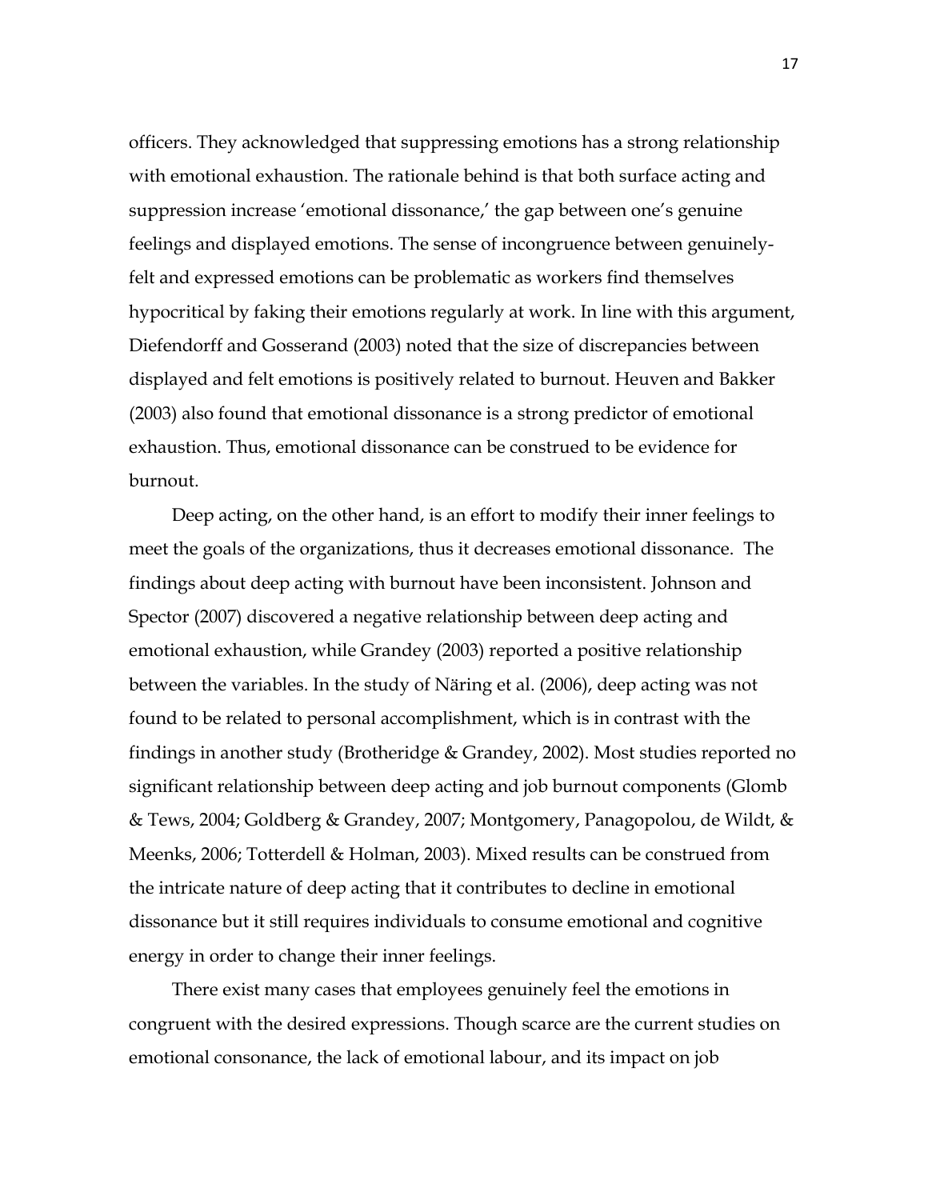officers. They acknowledged that suppressing emotions has a strong relationship with emotional exhaustion. The rationale behind is that both surface acting and suppression increase 'emotional dissonance,' the gap between one's genuine feelings and displayed emotions. The sense of incongruence between genuinely-felt and expressed emotions can be problematic as workers find themselves hypocritical by faking their emotions regularly at work. In line with this argument, Diefendorff and Gosserand (2003) noted that the size of discrepancies between displayed and felt emotions is positively related to burnout. Heuven and Bakker (2003) also found that emotional dissonance is a strong predictor of emotional exhaustion. Thus, emotional dissonance can be construed to be evidence for burnout.

Deep acting, on the other hand, is an effort to modify their inner feelings to meet the goals of the organizations, thus it decreases emotional dissonance. The findings about deep acting with burnout have been inconsistent. Johnson and Spector (2007) discovered a negative relationship between deep acting and emotional exhaustion, while Grandey (2003) reported a positive relationship between the variables. In the study of Näring et al. (2006), deep acting was not found to be related to personal accomplishment, which is in contrast with the findings in another study (Brotheridge & Grandey, 2002). Most studies reported no significant relationship between deep acting and job burnout components (Glomb & Tews, 2004; Goldberg & Grandey, 2007; Montgomery, Panagopolou, de Wildt, & Meenks, 2006; Totterdell & Holman, 2003). Mixed results can be construed from the intricate nature of deep acting that it contributes to decline in emotional dissonance but it still requires individuals to consume emotional and cognitive energy in order to change their inner feelings.

There exist many cases that employees genuinely feel the emotions in congruent with the desired expressions. Though scarce are the current studies on emotional consonance, the lack of emotional labour, and its impact on job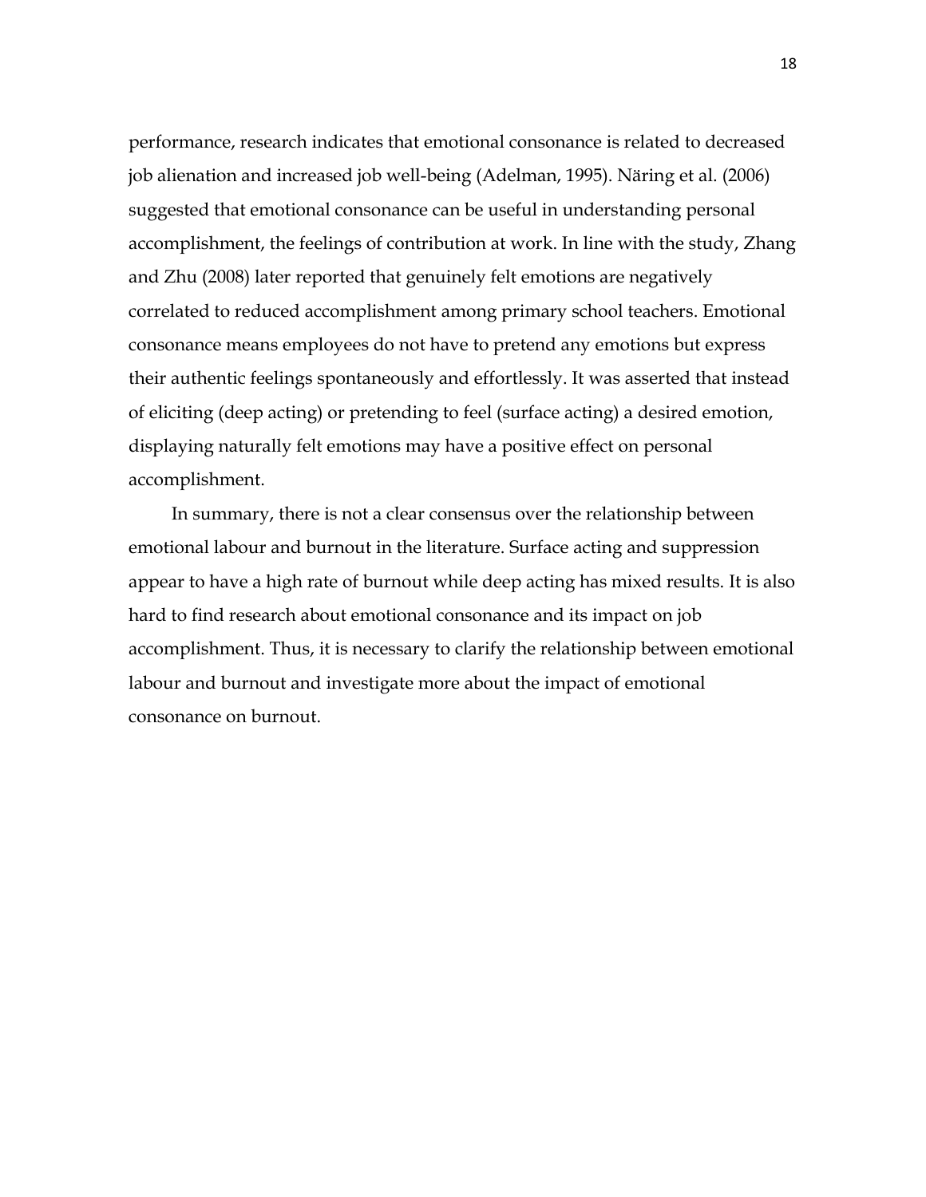performance, research indicates that emotional consonance is related to decreased job alienation and increased job well-being (Adelman, 1995). Näring et al. (2006) suggested that emotional consonance can be useful in understanding personal accomplishment, the feelings of contribution at work. In line with the study, Zhang and Zhu (2008) later reported that genuinely felt emotions are negatively correlated to reduced accomplishment among primary school teachers. Emotional consonance means employees do not have to pretend any emotions but express their authentic feelings spontaneously and effortlessly. It was asserted that instead of eliciting (deep acting) or pretending to feel (surface acting) a desired emotion, displaying naturally felt emotions may have a positive effect on personal accomplishment.

In summary, there is not a clear consensus over the relationship between emotional labour and burnout in the literature. Surface acting and suppression appear to have a high rate of burnout while deep acting has mixed results. It is also hard to find research about emotional consonance and its impact on job accomplishment. Thus, it is necessary to clarify the relationship between emotional labour and burnout and investigate more about the impact of emotional consonance on burnout.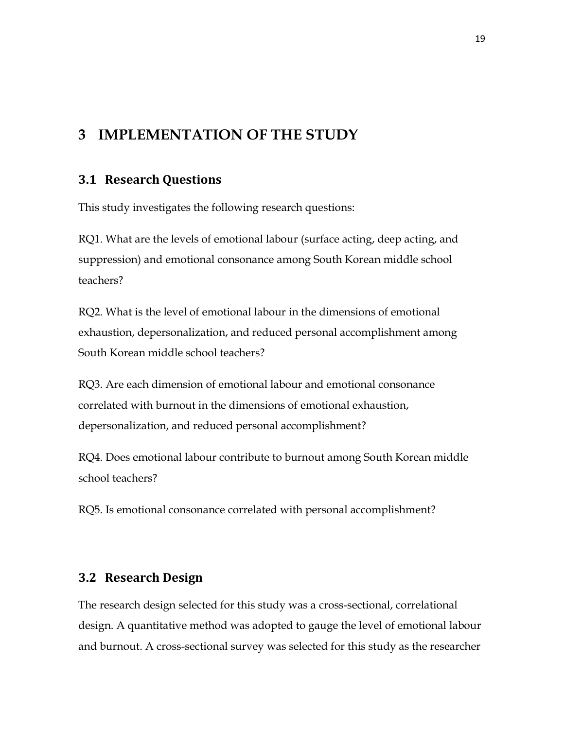# 3 IMPLEMENTATION OF THE STUDY

## 3.1 Research Questions

This study investigates the following research questions:

RQ1. What are the levels of emotional labour (surface acting, deep acting, and suppression) and emotional consonance among South Korean middle school teachers?

RQ2. What is the level of emotional labour in the dimensions of emotional exhaustion, depersonalization, and reduced personal accomplishment among South Korean middle school teachers?

RQ3. Are each dimension of emotional labour and emotional consonance correlated with burnout in the dimensions of emotional exhaustion, depersonalization, and reduced personal accomplishment?

RQ4. Does emotional labour contribute to burnout among South Korean middle school teachers?

RQ5. Is emotional consonance correlated with personal accomplishment?

## 3.2 Research Design

The research design selected for this study was a cross-sectional, correlational design. A quantitative method was adopted to gauge the level of emotional labour and burnout. A cross-sectional survey was selected for this study as the researcher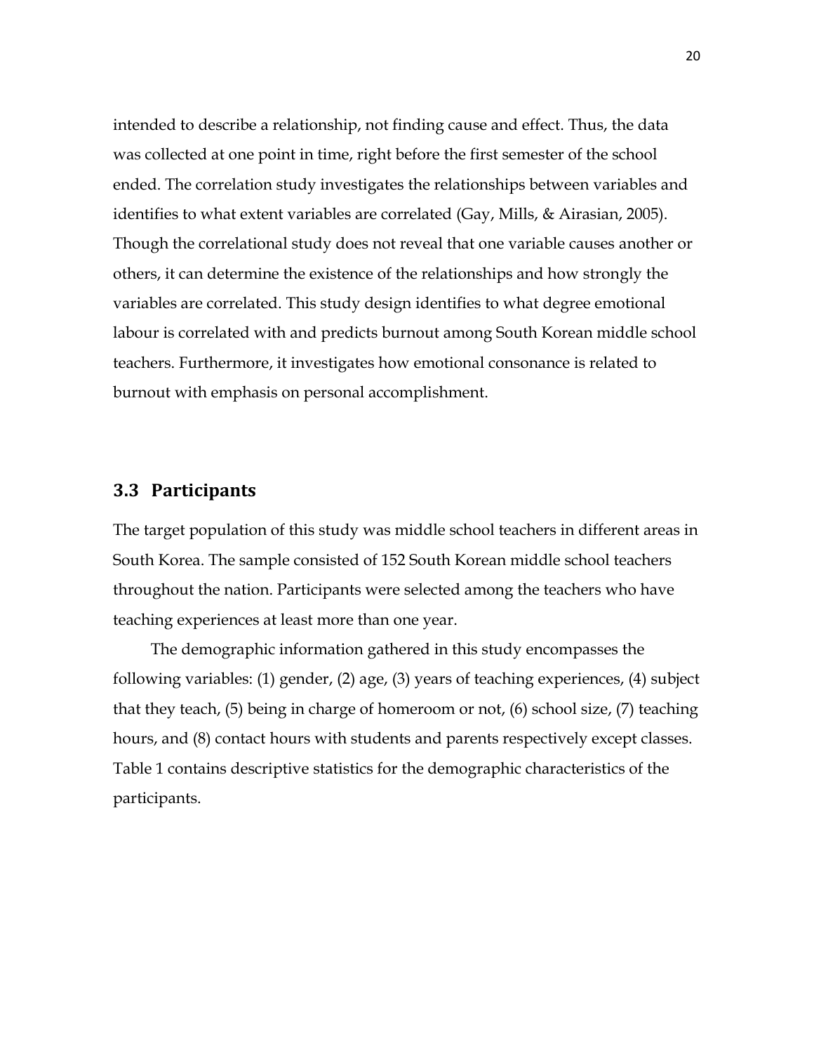intended to describe a relationship, not finding cause and effect. Thus, the data was collected at one point in time, right before the first semester of the school ended. The correlation study investigates the relationships between variables and identifies to what extent variables are correlated (Gay, Mills, & Airasian, 2005). Though the correlational study does not reveal that one variable causes another or others, it can determine the existence of the relationships and how strongly the variables are correlated. This study design identifies to what degree emotional labour is correlated with and predicts burnout among South Korean middle school teachers. Furthermore, it investigates how emotional consonance is related to burnout with emphasis on personal accomplishment.

## 3.3 Participants

The target population of this study was middle school teachers in different areas in South Korea. The sample consisted of 152 South Korean middle school teachers throughout the nation. Participants were selected among the teachers who have teaching experiences at least more than one year.

The demographic information gathered in this study encompasses the following variables: (1) gender, (2) age, (3) years of teaching experiences, (4) subject that they teach, (5) being in charge of homeroom or not, (6) school size, (7) teaching hours, and (8) contact hours with students and parents respectively except classes. Table 1 contains descriptive statistics for the demographic characteristics of the participants.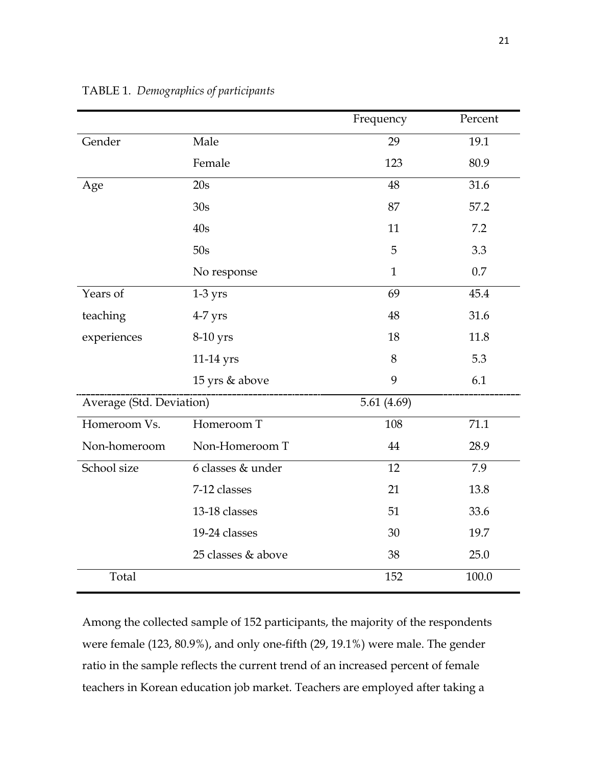TABLE 1. *Demographics of participants*

| | | Frequency | Percent |
|---|---|---|---|
| Gender | Male | 29 | 19.1 |
| | Female | 123 | 80.9 |
| Age | 20s | 48 | 31.6 |
| | 30s | 87 | 57.2 |
| | 40s | 11 | 7.2 |
| | 50s | 5 | 3.3 |
| | No response | 1 | 0.7 |
| Years of teaching experiences | 1-3 yrs | 69 | 45.4 |
| | 4-7 yrs | 48 | 31.6 |
| | 8-10 yrs | 18 | 11.8 |
| | 11-14 yrs | 8 | 5.3 |
| | 15 yrs & above | 9 | 6.1 |
| Average (Std. Deviation) | | 5.61 (4.69) | |
| Homeroom Vs. Non-homeroom | Homeroom T | 108 | 71.1 |
| | Non-Homeroom T | 44 | 28.9 |
| School size | 6 classes & under | 12 | 7.9 |
| | 7-12 classes | 21 | 13.8 |
| | 13-18 classes | 51 | 33.6 |
| | 19-24 classes | 30 | 19.7 |
| | 25 classes & above | 38 | 25.0 |
| Total | | 152 | 100.0 |

Among the collected sample of 152 participants, the majority of the respondents were female (123, 80.9%), and only one-fifth (29, 19.1%) were male. The gender ratio in the sample reflects the current trend of an increased percent of female teachers in Korean education job market. Teachers are employed after taking a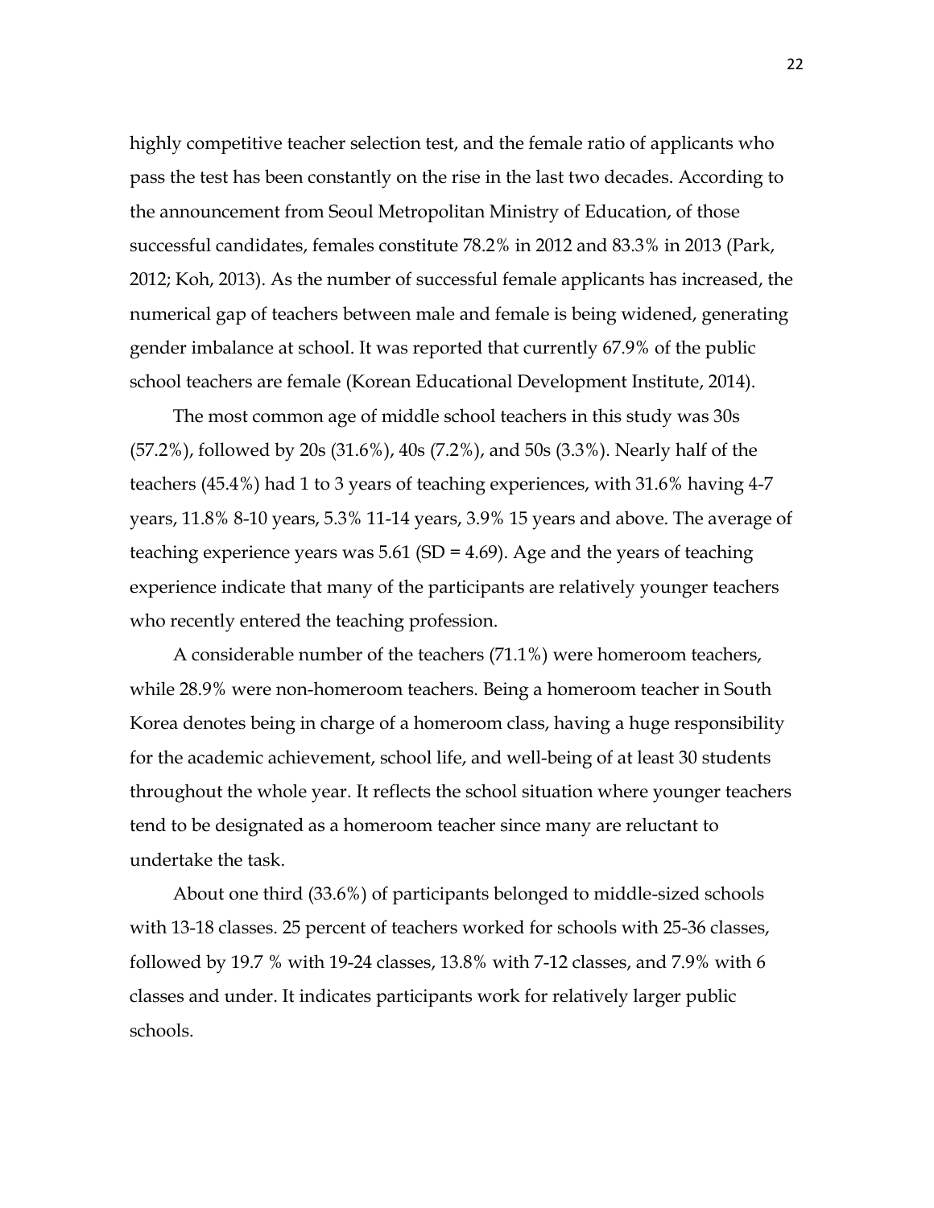highly competitive teacher selection test, and the female ratio of applicants who pass the test has been constantly on the rise in the last two decades. According to the announcement from Seoul Metropolitan Ministry of Education, of those successful candidates, females constitute 78.2% in 2012 and 83.3% in 2013 (Park, 2012; Koh, 2013). As the number of successful female applicants has increased, the numerical gap of teachers between male and female is being widened, generating gender imbalance at school. It was reported that currently 67.9% of the public school teachers are female (Korean Educational Development Institute, 2014).

The most common age of middle school teachers in this study was 30s (57.2%), followed by 20s (31.6%), 40s (7.2%), and 50s (3.3%). Nearly half of the teachers (45.4%) had 1 to 3 years of teaching experiences, with 31.6% having 4-7 years, 11.8% 8-10 years, 5.3% 11-14 years, 3.9% 15 years and above. The average of teaching experience years was 5.61 (SD = 4.69). Age and the years of teaching experience indicate that many of the participants are relatively younger teachers who recently entered the teaching profession.

A considerable number of the teachers (71.1%) were homeroom teachers, while 28.9% were non-homeroom teachers. Being a homeroom teacher in South Korea denotes being in charge of a homeroom class, having a huge responsibility for the academic achievement, school life, and well-being of at least 30 students throughout the whole year. It reflects the school situation where younger teachers tend to be designated as a homeroom teacher since many are reluctant to undertake the task.

About one third (33.6%) of participants belonged to middle-sized schools with 13-18 classes. 25 percent of teachers worked for schools with 25-36 classes, followed by 19.7 % with 19-24 classes, 13.8% with 7-12 classes, and 7.9% with 6 classes and under. It indicates participants work for relatively larger public schools.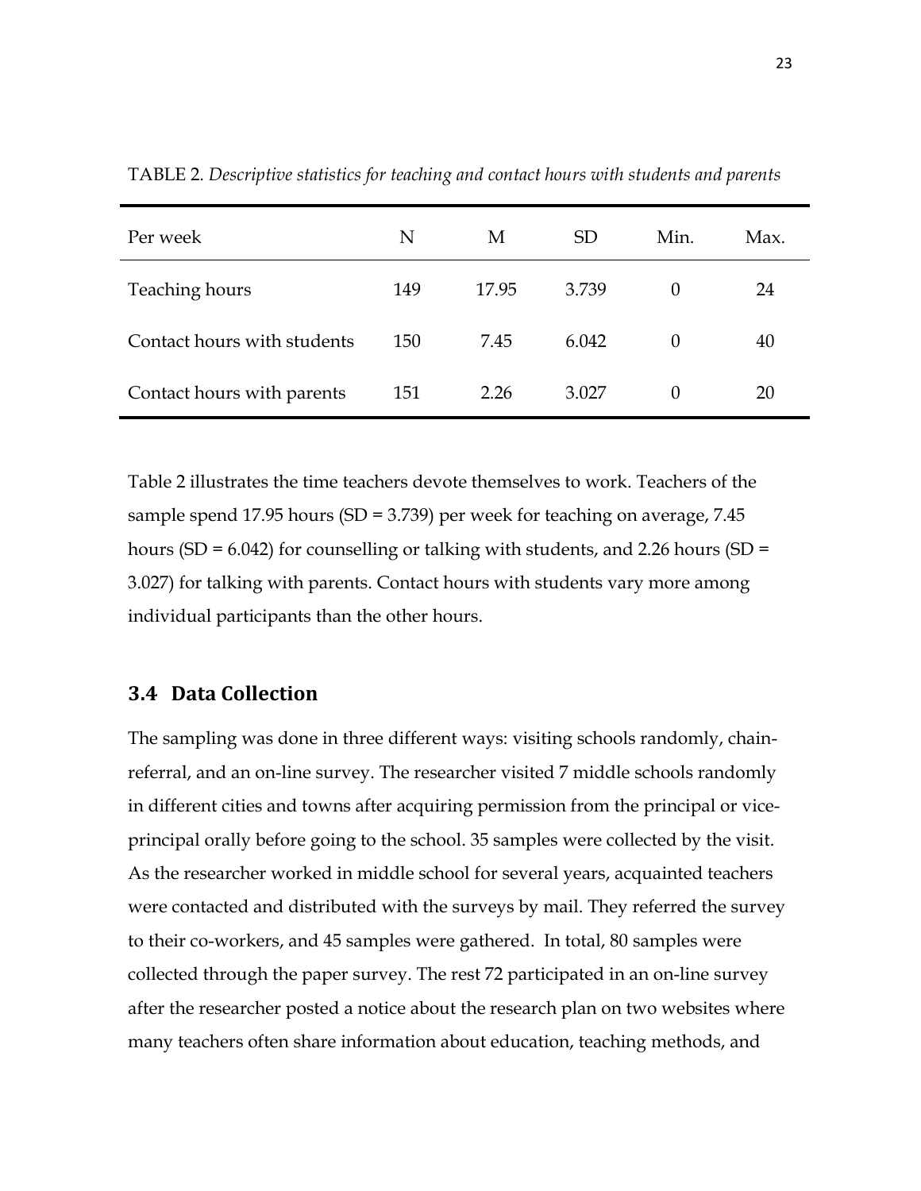TABLE 2. *Descriptive statistics for teaching and contact hours with students and parents*

| Per week | N | M | SD | Min. | Max. |
|---|---|---|---|---|---|
| Teaching hours | 149 | 17.95 | 3.739 | 0 | 24 |
| Contact hours with students | 150 | 7.45 | 6.042 | 0 | 40 |
| Contact hours with parents | 151 | 2.26 | 3.027 | 0 | 20 |

Table 2 illustrates the time teachers devote themselves to work. Teachers of the sample spend 17.95 hours (SD = 3.739) per week for teaching on average, 7.45 hours (SD = 6.042) for counselling or talking with students, and 2.26 hours (SD = 3.027) for talking with parents. Contact hours with students vary more among individual participants than the other hours.

## 3.4 Data Collection

The sampling was done in three different ways: visiting schools randomly, chain-referral, and an on-line survey. The researcher visited 7 middle schools randomly in different cities and towns after acquiring permission from the principal or vice-principal orally before going to the school. 35 samples were collected by the visit. As the researcher worked in middle school for several years, acquainted teachers were contacted and distributed with the surveys by mail. They referred the survey to their co-workers, and 45 samples were gathered. In total, 80 samples were collected through the paper survey. The rest 72 participated in an on-line survey after the researcher posted a notice about the research plan on two websites where many teachers often share information about education, teaching methods, and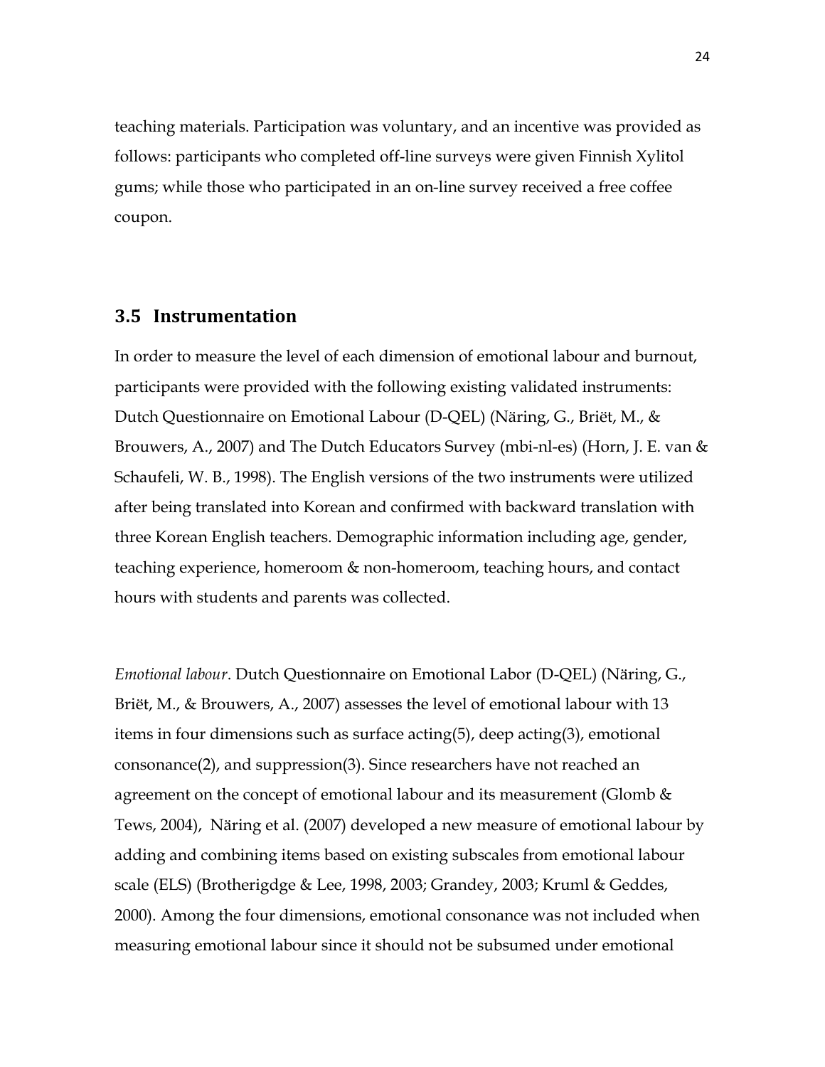teaching materials. Participation was voluntary, and an incentive was provided as follows: participants who completed off-line surveys were given Finnish Xylitol gums; while those who participated in an on-line survey received a free coffee coupon.

## 3.5 Instrumentation

In order to measure the level of each dimension of emotional labour and burnout, participants were provided with the following existing validated instruments: Dutch Questionnaire on Emotional Labour (D-QEL) (Näring, G., Briët, M., & Brouwers, A., 2007) and The Dutch Educators Survey (mbi-nl-es) (Horn, J. E. van & Schaufeli, W. B., 1998). The English versions of the two instruments were utilized after being translated into Korean and confirmed with backward translation with three Korean English teachers. Demographic information including age, gender, teaching experience, homeroom & non-homeroom, teaching hours, and contact hours with students and parents was collected.

*Emotional labour*. Dutch Questionnaire on Emotional Labor (D-QEL) (Näring, G., Briët, M., & Brouwers, A., 2007) assesses the level of emotional labour with 13 items in four dimensions such as surface acting(5), deep acting(3), emotional consonance(2), and suppression(3). Since researchers have not reached an agreement on the concept of emotional labour and its measurement (Glomb & Tews, 2004), Näring et al. (2007) developed a new measure of emotional labour by adding and combining items based on existing subscales from emotional labour scale (ELS) (Brotherigdge & Lee, 1998, 2003; Grandey, 2003; Kruml & Geddes, 2000). Among the four dimensions, emotional consonance was not included when measuring emotional labour since it should not be subsumed under emotional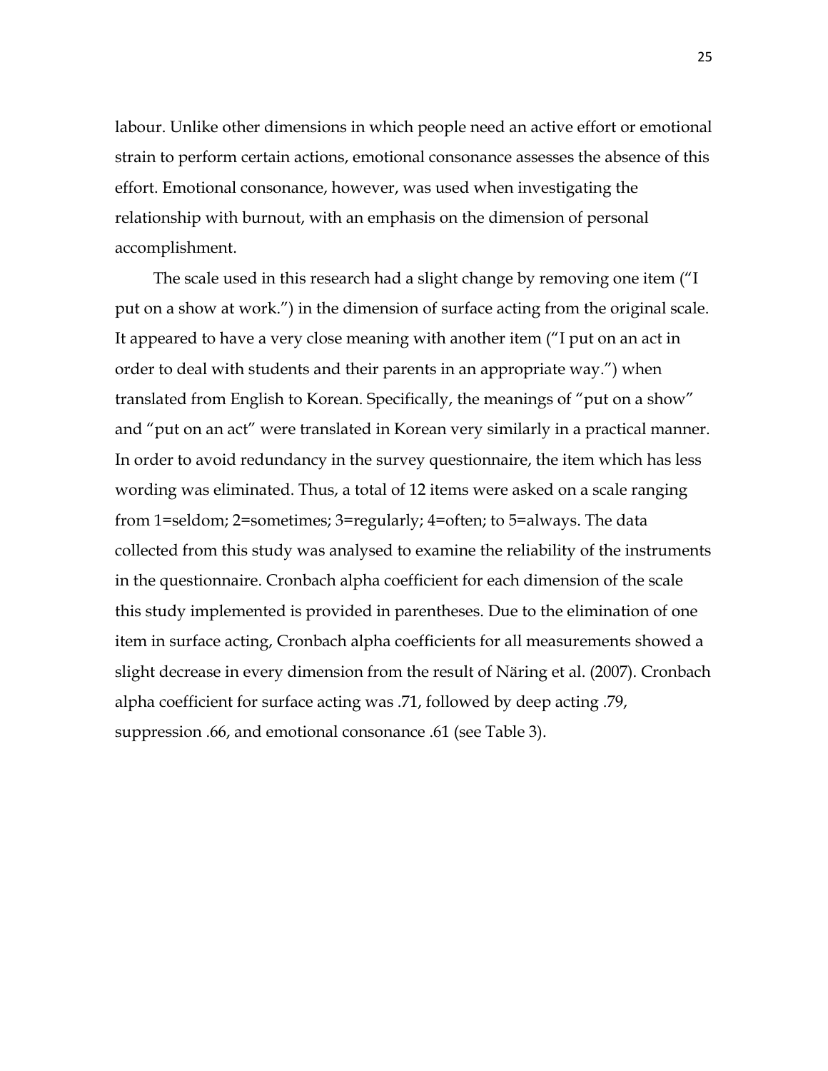labour. Unlike other dimensions in which people need an active effort or emotional strain to perform certain actions, emotional consonance assesses the absence of this effort. Emotional consonance, however, was used when investigating the relationship with burnout, with an emphasis on the dimension of personal accomplishment.

The scale used in this research had a slight change by removing one item ("I put on a show at work.") in the dimension of surface acting from the original scale. It appeared to have a very close meaning with another item ("I put on an act in order to deal with students and their parents in an appropriate way.") when translated from English to Korean. Specifically, the meanings of "put on a show" and "put on an act" were translated in Korean very similarly in a practical manner. In order to avoid redundancy in the survey questionnaire, the item which has less wording was eliminated. Thus, a total of 12 items were asked on a scale ranging from 1=seldom; 2=sometimes; 3=regularly; 4=often; to 5=always. The data collected from this study was analysed to examine the reliability of the instruments in the questionnaire. Cronbach alpha coefficient for each dimension of the scale this study implemented is provided in parentheses. Due to the elimination of one item in surface acting, Cronbach alpha coefficients for all measurements showed a slight decrease in every dimension from the result of Näring et al. (2007). Cronbach alpha coefficient for surface acting was .71, followed by deep acting .79, suppression .66, and emotional consonance .61 (see Table 3).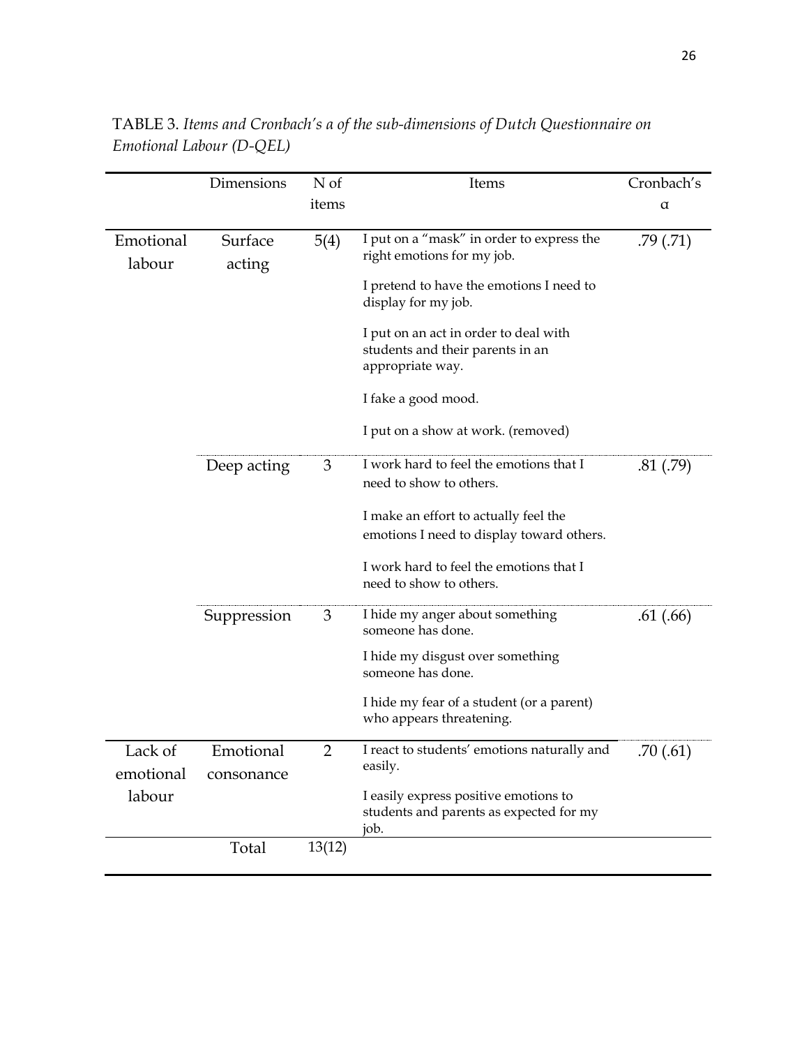TABLE 3. *Items and Cronbach's α of the sub-dimensions of Dutch Questionnaire on Emotional Labour (D-QEL)*

| | Dimensions | N of items | Items | Cronbach's α |
|---|---|---|---|---|
| Emotional labour | Surface acting | 5(4) | I put on a "mask" in order to express the right emotions for my job. | .79 (.71) |
| | | | I pretend to have the emotions I need to display for my job. | |
| | | | I put on an act in order to deal with students and their parents in an appropriate way. | |
| | | | I fake a good mood. | |
| | | | I put on a show at work. (removed) | |
| | Deep acting | 3 | I work hard to feel the emotions that I need to show to others. | .81 (.79) |
| | | | I make an effort to actually feel the emotions I need to display toward others. | |
| | | | I work hard to feel the emotions that I need to show to others. | |
| | Suppression | 3 | I hide my anger about something someone has done. | .61 (.66) |
| | | | I hide my disgust over something someone has done. | |
| | | | I hide my fear of a student (or a parent) who appears threatening. | |
| Lack of emotional labour | Emotional consonance | 2 | I react to students' emotions naturally and easily. | .70 (.61) |
| | | | I easily express positive emotions to students and parents as expected for my job. | |
| | Total | 13(12) | | |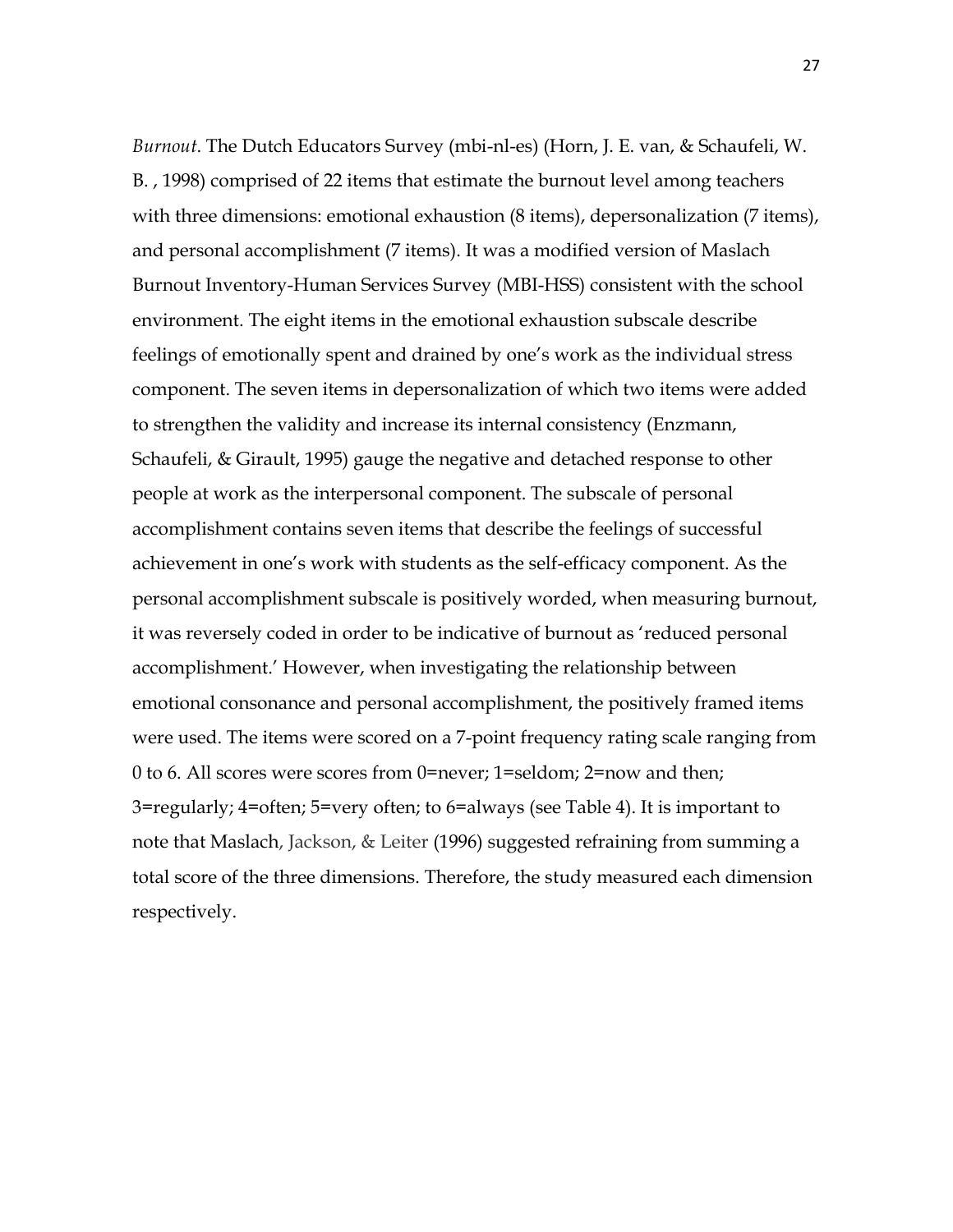*Burnout*. The Dutch Educators Survey (mbi-nl-es) (Horn, J. E. van, & Schaufeli, W. B. , 1998) comprised of 22 items that estimate the burnout level among teachers with three dimensions: emotional exhaustion (8 items), depersonalization (7 items), and personal accomplishment (7 items). It was a modified version of Maslach Burnout Inventory-Human Services Survey (MBI-HSS) consistent with the school environment. The eight items in the emotional exhaustion subscale describe feelings of emotionally spent and drained by one's work as the individual stress component. The seven items in depersonalization of which two items were added to strengthen the validity and increase its internal consistency (Enzmann, Schaufeli, & Girault, 1995) gauge the negative and detached response to other people at work as the interpersonal component. The subscale of personal accomplishment contains seven items that describe the feelings of successful achievement in one's work with students as the self-efficacy component. As the personal accomplishment subscale is positively worded, when measuring burnout, it was reversely coded in order to be indicative of burnout as 'reduced personal accomplishment.' However, when investigating the relationship between emotional consonance and personal accomplishment, the positively framed items were used. The items were scored on a 7-point frequency rating scale ranging from 0 to 6. All scores were scores from 0=never; 1=seldom; 2=now and then; 3=regularly; 4=often; 5=very often; to 6=always (see Table 4). It is important to note that Maslach, Jackson, & Leiter (1996) suggested refraining from summing a total score of the three dimensions. Therefore, the study measured each dimension respectively.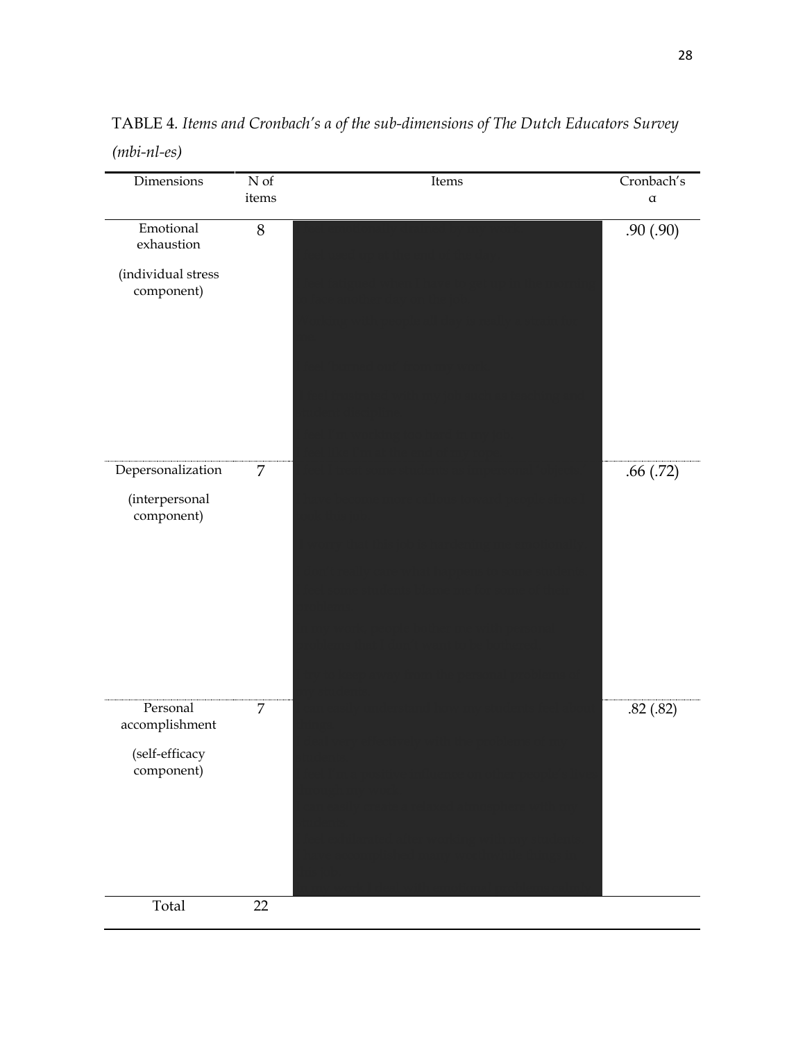TABLE 4. *Items and Cronbach's a of the sub-dimensions of The Dutch Educators Survey (mbi-nl-es)*

| Dimensions | N of items | Items | Cronbach's α |
| --- | --- | --- | --- |
| Emotional exhaustion (individual stress component) | 8 | | .90 (.90) |
| Depersonalization (interpersonal component) | 7 | | .66 (.72) |
| Personal accomplishment (self-efficacy component) | 7 | | .82 (.82) |
| Total | 22 | | |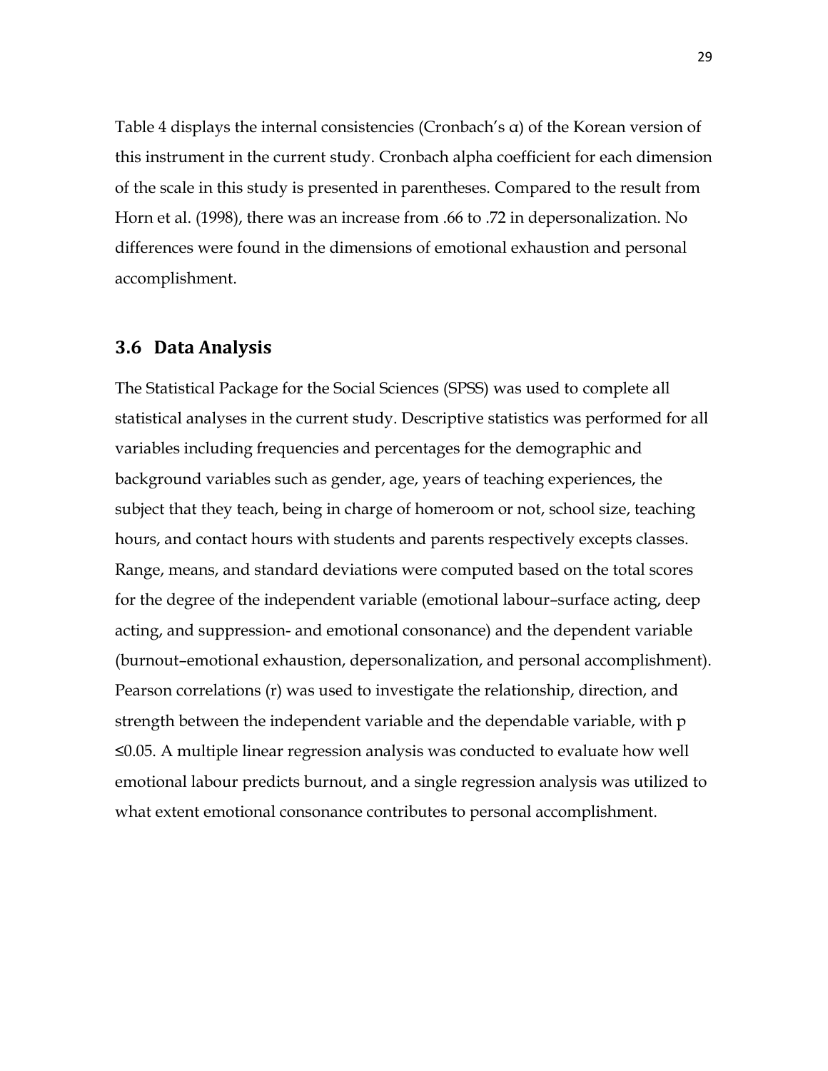Table 4 displays the internal consistencies (Cronbach's α) of the Korean version of this instrument in the current study. Cronbach alpha coefficient for each dimension of the scale in this study is presented in parentheses. Compared to the result from Horn et al. (1998), there was an increase from .66 to .72 in depersonalization. No differences were found in the dimensions of emotional exhaustion and personal accomplishment.

## 3.6 Data Analysis

The Statistical Package for the Social Sciences (SPSS) was used to complete all statistical analyses in the current study. Descriptive statistics was performed for all variables including frequencies and percentages for the demographic and background variables such as gender, age, years of teaching experiences, the subject that they teach, being in charge of homeroom or not, school size, teaching hours, and contact hours with students and parents respectively excepts classes. Range, means, and standard deviations were computed based on the total scores for the degree of the independent variable (emotional labour–surface acting, deep acting, and suppression- and emotional consonance) and the dependent variable (burnout–emotional exhaustion, depersonalization, and personal accomplishment). Pearson correlations (r) was used to investigate the relationship, direction, and strength between the independent variable and the dependable variable, with $p \leq 0.05$. A multiple linear regression analysis was conducted to evaluate how well emotional labour predicts burnout, and a single regression analysis was utilized to what extent emotional consonance contributes to personal accomplishment.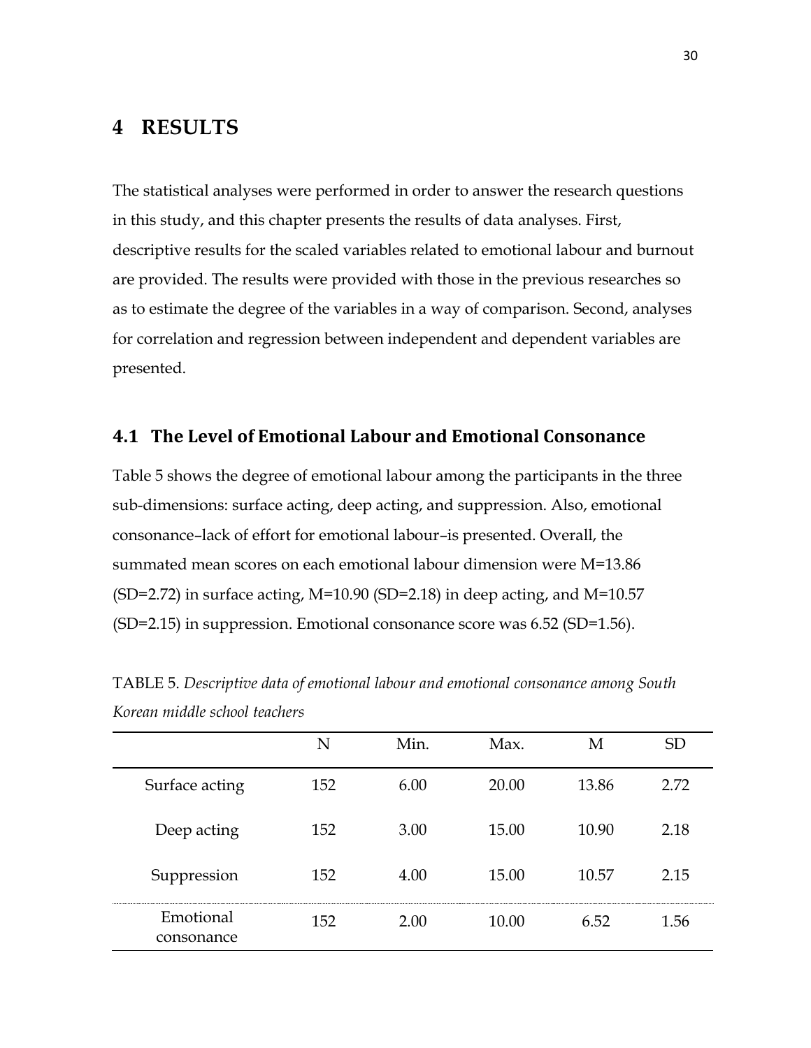# 4 RESULTS

The statistical analyses were performed in order to answer the research questions in this study, and this chapter presents the results of data analyses. First, descriptive results for the scaled variables related to emotional labour and burnout are provided. The results were provided with those in the previous researches so as to estimate the degree of the variables in a way of comparison. Second, analyses for correlation and regression between independent and dependent variables are presented.

## 4.1 The Level of Emotional Labour and Emotional Consonance

Table 5 shows the degree of emotional labour among the participants in the three sub-dimensions: surface acting, deep acting, and suppression. Also, emotional consonance–lack of effort for emotional labour–is presented. Overall, the summated mean scores on each emotional labour dimension were M=13.86 (SD=2.72) in surface acting, M=10.90 (SD=2.18) in deep acting, and M=10.57 (SD=2.15) in suppression. Emotional consonance score was 6.52 (SD=1.56).

TABLE 5. *Descriptive data of emotional labour and emotional consonance among South Korean middle school teachers*

| | N | Min. | Max. | M | SD |
|---|---|---|---|---|---|
| Surface acting | 152 | 6.00 | 20.00 | 13.86 | 2.72 |
| Deep acting | 152 | 3.00 | 15.00 | 10.90 | 2.18 |
| Suppression | 152 | 4.00 | 15.00 | 10.57 | 2.15 |
| Emotional consonance | 152 | 2.00 | 10.00 | 6.52 | 1.56 |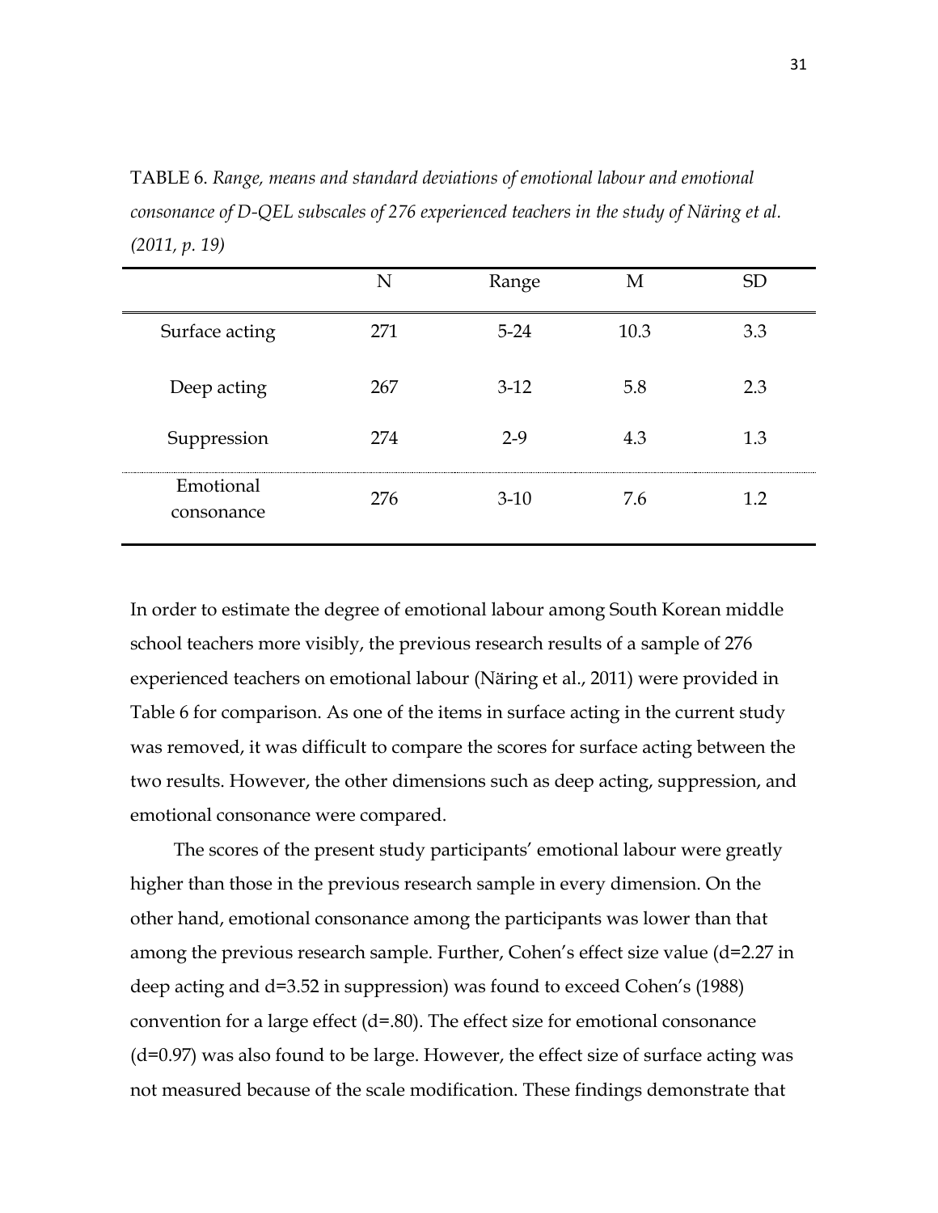TABLE 6. *Range, means and standard deviations of emotional labour and emotional consonance of D-QEL subscales of 276 experienced teachers in the study of Näring et al. (2011, p. 19)*

| | N | Range | M | SD |
|---|---|---|---|---|
| Surface acting | 271 | 5-24 | 10.3 | 3.3 |
| Deep acting | 267 | 3-12 | 5.8 | 2.3 |
| Suppression | 274 | 2-9 | 4.3 | 1.3 |
| Emotional consonance | 276 | 3-10 | 7.6 | 1.2 |

In order to estimate the degree of emotional labour among South Korean middle school teachers more visibly, the previous research results of a sample of 276 experienced teachers on emotional labour (Näring et al., 2011) were provided in Table 6 for comparison. As one of the items in surface acting in the current study was removed, it was difficult to compare the scores for surface acting between the two results. However, the other dimensions such as deep acting, suppression, and emotional consonance were compared.

The scores of the present study participants' emotional labour were greatly higher than those in the previous research sample in every dimension. On the other hand, emotional consonance among the participants was lower than that among the previous research sample. Further, Cohen's effect size value (d=2.27 in deep acting and d=3.52 in suppression) was found to exceed Cohen's (1988) convention for a large effect (d=.80). The effect size for emotional consonance (d=0.97) was also found to be large. However, the effect size of surface acting was not measured because of the scale modification. These findings demonstrate that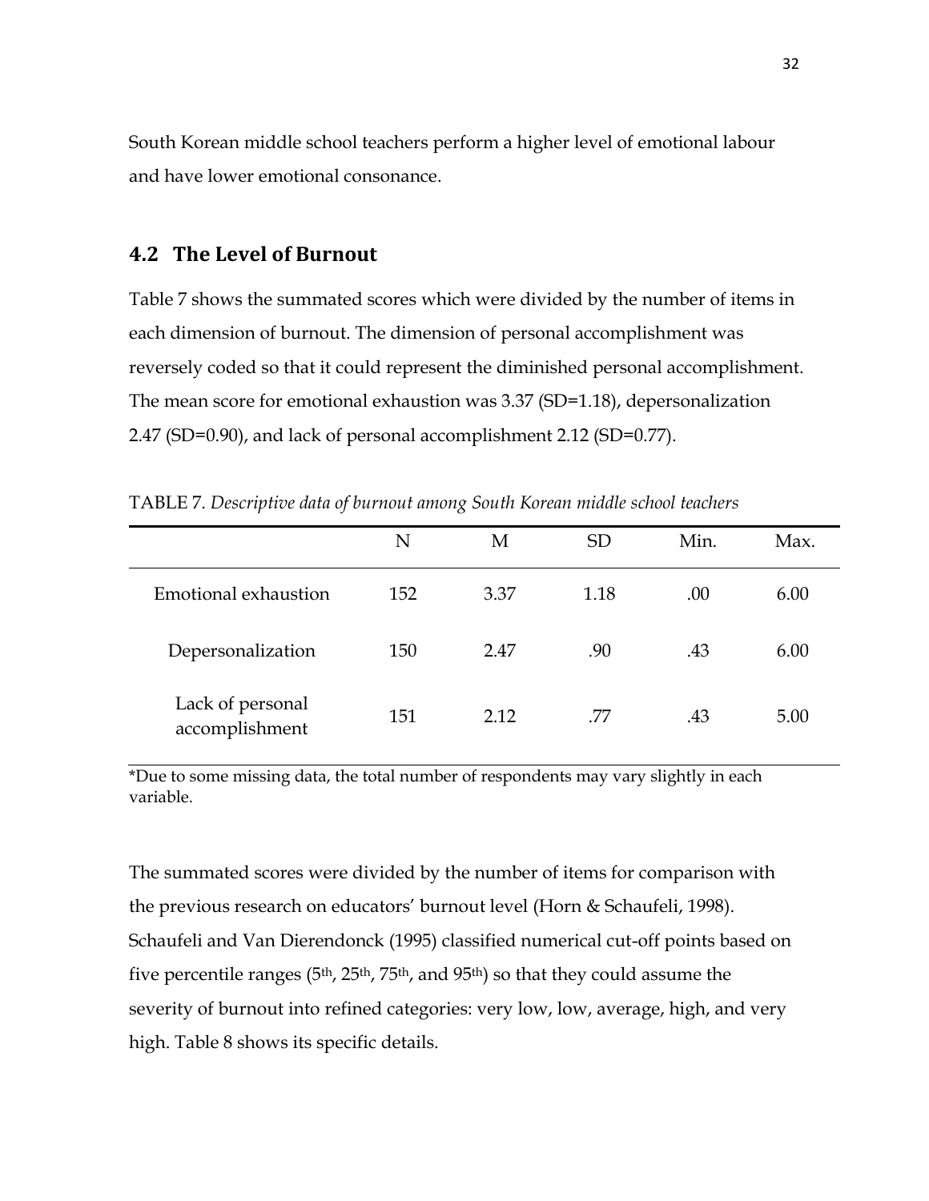South Korean middle school teachers perform a higher level of emotional labour and have lower emotional consonance.

## 4.2 The Level of Burnout

Table 7 shows the summated scores which were divided by the number of items in each dimension of burnout. The dimension of personal accomplishment was reversely coded so that it could represent the diminished personal accomplishment. The mean score for emotional exhaustion was 3.37 (SD=1.18), depersonalization 2.47 (SD=0.90), and lack of personal accomplishment 2.12 (SD=0.77).

TABLE 7. *Descriptive data of burnout among South Korean middle school teachers*

| | N | M | SD | Min. | Max. |
|---|---|---|---|---|---|
| Emotional exhaustion | 152 | 3.37 | 1.18 | .00 | 6.00 |
| Depersonalization | 150 | 2.47 | .90 | .43 | 6.00 |
| Lack of personal accomplishment | 151 | 2.12 | .77 | .43 | 5.00 |

*Due to some missing data, the total number of respondents may vary slightly in each variable.

The summated scores were divided by the number of items for comparison with the previous research on educators' burnout level (Horn & Schaufeli, 1998). Schaufeli and Van Dierendonck (1995) classified numerical cut-off points based on five percentile ranges (5th, 25th, 75th, and 95th) so that they could assume the severity of burnout into refined categories: very low, low, average, high, and very high. Table 8 shows its specific details.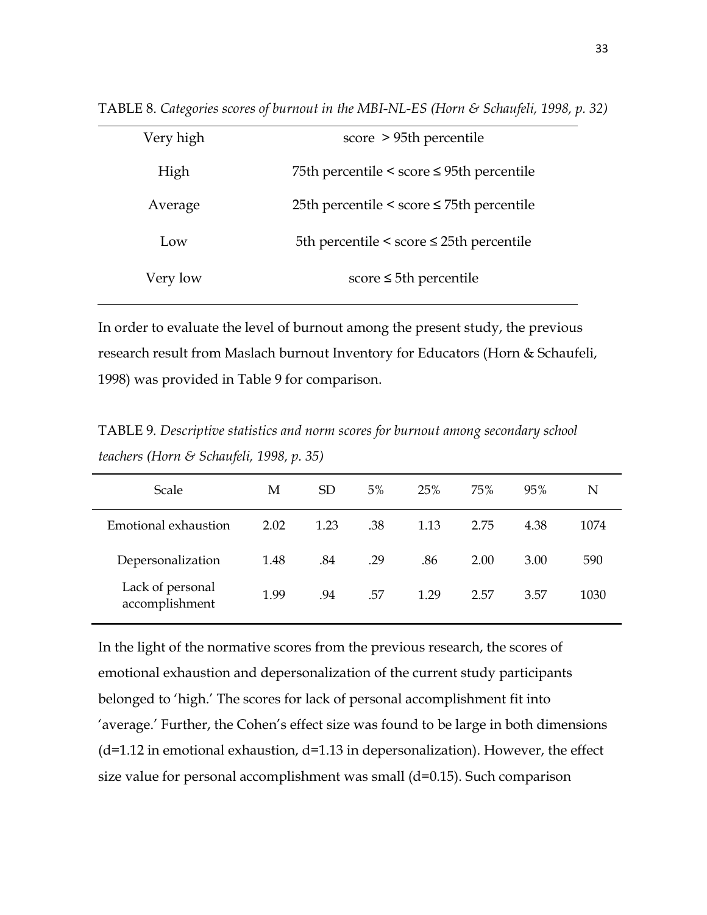TABLE 8. *Categories scores of burnout in the MBI-NL-ES (Horn & Schaufeli, 1998, p. 32)*

| | |
|---|---|
| Very high | score > 95th percentile |
| High | 75th percentile < score ≤ 95th percentile |
| Average | 25th percentile < score ≤ 75th percentile |
| Low | 5th percentile < score ≤ 25th percentile |
| Very low | score ≤ 5th percentile |

In order to evaluate the level of burnout among the present study, the previous research result from Maslach burnout Inventory for Educators (Horn & Schaufeli, 1998) was provided in Table 9 for comparison.

TABLE 9. *Descriptive statistics and norm scores for burnout among secondary school teachers (Horn & Schaufeli, 1998, p. 35)*

| Scale | M | SD | 5% | 25% | 75% | 95% | N |
|---|---|---|---|---|---|---|---|
| Emotional exhaustion | 2.02 | 1.23 | .38 | 1.13 | 2.75 | 4.38 | 1074 |
| Depersonalization | 1.48 | .84 | .29 | .86 | 2.00 | 3.00 | 590 |
| Lack of personal accomplishment | 1.99 | .94 | .57 | 1.29 | 2.57 | 3.57 | 1030 |

In the light of the normative scores from the previous research, the scores of emotional exhaustion and depersonalization of the current study participants belonged to 'high.' The scores for lack of personal accomplishment fit into 'average.' Further, the Cohen's effect size was found to be large in both dimensions ($d$=1.12 in emotional exhaustion, $d$=1.13 in depersonalization). However, the effect size value for personal accomplishment was small ($d$=0.15). Such comparison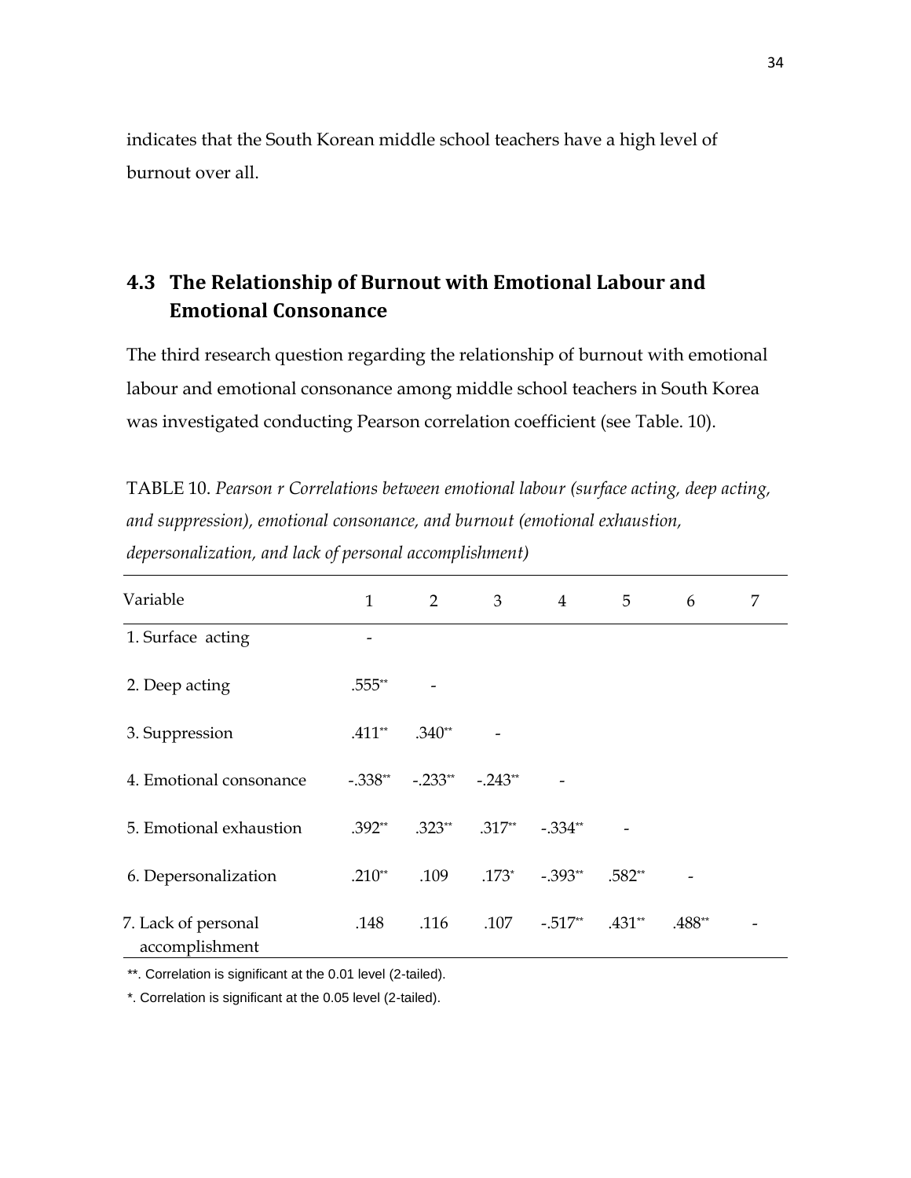indicates that the South Korean middle school teachers have a high level of burnout over all.

## 4.3 The Relationship of Burnout with Emotional Labour and Emotional Consonance

The third research question regarding the relationship of burnout with emotional labour and emotional consonance among middle school teachers in South Korea was investigated conducting Pearson correlation coefficient (see Table. 10).

TABLE 10. *Pearson r Correlations between emotional labour (surface acting, deep acting, and suppression), emotional consonance, and burnout (emotional exhaustion, depersonalization, and lack of personal accomplishment)*

| Variable | 1 | 2 | 3 | 4 | 5 | 6 | 7 |
|---|---|---|---|---|---|---|---|
| 1. Surface acting | - | | | | | | |
| 2. Deep acting | .555** | - | | | | | |
| 3. Suppression | .411** | .340** | - | | | | |
| 4. Emotional consonance | -.338** | -.233** | -.243** | - | | | |
| 5. Emotional exhaustion | .392** | .323** | .317** | -.334** | - | | |
| 6. Depersonalization | .210** | .109 | .173* | -.393** | .582** | - | |
| 7. Lack of personal accomplishment | .148 | .116 | .107 | -.517** | .431** | .488** | - |

**. Correlation is significant at the 0.01 level (2-tailed).

*. Correlation is significant at the 0.05 level (2-tailed).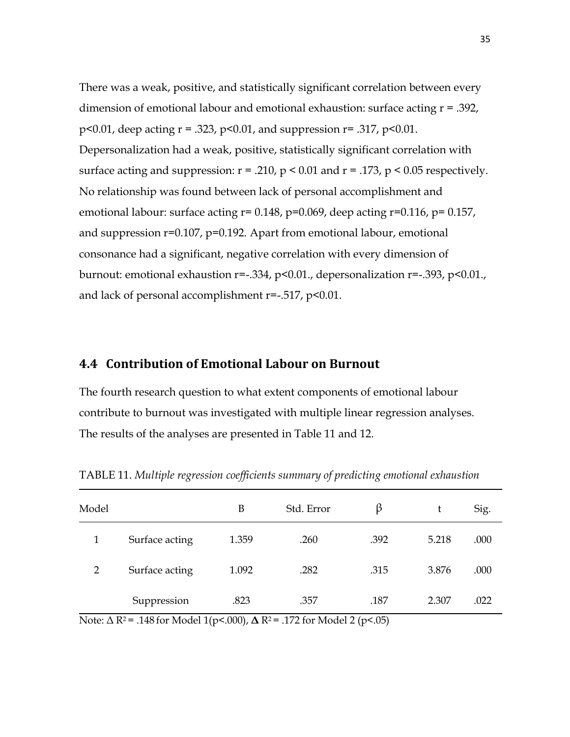There was a weak, positive, and statistically significant correlation between every dimension of emotional labour and emotional exhaustion: surface acting $r = .392$, $p<0.01$, deep acting $r = .323$, $p<0.01$, and suppression $r= .317$, $p<0.01$. Depersonalization had a weak, positive, statistically significant correlation with surface acting and suppression: $r = .210$, $p < 0.01$ and $r = .173$, $p < 0.05$ respectively. No relationship was found between lack of personal accomplishment and emotional labour: surface acting $r= 0.148$, $p=0.069$, deep acting $r=0.116$, $p= 0.157$, and suppression $r=0.107$, $p=0.192$. Apart from emotional labour, emotional consonance had a significant, negative correlation with every dimension of burnout: emotional exhaustion $r=-.334$, $p<0.01$., depersonalization $r=-.393$, $p<0.01$., and lack of personal accomplishment $r=-.517$, $p<0.01$.

## 4.4 Contribution of Emotional Labour on Burnout

The fourth research question to what extent components of emotional labour contribute to burnout was investigated with multiple linear regression analyses. The results of the analyses are presented in Table 11 and 12.

TABLE 11. *Multiple regression coefficients summary of predicting emotional exhaustion*

| Model | | B | Std. Error | β | t | Sig. |
|---|---|---|---|---|---|---|
| 1 | Surface acting | 1.359 | .260 | .392 | 5.218 | .000 |
| 2 | Surface acting | 1.092 | .282 | .315 | 3.876 | .000 |
| | Suppression | .823 | .357 | .187 | 2.307 | .022 |

Note: $\Delta R^2 = .148$ for Model 1($p<.000$), $\Delta R^2 = .172$ for Model 2 ($p<.05$)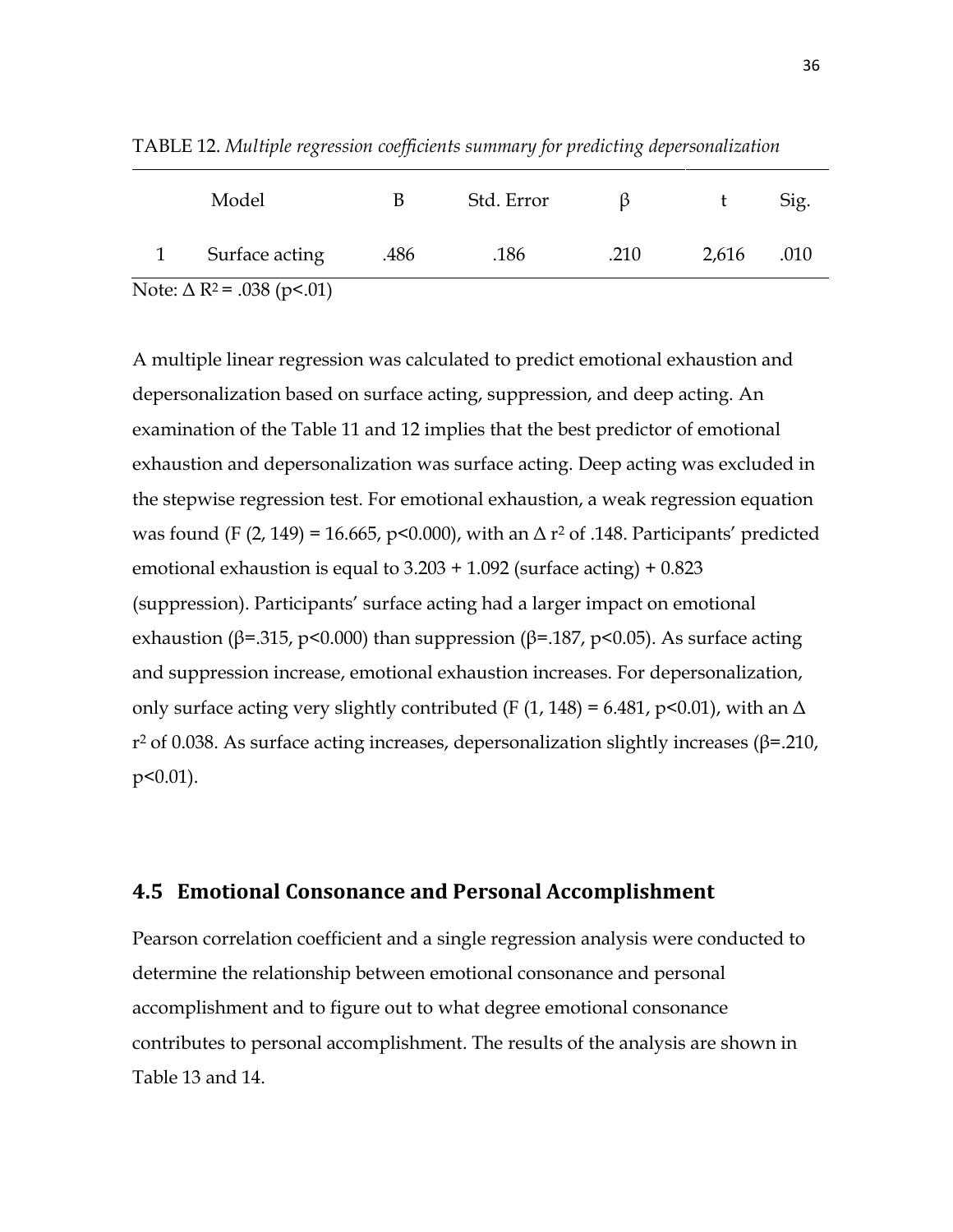TABLE 12. *Multiple regression coefficients summary for predicting depersonalization*

| | Model | B | Std. Error | β | t | Sig. |
|---|---|---|---|---|---|---|
| 1 | Surface acting | .486 | .186 | .210 | 2,616 | .010 |

Note: $\Delta R^2 = .038$ ($p<.01$)

A multiple linear regression was calculated to predict emotional exhaustion and depersonalization based on surface acting, suppression, and deep acting. An examination of the Table 11 and 12 implies that the best predictor of emotional exhaustion and depersonalization was surface acting. Deep acting was excluded in the stepwise regression test. For emotional exhaustion, a weak regression equation was found ($F$ (2, 149) = 16.665, $p<0.000$), with an $\Delta r^2$ of .148. Participants' predicted emotional exhaustion is equal to 3.203 + 1.092 (surface acting) + 0.823 (suppression). Participants' surface acting had a larger impact on emotional exhaustion ($\beta$=.315, $p<0.000$) than suppression ($\beta$=.187, $p<0.05$). As surface acting and suppression increase, emotional exhaustion increases. For depersonalization, only surface acting very slightly contributed ($F$ (1, 148) = 6.481, $p<0.01$), with an $\Delta r^2$ of 0.038. As surface acting increases, depersonalization slightly increases ($\beta$=.210, $p<0.01$).

## 4.5 Emotional Consonance and Personal Accomplishment

Pearson correlation coefficient and a single regression analysis were conducted to determine the relationship between emotional consonance and personal accomplishment and to figure out to what degree emotional consonance contributes to personal accomplishment. The results of the analysis are shown in Table 13 and 14.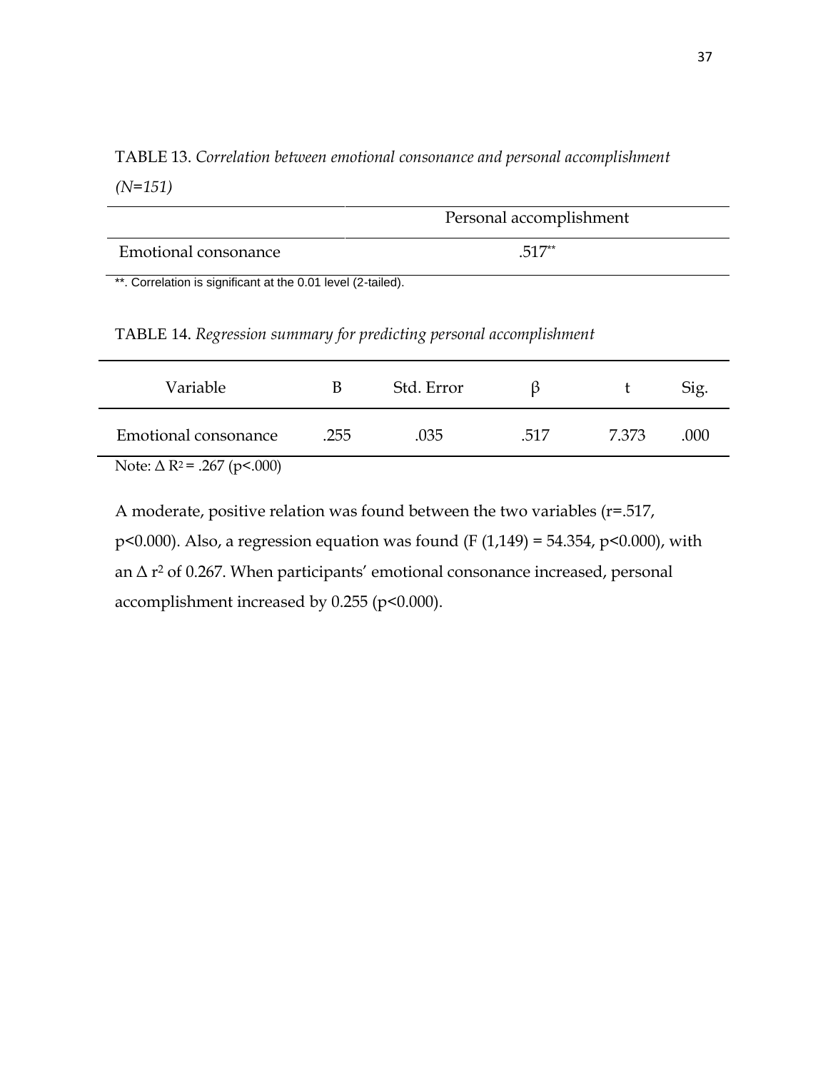TABLE 13. *Correlation between emotional consonance and personal accomplishment (N=151)*

| | Personal accomplishment |
|---|---|
| Emotional consonance | .517** |

**. Correlation is significant at the 0.01 level (2-tailed).

TABLE 14. *Regression summary for predicting personal accomplishment*

| Variable | B | Std. Error | β | t | Sig. |
|---|---|---|---|---|---|
| Emotional consonance | .255 | .035 | .517 | 7.373 | .000 |

Note: $\Delta R^2 = .267$ ($p<.000$)

A moderate, positive relation was found between the two variables ($r=.517$, $p<0.000$). Also, a regression equation was found ($F (1,149) = 54.354$, $p<0.000$), with an $\Delta r^2$ of 0.267. When participants' emotional consonance increased, personal accomplishment increased by 0.255 ($p<0.000$).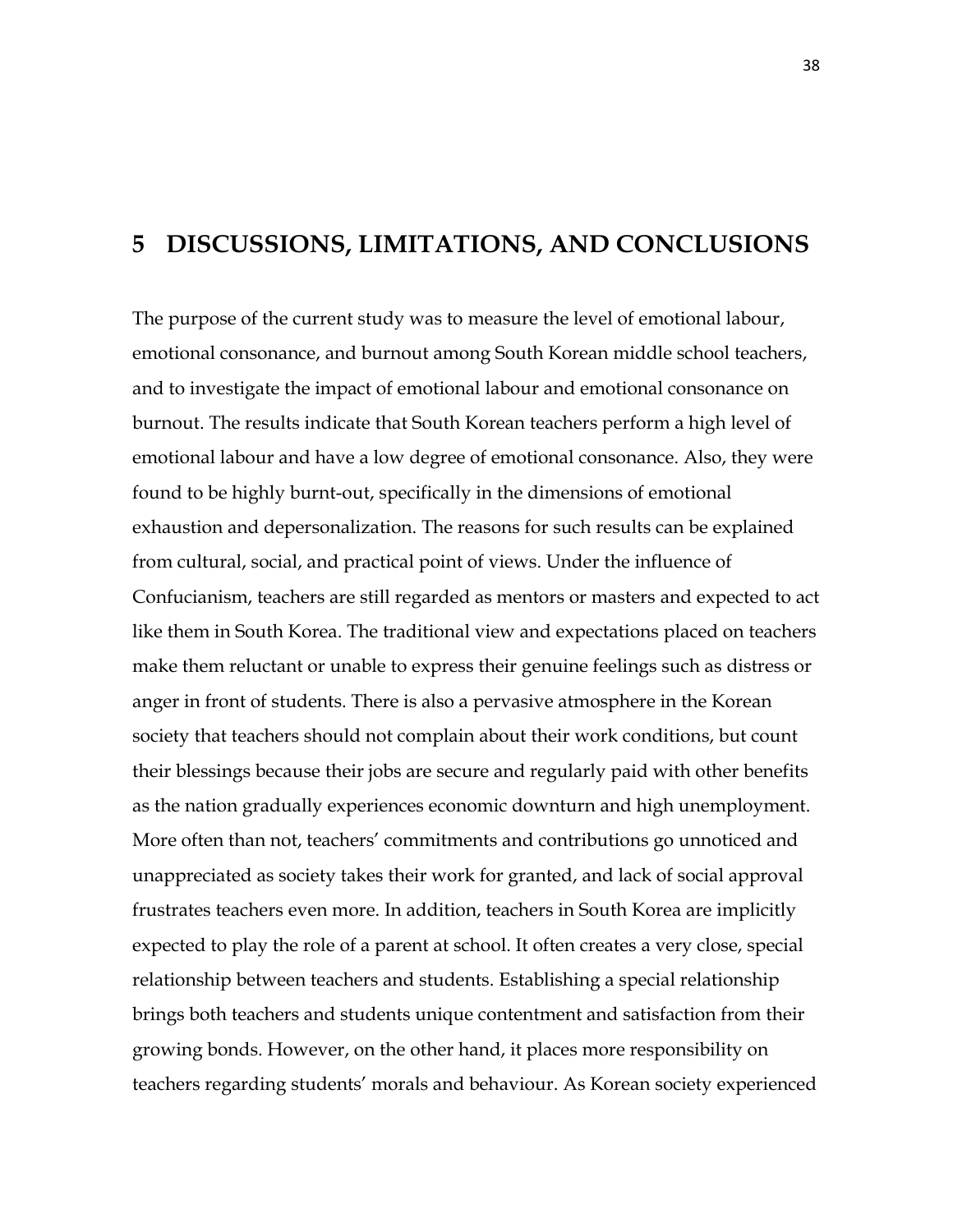# 5 DISCUSSIONS, LIMITATIONS, AND CONCLUSIONS

The purpose of the current study was to measure the level of emotional labour, emotional consonance, and burnout among South Korean middle school teachers, and to investigate the impact of emotional labour and emotional consonance on burnout. The results indicate that South Korean teachers perform a high level of emotional labour and have a low degree of emotional consonance. Also, they were found to be highly burnt-out, specifically in the dimensions of emotional exhaustion and depersonalization. The reasons for such results can be explained from cultural, social, and practical point of views. Under the influence of Confucianism, teachers are still regarded as mentors or masters and expected to act like them in South Korea. The traditional view and expectations placed on teachers make them reluctant or unable to express their genuine feelings such as distress or anger in front of students. There is also a pervasive atmosphere in the Korean society that teachers should not complain about their work conditions, but count their blessings because their jobs are secure and regularly paid with other benefits as the nation gradually experiences economic downturn and high unemployment. More often than not, teachers' commitments and contributions go unnoticed and unappreciated as society takes their work for granted, and lack of social approval frustrates teachers even more. In addition, teachers in South Korea are implicitly expected to play the role of a parent at school. It often creates a very close, special relationship between teachers and students. Establishing a special relationship brings both teachers and students unique contentment and satisfaction from their growing bonds. However, on the other hand, it places more responsibility on teachers regarding students' morals and behaviour. As Korean society experienced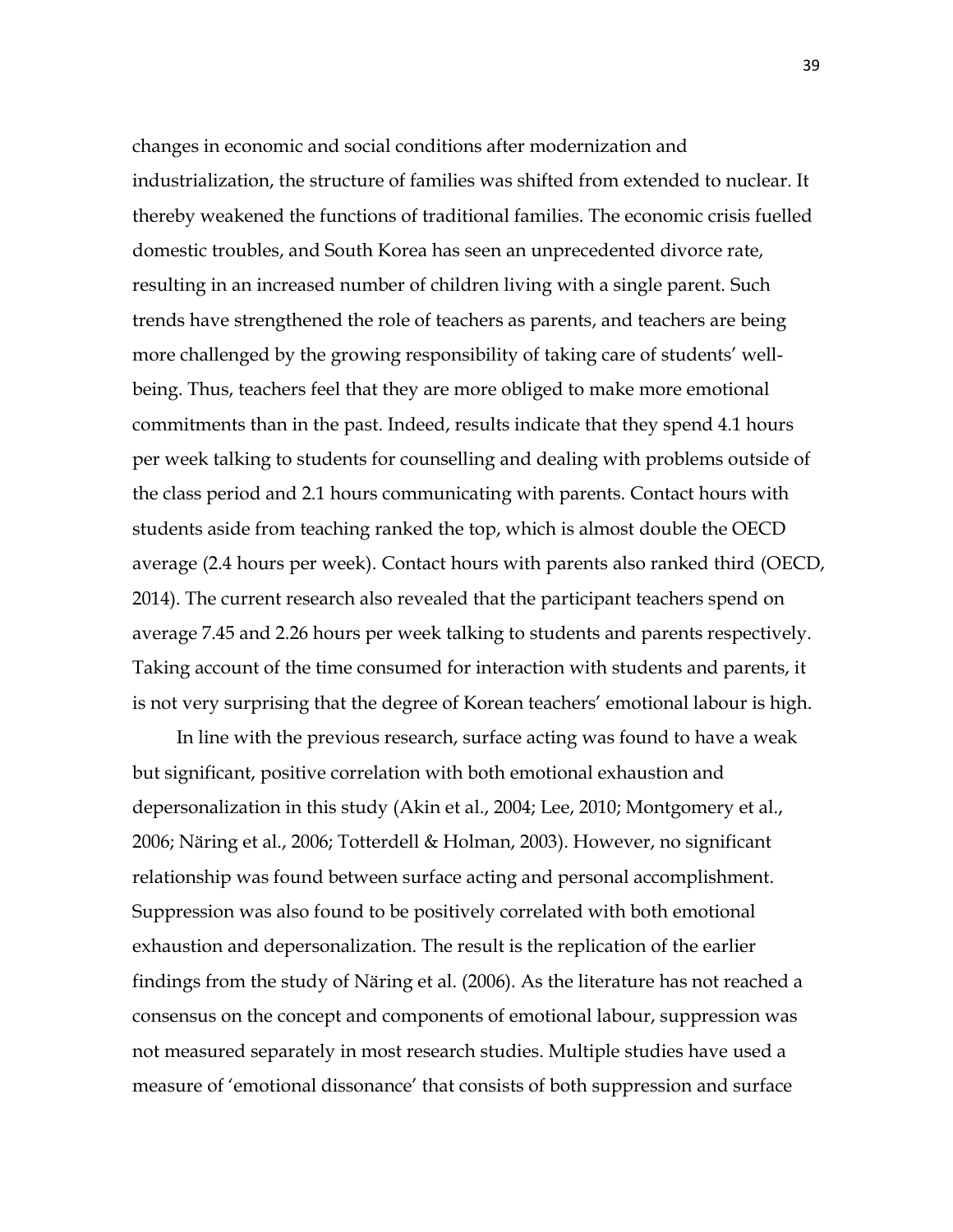changes in economic and social conditions after modernization and industrialization, the structure of families was shifted from extended to nuclear. It thereby weakened the functions of traditional families. The economic crisis fuelled domestic troubles, and South Korea has seen an unprecedented divorce rate, resulting in an increased number of children living with a single parent. Such trends have strengthened the role of teachers as parents, and teachers are being more challenged by the growing responsibility of taking care of students' well-being. Thus, teachers feel that they are more obliged to make more emotional commitments than in the past. Indeed, results indicate that they spend 4.1 hours per week talking to students for counselling and dealing with problems outside of the class period and 2.1 hours communicating with parents. Contact hours with students aside from teaching ranked the top, which is almost double the OECD average (2.4 hours per week). Contact hours with parents also ranked third (OECD, 2014). The current research also revealed that the participant teachers spend on average 7.45 and 2.26 hours per week talking to students and parents respectively. Taking account of the time consumed for interaction with students and parents, it is not very surprising that the degree of Korean teachers' emotional labour is high.

In line with the previous research, surface acting was found to have a weak but significant, positive correlation with both emotional exhaustion and depersonalization in this study (Akin et al., 2004; Lee, 2010; Montgomery et al., 2006; Näring et al., 2006; Totterdell & Holman, 2003). However, no significant relationship was found between surface acting and personal accomplishment. Suppression was also found to be positively correlated with both emotional exhaustion and depersonalization. The result is the replication of the earlier findings from the study of Näring et al. (2006). As the literature has not reached a consensus on the concept and components of emotional labour, suppression was not measured separately in most research studies. Multiple studies have used a measure of 'emotional dissonance' that consists of both suppression and surface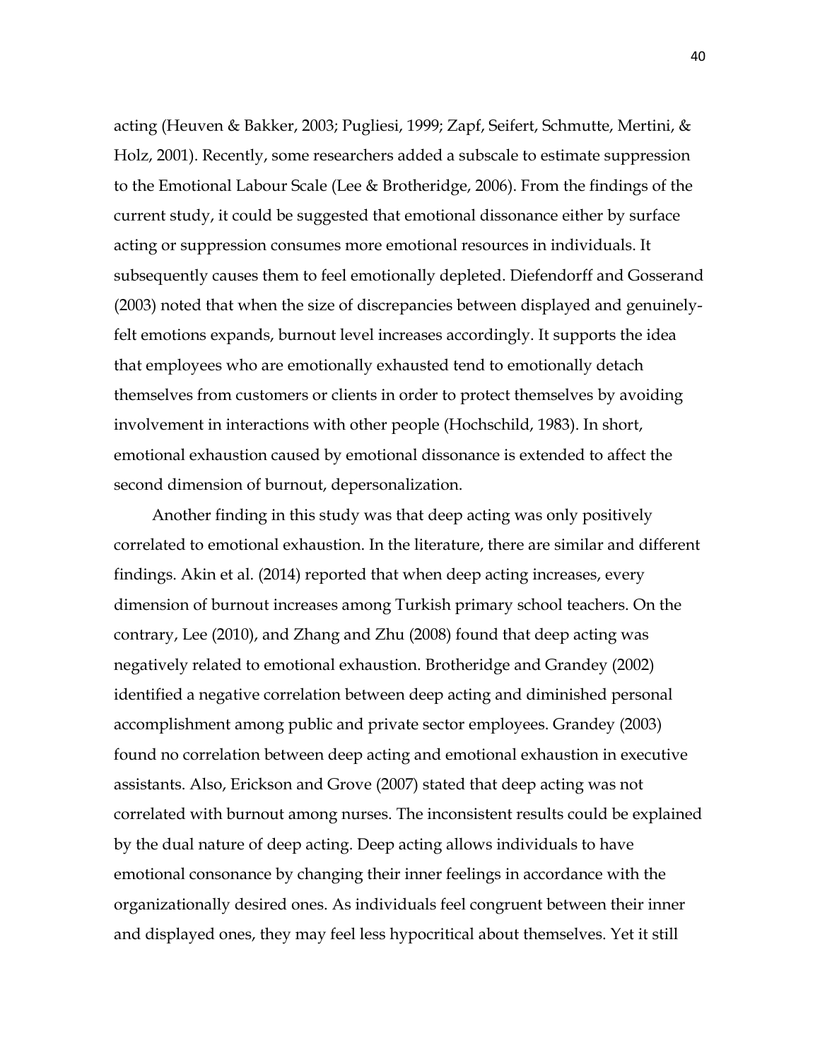acting (Heuven & Bakker, 2003; Pugliesi, 1999; Zapf, Seifert, Schmutte, Mertini, & Holz, 2001). Recently, some researchers added a subscale to estimate suppression to the Emotional Labour Scale (Lee & Brotheridge, 2006). From the findings of the current study, it could be suggested that emotional dissonance either by surface acting or suppression consumes more emotional resources in individuals. It subsequently causes them to feel emotionally depleted. Diefendorff and Gosserand (2003) noted that when the size of discrepancies between displayed and genuinely-felt emotions expands, burnout level increases accordingly. It supports the idea that employees who are emotionally exhausted tend to emotionally detach themselves from customers or clients in order to protect themselves by avoiding involvement in interactions with other people (Hochschild, 1983). In short, emotional exhaustion caused by emotional dissonance is extended to affect the second dimension of burnout, depersonalization.

Another finding in this study was that deep acting was only positively correlated to emotional exhaustion. In the literature, there are similar and different findings. Akin et al. (2014) reported that when deep acting increases, every dimension of burnout increases among Turkish primary school teachers. On the contrary, Lee (2010), and Zhang and Zhu (2008) found that deep acting was negatively related to emotional exhaustion. Brotheridge and Grandey (2002) identified a negative correlation between deep acting and diminished personal accomplishment among public and private sector employees. Grandey (2003) found no correlation between deep acting and emotional exhaustion in executive assistants. Also, Erickson and Grove (2007) stated that deep acting was not correlated with burnout among nurses. The inconsistent results could be explained by the dual nature of deep acting. Deep acting allows individuals to have emotional consonance by changing their inner feelings in accordance with the organizationally desired ones. As individuals feel congruent between their inner and displayed ones, they may feel less hypocritical about themselves. Yet it still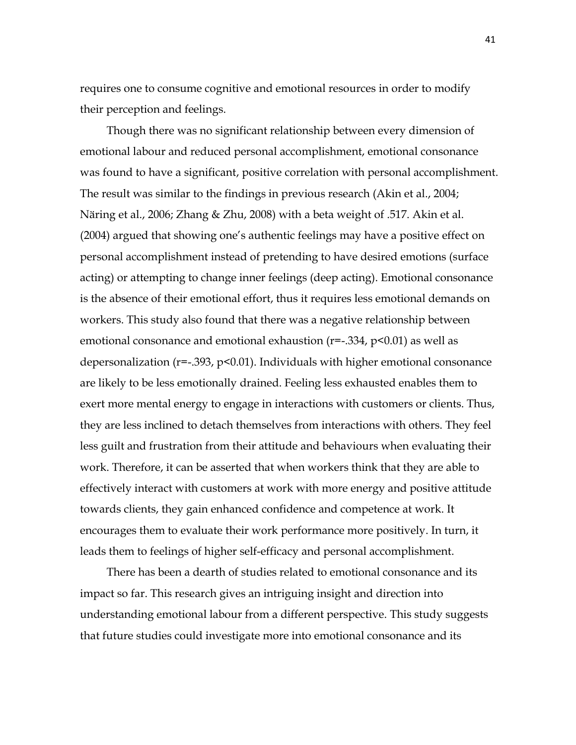requires one to consume cognitive and emotional resources in order to modify their perception and feelings.

Though there was no significant relationship between every dimension of emotional labour and reduced personal accomplishment, emotional consonance was found to have a significant, positive correlation with personal accomplishment. The result was similar to the findings in previous research (Akin et al., 2004; Näring et al., 2006; Zhang & Zhu, 2008) with a beta weight of .517. Akin et al. (2004) argued that showing one's authentic feelings may have a positive effect on personal accomplishment instead of pretending to have desired emotions (surface acting) or attempting to change inner feelings (deep acting). Emotional consonance is the absence of their emotional effort, thus it requires less emotional demands on workers. This study also found that there was a negative relationship between emotional consonance and emotional exhaustion ($r=-.334$, $p<0.01$) as well as depersonalization ($r=-.393$, $p<0.01$). Individuals with higher emotional consonance are likely to be less emotionally drained. Feeling less exhausted enables them to exert more mental energy to engage in interactions with customers or clients. Thus, they are less inclined to detach themselves from interactions with others. They feel less guilt and frustration from their attitude and behaviours when evaluating their work. Therefore, it can be asserted that when workers think that they are able to effectively interact with customers at work with more energy and positive attitude towards clients, they gain enhanced confidence and competence at work. It encourages them to evaluate their work performance more positively. In turn, it leads them to feelings of higher self-efficacy and personal accomplishment.

There has been a dearth of studies related to emotional consonance and its impact so far. This research gives an intriguing insight and direction into understanding emotional labour from a different perspective. This study suggests that future studies could investigate more into emotional consonance and its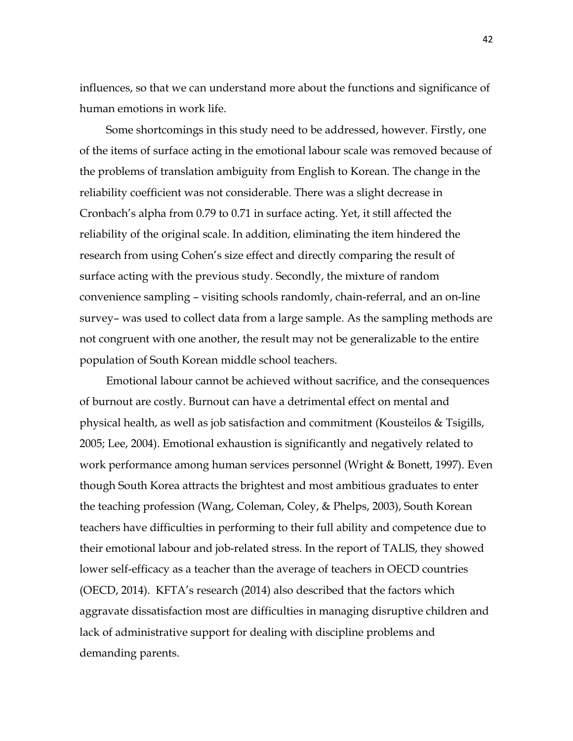influences, so that we can understand more about the functions and significance of human emotions in work life.

Some shortcomings in this study need to be addressed, however. Firstly, one of the items of surface acting in the emotional labour scale was removed because of the problems of translation ambiguity from English to Korean. The change in the reliability coefficient was not considerable. There was a slight decrease in Cronbach's alpha from 0.79 to 0.71 in surface acting. Yet, it still affected the reliability of the original scale. In addition, eliminating the item hindered the research from using Cohen's size effect and directly comparing the result of surface acting with the previous study. Secondly, the mixture of random convenience sampling – visiting schools randomly, chain-referral, and an on-line survey– was used to collect data from a large sample. As the sampling methods are not congruent with one another, the result may not be generalizable to the entire population of South Korean middle school teachers.

Emotional labour cannot be achieved without sacrifice, and the consequences of burnout are costly. Burnout can have a detrimental effect on mental and physical health, as well as job satisfaction and commitment (Kousteilos & Tsigills, 2005; Lee, 2004). Emotional exhaustion is significantly and negatively related to work performance among human services personnel (Wright & Bonett, 1997). Even though South Korea attracts the brightest and most ambitious graduates to enter the teaching profession (Wang, Coleman, Coley, & Phelps, 2003), South Korean teachers have difficulties in performing to their full ability and competence due to their emotional labour and job-related stress. In the report of TALIS, they showed lower self-efficacy as a teacher than the average of teachers in OECD countries (OECD, 2014). KFTA's research (2014) also described that the factors which aggravate dissatisfaction most are difficulties in managing disruptive children and lack of administrative support for dealing with discipline problems and demanding parents.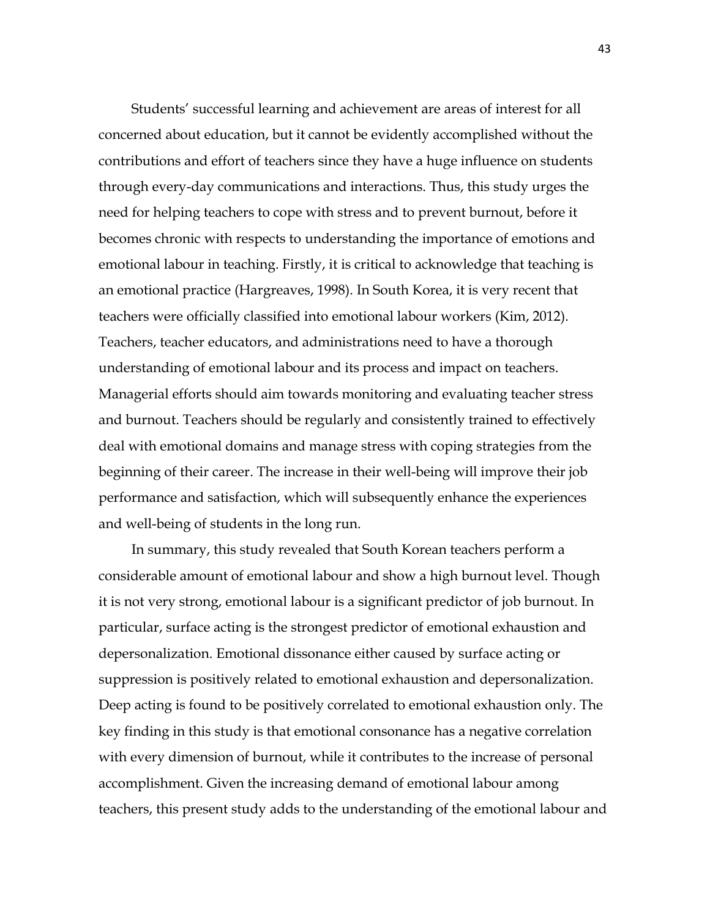Students' successful learning and achievement are areas of interest for all concerned about education, but it cannot be evidently accomplished without the contributions and effort of teachers since they have a huge influence on students through every-day communications and interactions. Thus, this study urges the need for helping teachers to cope with stress and to prevent burnout, before it becomes chronic with respects to understanding the importance of emotions and emotional labour in teaching. Firstly, it is critical to acknowledge that teaching is an emotional practice (Hargreaves, 1998). In South Korea, it is very recent that teachers were officially classified into emotional labour workers (Kim, 2012). Teachers, teacher educators, and administrations need to have a thorough understanding of emotional labour and its process and impact on teachers. Managerial efforts should aim towards monitoring and evaluating teacher stress and burnout. Teachers should be regularly and consistently trained to effectively deal with emotional domains and manage stress with coping strategies from the beginning of their career. The increase in their well-being will improve their job performance and satisfaction, which will subsequently enhance the experiences and well-being of students in the long run.

In summary, this study revealed that South Korean teachers perform a considerable amount of emotional labour and show a high burnout level. Though it is not very strong, emotional labour is a significant predictor of job burnout. In particular, surface acting is the strongest predictor of emotional exhaustion and depersonalization. Emotional dissonance either caused by surface acting or suppression is positively related to emotional exhaustion and depersonalization. Deep acting is found to be positively correlated to emotional exhaustion only. The key finding in this study is that emotional consonance has a negative correlation with every dimension of burnout, while it contributes to the increase of personal accomplishment. Given the increasing demand of emotional labour among teachers, this present study adds to the understanding of the emotional labour and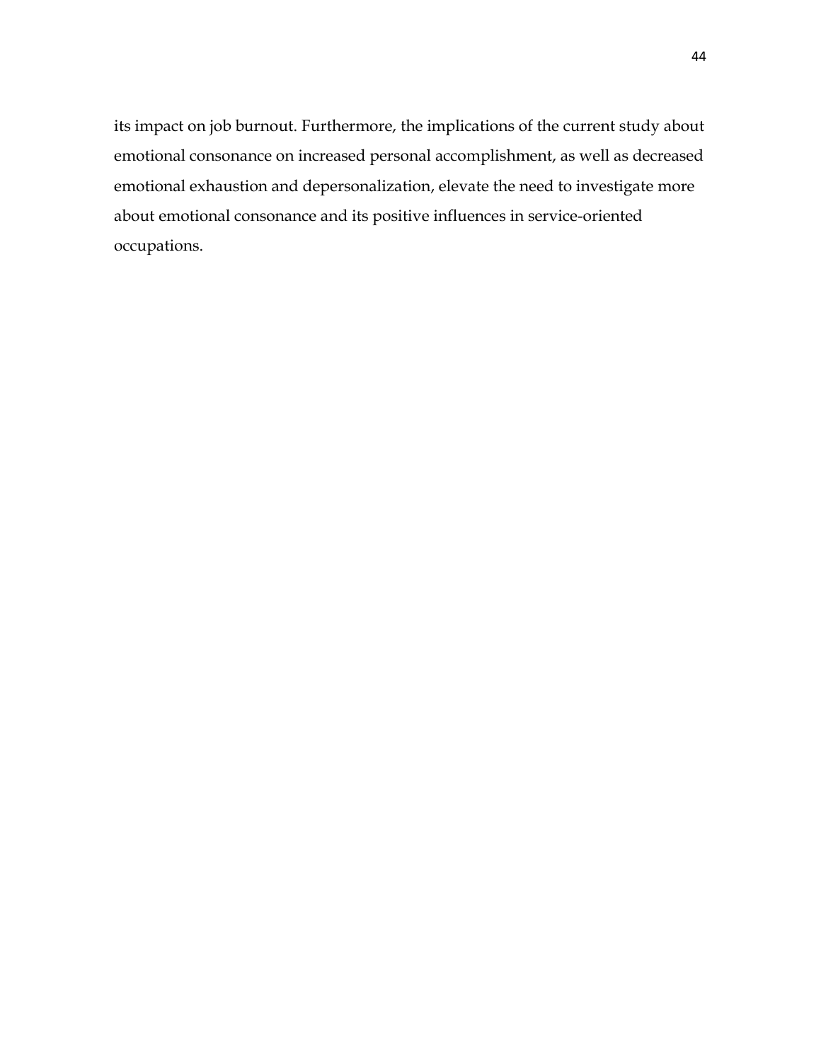its impact on job burnout. Furthermore, the implications of the current study about emotional consonance on increased personal accomplishment, as well as decreased emotional exhaustion and depersonalization, elevate the need to investigate more about emotional consonance and its positive influences in service-oriented occupations.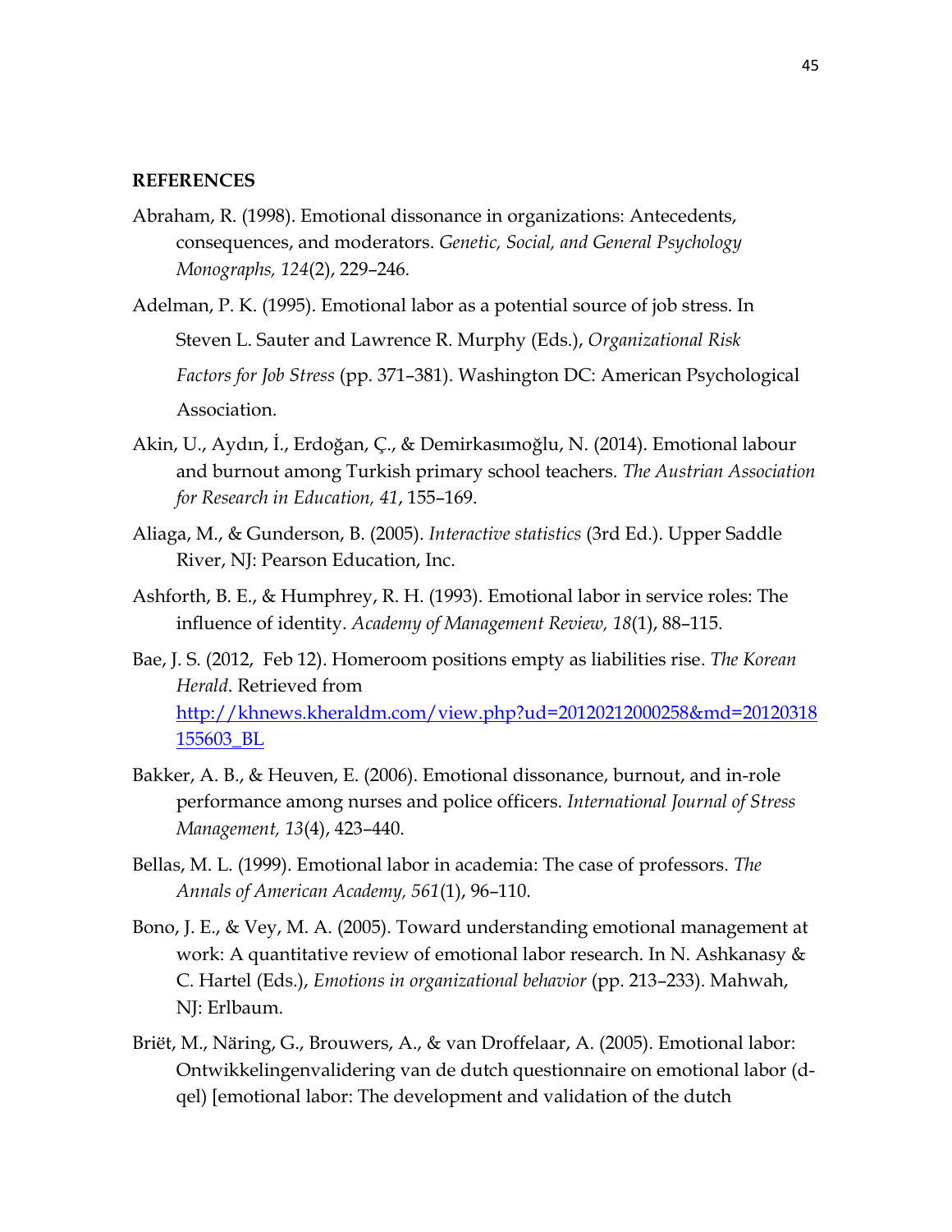**REFERENCES**

Abraham, R. (1998). Emotional dissonance in organizations: Antecedents, consequences, and moderators. *Genetic, Social, and General Psychology Monographs, 124*(2), 229–246.

Adelman, P. K. (1995). Emotional labor as a potential source of job stress. In Steven L. Sauter and Lawrence R. Murphy (Eds.), *Organizational Risk Factors for Job Stress* (pp. 371–381). Washington DC: American Psychological Association.

Akin, U., Aydın, İ., Erdoğan, Ç., & Demirkasımoğlu, N. (2014). Emotional labour and burnout among Turkish primary school teachers. *The Austrian Association for Research in Education, 41*, 155–169.

Aliaga, M., & Gunderson, B. (2005). *Interactive statistics* (3rd Ed.). Upper Saddle River, NJ: Pearson Education, Inc.

Ashforth, B. E., & Humphrey, R. H. (1993). Emotional labor in service roles: The influence of identity. *Academy of Management Review, 18*(1), 88–115.

Bae, J. S. (2012, Feb 12). Homeroom positions empty as liabilities rise. *The Korean Herald*. Retrieved from [http://khnews.kheraldm.com/view.php?ud=20120212000258&md=20120318155603_BL](http://khnews.kheraldm.com/view.php?ud=20120212000258&md=20120318155603_BL)

Bakker, A. B., & Heuven, E. (2006). Emotional dissonance, burnout, and in-role performance among nurses and police officers. *International Journal of Stress Management, 13*(4), 423–440.

Bellas, M. L. (1999). Emotional labor in academia: The case of professors. *The Annals of American Academy, 561*(1), 96–110.

Bono, J. E., & Vey, M. A. (2005). Toward understanding emotional management at work: A quantitative review of emotional labor research. In N. Ashkanasy & C. Hartel (Eds.), *Emotions in organizational behavior* (pp. 213–233). Mahwah, NJ: Erlbaum.

Briët, M., Näring, G., Brouwers, A., & van Droffelaar, A. (2005). Emotional labor: Ontwikkelingenvalidering van de dutch questionnaire on emotional labor (d-qel) [emotional labor: The development and validation of the dutch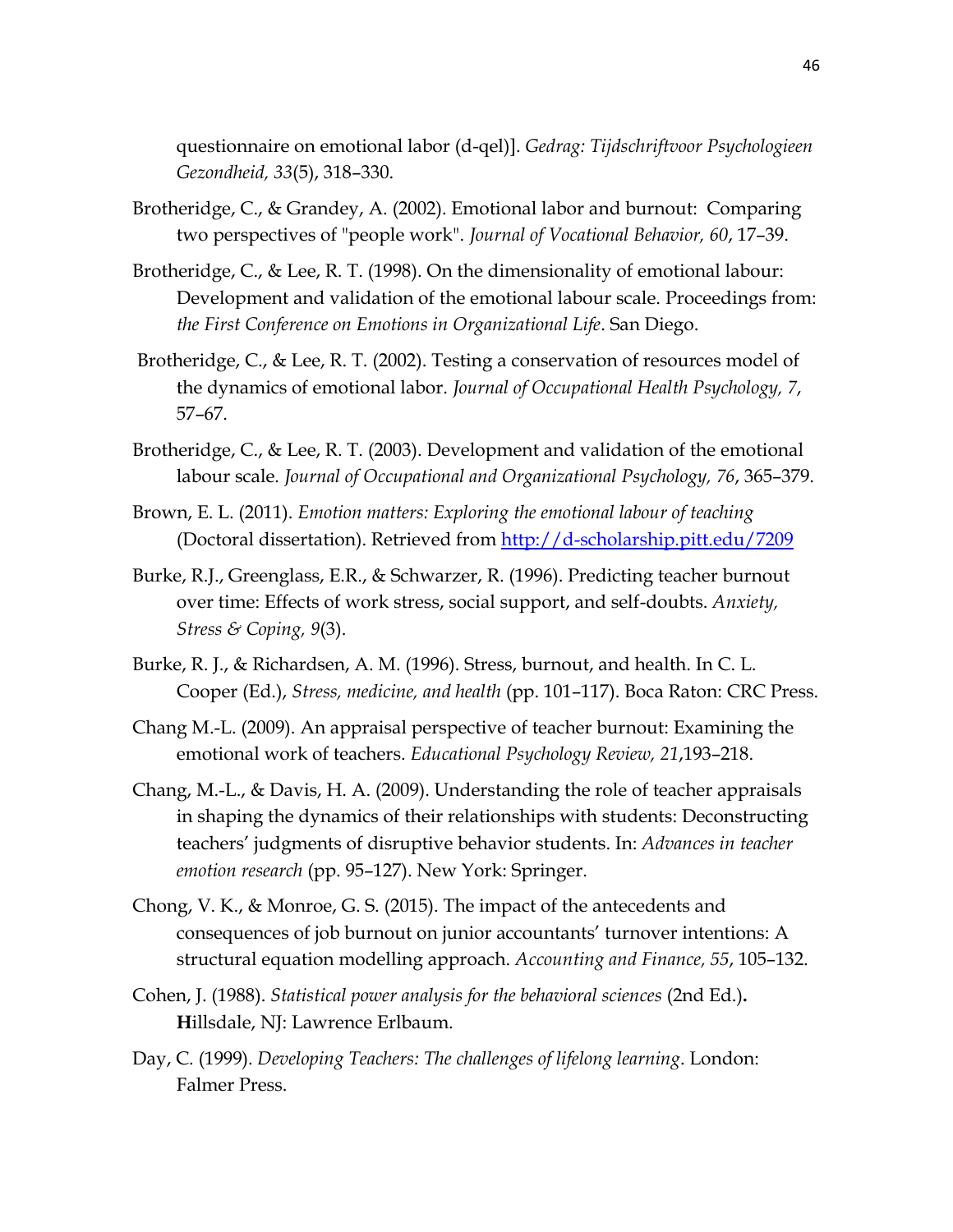questionnaire on emotional labor (d-qel)]. *Gedrag: Tijdschriftvoor Psychologieen Gezondheid, 33*(5), 318–330.

Brotheridge, C., & Grandey, A. (2002). Emotional labor and burnout: Comparing two perspectives of "people work". *Journal of Vocational Behavior, 60*, 17–39.

Brotheridge, C., & Lee, R. T. (1998). On the dimensionality of emotional labour: Development and validation of the emotional labour scale. Proceedings from: *the First Conference on Emotions in Organizational Life*. San Diego.

Brotheridge, C., & Lee, R. T. (2002). Testing a conservation of resources model of the dynamics of emotional labor. *Journal of Occupational Health Psychology, 7*, 57–67.

Brotheridge, C., & Lee, R. T. (2003). Development and validation of the emotional labour scale. *Journal of Occupational and Organizational Psychology, 76*, 365–379.

Brown, E. L. (2011). *Emotion matters: Exploring the emotional labour of teaching* (Doctoral dissertation). Retrieved from http://d-scholarship.pitt.edu/7209

Burke, R.J., Greenglass, E.R., & Schwarzer, R. (1996). Predicting teacher burnout over time: Effects of work stress, social support, and self-doubts. *Anxiety, Stress & Coping, 9*(3).

Burke, R. J., & Richardsen, A. M. (1996). Stress, burnout, and health. In C. L. Cooper (Ed.), *Stress, medicine, and health* (pp. 101–117). Boca Raton: CRC Press.

Chang M.-L. (2009). An appraisal perspective of teacher burnout: Examining the emotional work of teachers. *Educational Psychology Review, 21*,193–218.

Chang, M.-L., & Davis, H. A. (2009). Understanding the role of teacher appraisals in shaping the dynamics of their relationships with students: Deconstructing teachers' judgments of disruptive behavior students. In: *Advances in teacher emotion research* (pp. 95–127). New York: Springer.

Chong, V. K., & Monroe, G. S. (2015). The impact of the antecedents and consequences of job burnout on junior accountants' turnover intentions: A structural equation modelling approach. *Accounting and Finance, 55*, 105–132.

Cohen, J. (1988). *Statistical power analysis for the behavioral sciences* (2nd Ed.)**.** **H**illsdale, NJ: Lawrence Erlbaum.

Day, C. (1999). *Developing Teachers: The challenges of lifelong learning*. London: Falmer Press.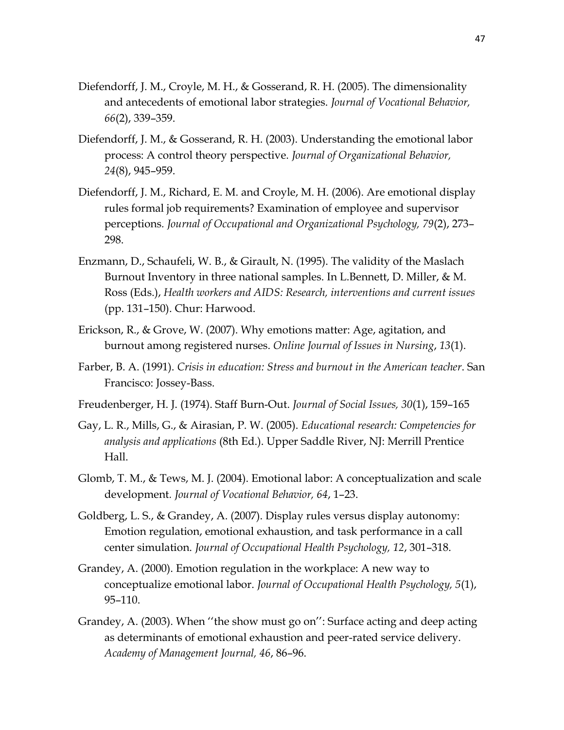Diefendorff, J. M., Croyle, M. H., & Gosserand, R. H. (2005). The dimensionality and antecedents of emotional labor strategies. *Journal of Vocational Behavior, 66*(2), 339–359.

Diefendorff, J. M., & Gosserand, R. H. (2003). Understanding the emotional labor process: A control theory perspective. *Journal of Organizational Behavior, 24*(8), 945–959.

Diefendorff, J. M., Richard, E. M. and Croyle, M. H. (2006). Are emotional display rules formal job requirements? Examination of employee and supervisor perceptions. *Journal of Occupational and Organizational Psychology, 79*(2), 273–298.

Enzmann, D., Schaufeli, W. B., & Girault, N. (1995). The validity of the Maslach Burnout Inventory in three national samples. In L.Bennett, D. Miller, & M. Ross (Eds.), *Health workers and AIDS: Research, interventions and current issues* (pp. 131–150). Chur: Harwood.

Erickson, R., & Grove, W. (2007). Why emotions matter: Age, agitation, and burnout among registered nurses. *Online Journal of Issues in Nursing*, *13*(1).

Farber, B. A. (1991). *Crisis in education: Stress and burnout in the American teacher*. San Francisco: Jossey-Bass.

Freudenberger, H. J. (1974). Staff Burn-Out. *Journal of Social Issues, 30*(1), 159–165

Gay, L. R., Mills, G., & Airasian, P. W. (2005). *Educational research: Competencies for analysis and applications* (8th Ed.). Upper Saddle River, NJ: Merrill Prentice Hall.

Glomb, T. M., & Tews, M. J. (2004). Emotional labor: A conceptualization and scale development. *Journal of Vocational Behavior, 64*, 1–23.

Goldberg, L. S., & Grandey, A. (2007). Display rules versus display autonomy: Emotion regulation, emotional exhaustion, and task performance in a call center simulation. *Journal of Occupational Health Psychology, 12*, 301–318.

Grandey, A. (2000). Emotion regulation in the workplace: A new way to conceptualize emotional labor. *Journal of Occupational Health Psychology, 5*(1), 95–110.

Grandey, A. (2003). When ''the show must go on'': Surface acting and deep acting as determinants of emotional exhaustion and peer-rated service delivery. *Academy of Management Journal, 46*, 86–96.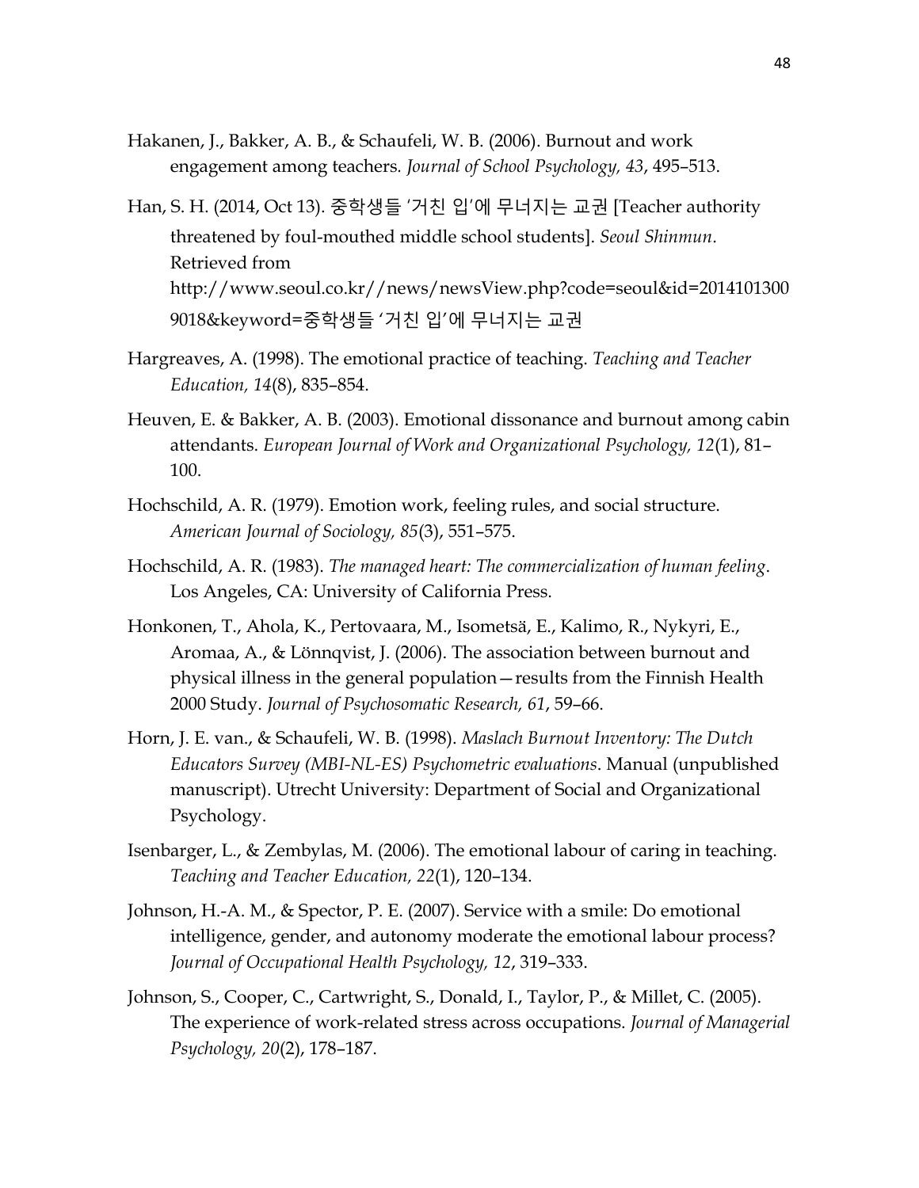Hakanen, J., Bakker, A. B., & Schaufeli, W. B. (2006). Burnout and work engagement among teachers. *Journal of School Psychology, 43*, 495–513.

Han, S. H. (2014, Oct 13). 중학생들 '거친 입'에 무너지는 교권 [Teacher authority threatened by foul-mouthed middle school students]. *Seoul Shinmun*. Retrieved from http://www.seoul.co.kr//news/newsView.php?code=seoul&id=20141013009018&keyword=중학생들 '거친 입'에 무너지는 교권

Hargreaves, A. (1998). The emotional practice of teaching. *Teaching and Teacher Education, 14*(8), 835–854.

Heuven, E. & Bakker, A. B. (2003). Emotional dissonance and burnout among cabin attendants. *European Journal of Work and Organizational Psychology, 12*(1), 81–100.

Hochschild, A. R. (1979). Emotion work, feeling rules, and social structure. *American Journal of Sociology, 85*(3), 551–575.

Hochschild, A. R. (1983). *The managed heart: The commercialization of human feeling*. Los Angeles, CA: University of California Press.

Honkonen, T., Ahola, K., Pertovaara, M., Isometsä, E., Kalimo, R., Nykyri, E., Aromaa, A., & Lönnqvist, J. (2006). The association between burnout and physical illness in the general population—results from the Finnish Health 2000 Study. *Journal of Psychosomatic Research, 61*, 59–66.

Horn, J. E. van., & Schaufeli, W. B. (1998). *Maslach Burnout Inventory: The Dutch Educators Survey (MBI-NL-ES) Psychometric evaluations*. Manual (unpublished manuscript). Utrecht University: Department of Social and Organizational Psychology.

Isenbarger, L., & Zembylas, M. (2006). The emotional labour of caring in teaching. *Teaching and Teacher Education, 22*(1), 120–134.

Johnson, H.-A. M., & Spector, P. E. (2007). Service with a smile: Do emotional intelligence, gender, and autonomy moderate the emotional labour process? *Journal of Occupational Health Psychology, 12*, 319–333.

Johnson, S., Cooper, C., Cartwright, S., Donald, I., Taylor, P., & Millet, C. (2005). The experience of work-related stress across occupations. *Journal of Managerial Psychology, 20*(2), 178–187.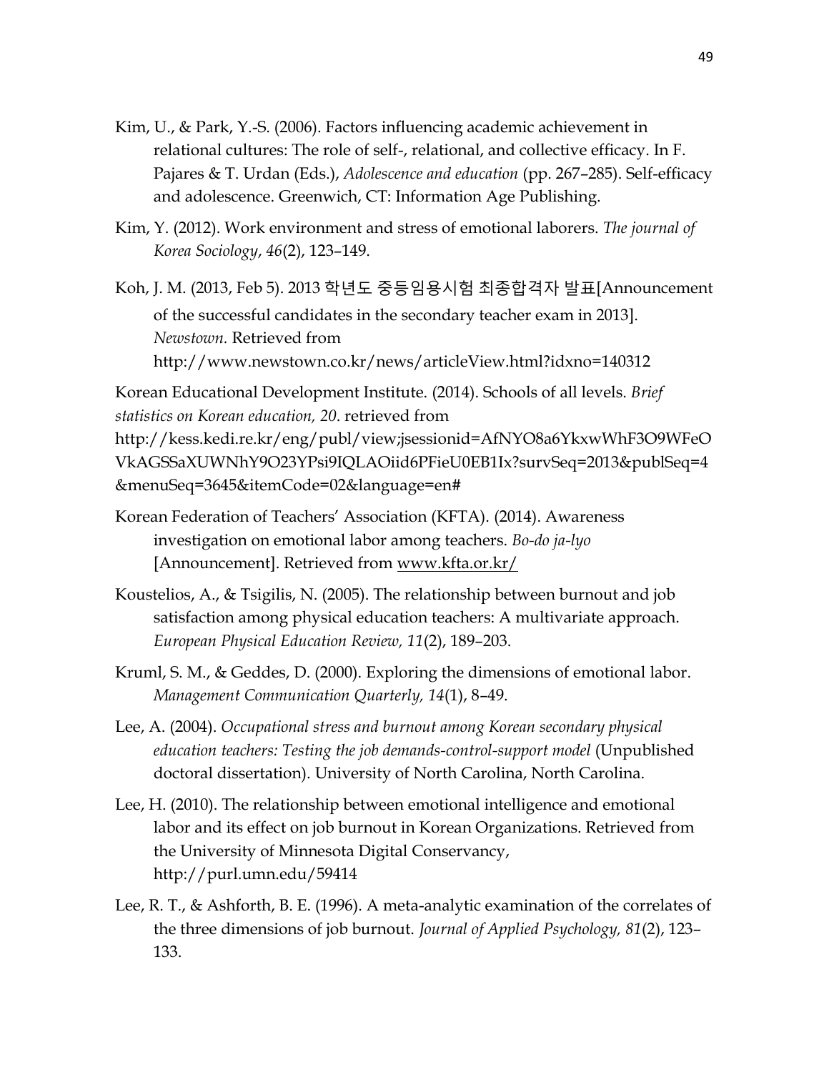Kim, U., & Park, Y.-S. (2006). Factors influencing academic achievement in relational cultures: The role of self-, relational, and collective efficacy. In F. Pajares & T. Urdan (Eds.), *Adolescence and education* (pp. 267–285). Self-efficacy and adolescence. Greenwich, CT: Information Age Publishing.

Kim, Y. (2012). Work environment and stress of emotional laborers. *The journal of Korea Sociology*, *46*(2), 123–149.

Koh, J. M. (2013, Feb 5). 2013 학년도 중등임용시험 최종합격자 발표[Announcement of the successful candidates in the secondary teacher exam in 2013]. *Newstown.* Retrieved from http://www.newstown.co.kr/news/articleView.html?idxno=140312

Korean Educational Development Institute. (2014). Schools of all levels. *Brief statistics on Korean education, 20*. retrieved from http://kess.kedi.re.kr/eng/publ/view;jsessionid=AfNYO8a6YkxwWhF3O9WFeOVkAGSSaXUWNhY9O23YPsi9IQLAOiid6PFieU0EB1Ix?survSeq=2013&publSeq=4&menuSeq=3645&itemCode=02&language=en#

Korean Federation of Teachers' Association (KFTA). (2014). Awareness investigation on emotional labor among teachers. *Bo-do ja-lyo* [Announcement]. Retrieved from www.kfta.or.kr/

Koustelios, A., & Tsigilis, N. (2005). The relationship between burnout and job satisfaction among physical education teachers: A multivariate approach. *European Physical Education Review, 11*(2), 189–203.

Kruml, S. M., & Geddes, D. (2000). Exploring the dimensions of emotional labor. *Management Communication Quarterly, 14*(1), 8–49.

Lee, A. (2004). *Occupational stress and burnout among Korean secondary physical education teachers: Testing the job demands-control-support model* (Unpublished doctoral dissertation). University of North Carolina, North Carolina.

Lee, H. (2010). The relationship between emotional intelligence and emotional labor and its effect on job burnout in Korean Organizations. Retrieved from the University of Minnesota Digital Conservancy, http://purl.umn.edu/59414

Lee, R. T., & Ashforth, B. E. (1996). A meta-analytic examination of the correlates of the three dimensions of job burnout. *Journal of Applied Psychology, 81*(2), 123–133.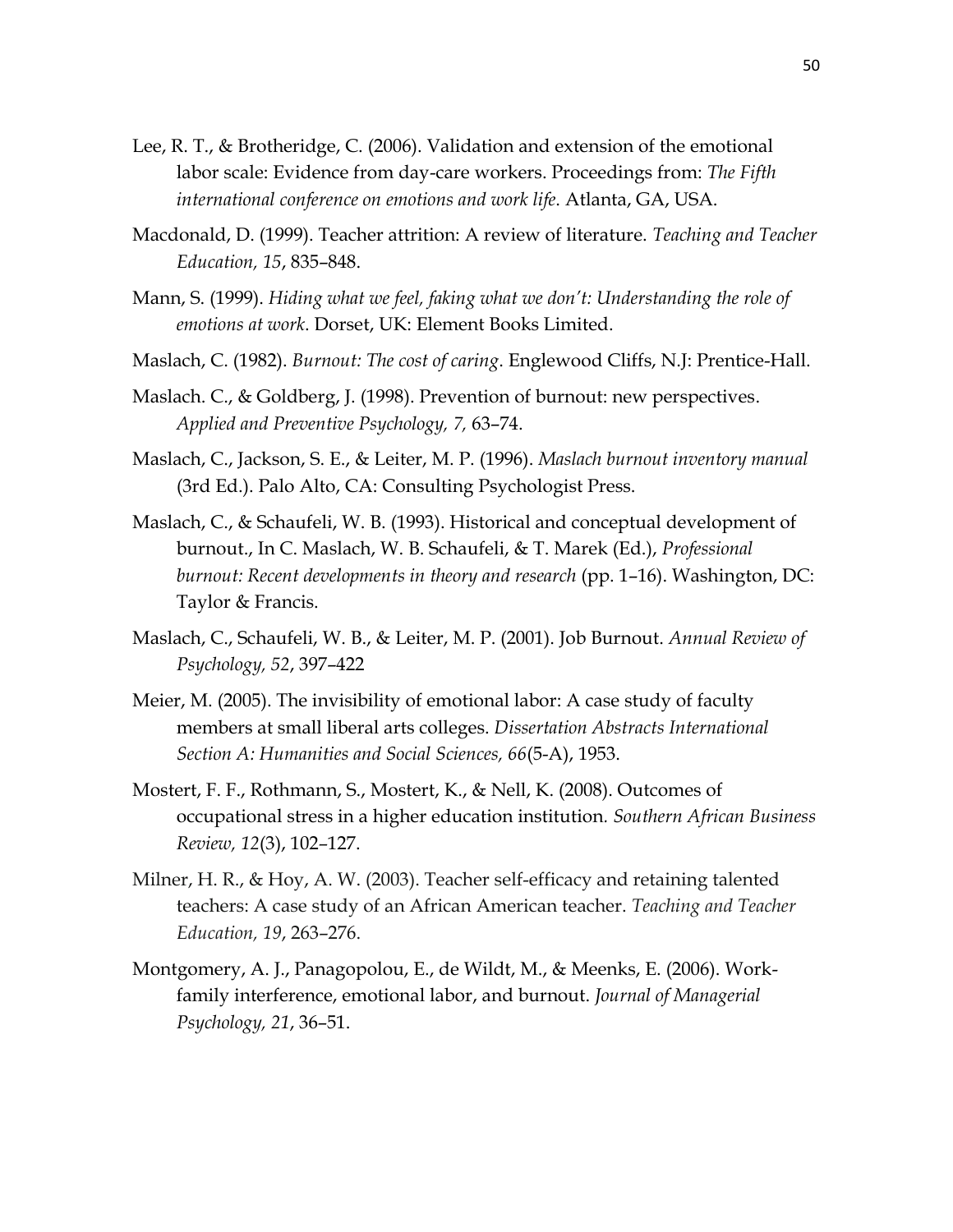Lee, R. T., & Brotheridge, C. (2006). Validation and extension of the emotional labor scale: Evidence from day-care workers. Proceedings from: *The Fifth international conference on emotions and work life*. Atlanta, GA, USA.

Macdonald, D. (1999). Teacher attrition: A review of literature. *Teaching and Teacher Education, 15*, 835–848.

Mann, S. (1999). *Hiding what we feel, faking what we don't: Understanding the role of emotions at work*. Dorset, UK: Element Books Limited.

Maslach, C. (1982). *Burnout: The cost of caring*. Englewood Cliffs, N.J: Prentice-Hall.

Maslach. C., & Goldberg, J. (1998). Prevention of burnout: new perspectives. *Applied and Preventive Psychology, 7,* 63–74.

Maslach, C., Jackson, S. E., & Leiter, M. P. (1996). *Maslach burnout inventory manual* (3rd Ed.). Palo Alto, CA: Consulting Psychologist Press.

Maslach, C., & Schaufeli, W. B. (1993). Historical and conceptual development of burnout., In C. Maslach, W. B. Schaufeli, & T. Marek (Ed.), *Professional burnout: Recent developments in theory and research* (pp. 1–16). Washington, DC: Taylor & Francis.

Maslach, C., Schaufeli, W. B., & Leiter, M. P. (2001). Job Burnout. *Annual Review of Psychology, 52*, 397–422

Meier, M. (2005). The invisibility of emotional labor: A case study of faculty members at small liberal arts colleges. *Dissertation Abstracts International Section A: Humanities and Social Sciences, 66*(5-A), 1953.

Mostert, F. F., Rothmann, S., Mostert, K., & Nell, K. (2008). Outcomes of occupational stress in a higher education institution. *Southern African Business Review, 12*(3), 102–127.

Milner, H. R., & Hoy, A. W. (2003). Teacher self-efficacy and retaining talented teachers: A case study of an African American teacher. *Teaching and Teacher Education, 19*, 263–276.

Montgomery, A. J., Panagopolou, E., de Wildt, M., & Meenks, E. (2006). Work-family interference, emotional labor, and burnout. *Journal of Managerial Psychology, 21*, 36–51.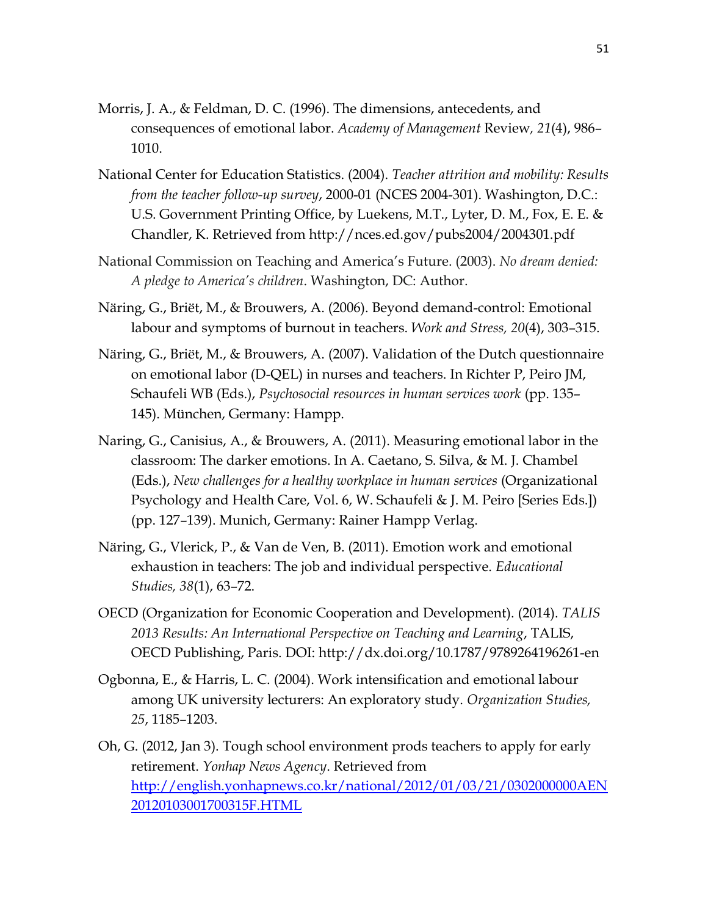Morris, J. A., & Feldman, D. C. (1996). The dimensions, antecedents, and consequences of emotional labor. *Academy of Management* Review, *21*(4), 986–1010.

National Center for Education Statistics. (2004). *Teacher attrition and mobility: Results from the teacher follow-up survey*, 2000-01 (NCES 2004-301). Washington, D.C.: U.S. Government Printing Office, by Luekens, M.T., Lyter, D. M., Fox, E. E. & Chandler, K. Retrieved from http://nces.ed.gov/pubs2004/2004301.pdf

National Commission on Teaching and America's Future. (2003). *No dream denied: A pledge to America's children*. Washington, DC: Author.

Näring, G., Briët, M., & Brouwers, A. (2006). Beyond demand-control: Emotional labour and symptoms of burnout in teachers. *Work and Stress, 20*(4), 303–315.

Näring, G., Briët, M., & Brouwers, A. (2007). Validation of the Dutch questionnaire on emotional labor (D-QEL) in nurses and teachers. In Richter P, Peiro JM, Schaufeli WB (Eds.), *Psychosocial resources in human services work* (pp. 135–145). München, Germany: Hampp.

Naring, G., Canisius, A., & Brouwers, A. (2011). Measuring emotional labor in the classroom: The darker emotions. In A. Caetano, S. Silva, & M. J. Chambel (Eds.), *New challenges for a healthy workplace in human services* (Organizational Psychology and Health Care, Vol. 6, W. Schaufeli & J. M. Peiro [Series Eds.]) (pp. 127–139). Munich, Germany: Rainer Hampp Verlag.

Näring, G., Vlerick, P., & Van de Ven, B. (2011). Emotion work and emotional exhaustion in teachers: The job and individual perspective. *Educational Studies, 38*(1), 63–72.

OECD (Organization for Economic Cooperation and Development). (2014). *TALIS 2013 Results: An International Perspective on Teaching and Learning*, TALIS, OECD Publishing, Paris. DOI: http://dx.doi.org/10.1787/9789264196261-en

Ogbonna, E., & Harris, L. C. (2004). Work intensification and emotional labour among UK university lecturers: An exploratory study. *Organization Studies, 25*, 1185–1203.

Oh, G. (2012, Jan 3). Tough school environment prods teachers to apply for early retirement. *Yonhap News Agency*. Retrieved from http://english.yonhapnews.co.kr/national/2012/01/03/21/0302000000AEN20120103001700315F.HTML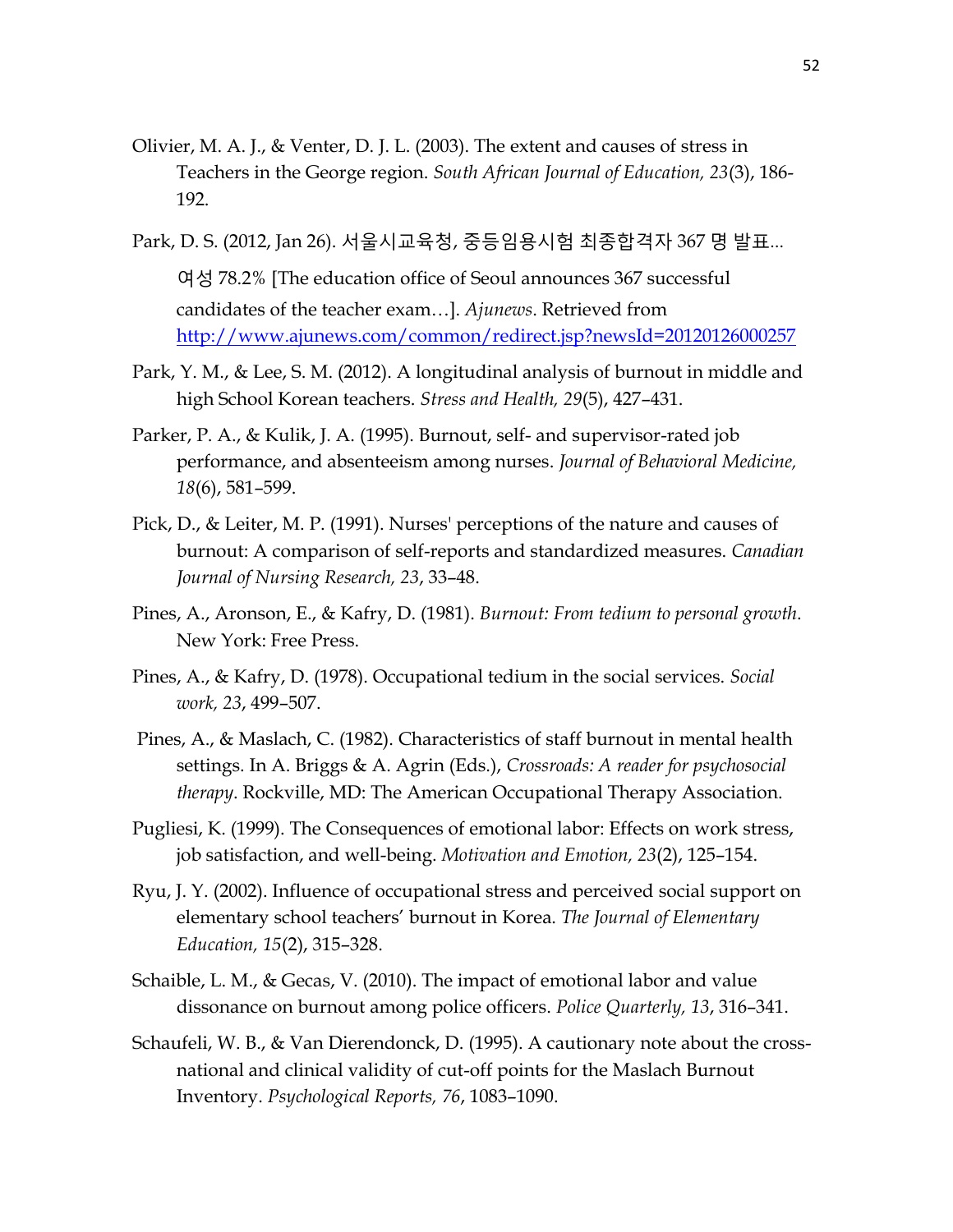Olivier, M. A. J., & Venter, D. J. L. (2003). The extent and causes of stress in Teachers in the George region. *South African Journal of Education, 23*(3), 186-192.

Park, D. S. (2012, Jan 26). 서울시교육청, 중등임용시험 최종합격자 367 명 발표... 여성 78.2% [The education office of Seoul announces 367 successful candidates of the teacher exam…]. *Ajunews*. Retrieved from http://www.ajunews.com/common/redirect.jsp?newsId=20120126000257

Park, Y. M., & Lee, S. M. (2012). A longitudinal analysis of burnout in middle and high School Korean teachers. *Stress and Health, 29*(5), 427–431.

Parker, P. A., & Kulik, J. A. (1995). Burnout, self- and supervisor-rated job performance, and absenteeism among nurses. *Journal of Behavioral Medicine, 18*(6), 581–599.

Pick, D., & Leiter, M. P. (1991). Nurses' perceptions of the nature and causes of burnout: A comparison of self-reports and standardized measures. *Canadian Journal of Nursing Research, 23*, 33–48.

Pines, A., Aronson, E., & Kafry, D. (1981). *Burnout: From tedium to personal growth*. New York: Free Press.

Pines, A., & Kafry, D. (1978). Occupational tedium in the social services. *Social work, 23*, 499–507.

Pines, A., & Maslach, C. (1982). Characteristics of staff burnout in mental health settings. In A. Briggs & A. Agrin (Eds.), *Crossroads: A reader for psychosocial therapy*. Rockville, MD: The American Occupational Therapy Association.

Pugliesi, K. (1999). The Consequences of emotional labor: Effects on work stress, job satisfaction, and well-being. *Motivation and Emotion, 23*(2), 125–154.

Ryu, J. Y. (2002). Influence of occupational stress and perceived social support on elementary school teachers' burnout in Korea. *The Journal of Elementary Education, 15*(2), 315–328.

Schaible, L. M., & Gecas, V. (2010). The impact of emotional labor and value dissonance on burnout among police officers. *Police Quarterly, 13*, 316–341.

Schaufeli, W. B., & Van Dierendonck, D. (1995). A cautionary note about the cross-national and clinical validity of cut-off points for the Maslach Burnout Inventory. *Psychological Reports, 76*, 1083–1090.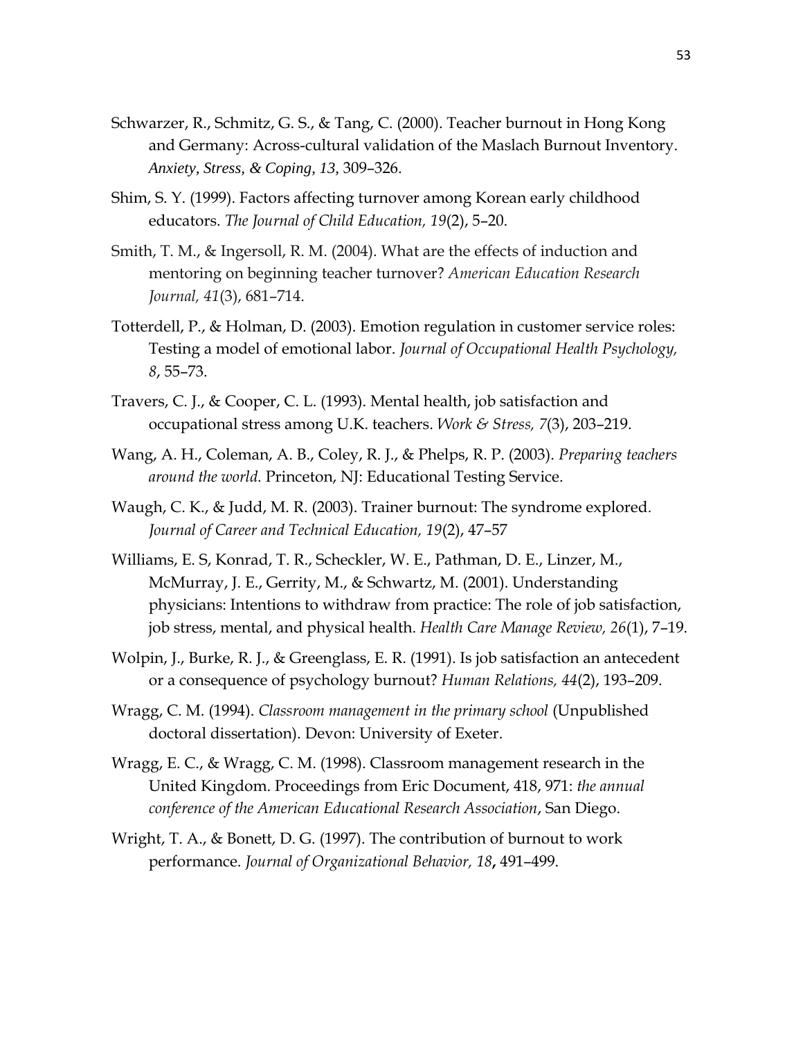Schwarzer, R., Schmitz, G. S., & Tang, C. (2000). Teacher burnout in Hong Kong and Germany: Across-cultural validation of the Maslach Burnout Inventory. *Anxiety*, *Stress*, *& Coping*, *13*, 309–326.

Shim, S. Y. (1999). Factors affecting turnover among Korean early childhood educators. *The Journal of Child Education, 19*(2), 5–20.

Smith, T. M., & Ingersoll, R. M. (2004). What are the effects of induction and mentoring on beginning teacher turnover? *American Education Research Journal, 41*(3), 681–714.

Totterdell, P., & Holman, D. (2003). Emotion regulation in customer service roles: Testing a model of emotional labor. *Journal of Occupational Health Psychology, 8*, 55–73.

Travers, C. J., & Cooper, C. L. (1993). Mental health, job satisfaction and occupational stress among U.K. teachers. *Work & Stress, 7*(3), 203–219.

Wang, A. H., Coleman, A. B., Coley, R. J., & Phelps, R. P. (2003). *Preparing teachers around the world.* Princeton, NJ: Educational Testing Service.

Waugh, C. K., & Judd, M. R. (2003). Trainer burnout: The syndrome explored. *Journal of Career and Technical Education, 19*(2), 47–57

Williams, E. S, Konrad, T. R., Scheckler, W. E., Pathman, D. E., Linzer, M., McMurray, J. E., Gerrity, M., & Schwartz, M. (2001). Understanding physicians: Intentions to withdraw from practice: The role of job satisfaction, job stress, mental, and physical health. *Health Care Manage Review, 26*(1), 7–19.

Wolpin, J., Burke, R. J., & Greenglass, E. R. (1991). Is job satisfaction an antecedent or a consequence of psychology burnout? *Human Relations, 44*(2), 193–209.

Wragg, C. M. (1994). *Classroom management in the primary school* (Unpublished doctoral dissertation). Devon: University of Exeter.

Wragg, E. C., & Wragg, C. M. (1998). Classroom management research in the United Kingdom. Proceedings from Eric Document, 418, 971: *the annual conference of the American Educational Research Association*, San Diego.

Wright, T. A., & Bonett, D. G. (1997). The contribution of burnout to work performance. *Journal of Organizational Behavior, 18***,** 491–499.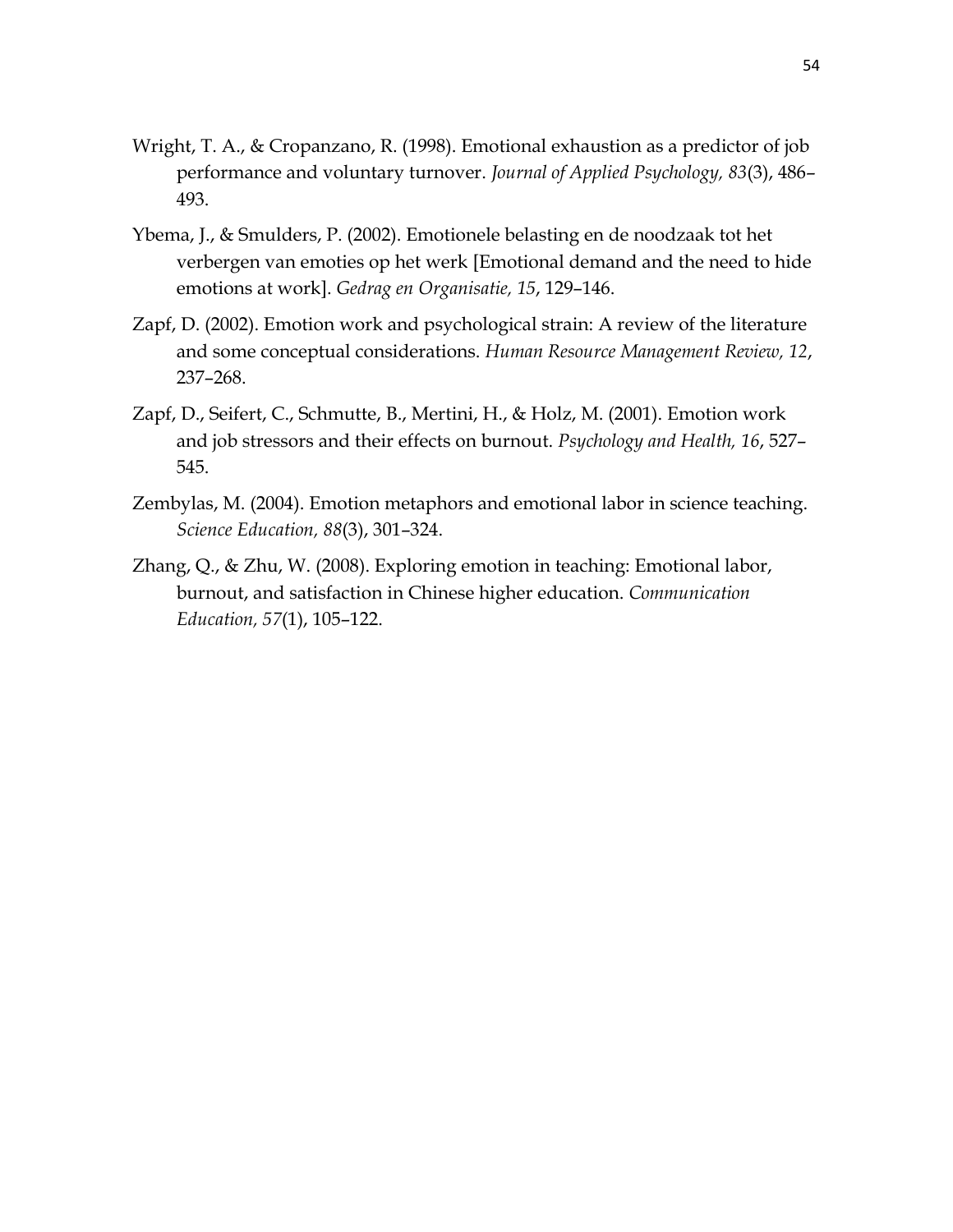Wright, T. A., & Cropanzano, R. (1998). Emotional exhaustion as a predictor of job performance and voluntary turnover. *Journal of Applied Psychology, 83*(3), 486–493.

Ybema, J., & Smulders, P. (2002). Emotionele belasting en de noodzaak tot het verbergen van emoties op het werk [Emotional demand and the need to hide emotions at work]. *Gedrag en Organisatie, 15*, 129–146.

Zapf, D. (2002). Emotion work and psychological strain: A review of the literature and some conceptual considerations. *Human Resource Management Review, 12*, 237–268.

Zapf, D., Seifert, C., Schmutte, B., Mertini, H., & Holz, M. (2001). Emotion work and job stressors and their effects on burnout. *Psychology and Health, 16*, 527–545.

Zembylas, M. (2004). Emotion metaphors and emotional labor in science teaching. *Science Education, 88*(3), 301–324.

Zhang, Q., & Zhu, W. (2008). Exploring emotion in teaching: Emotional labor, burnout, and satisfaction in Chinese higher education. *Communication Education, 57*(1), 105–122.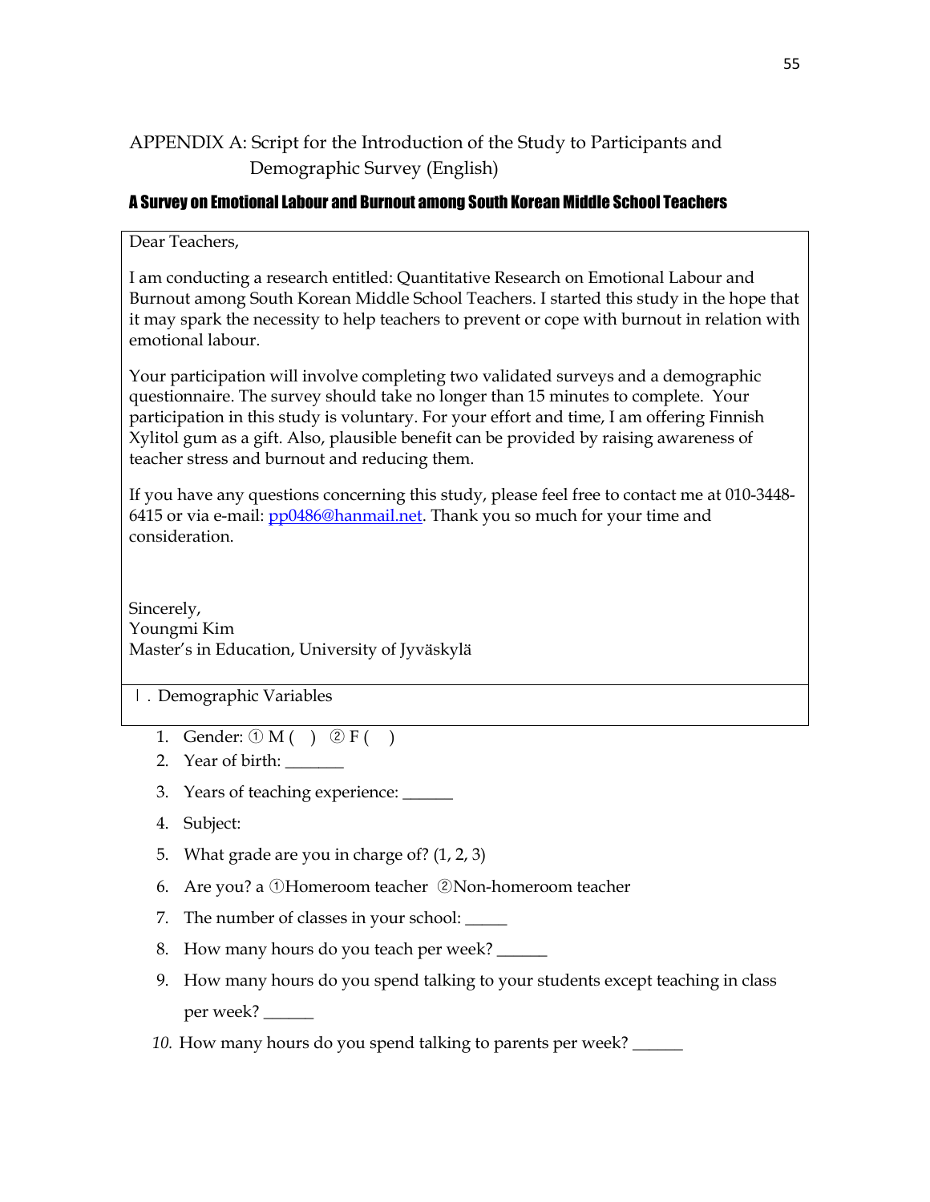# APPENDIX A: Script for the Introduction of the Study to Participants and Demographic Survey (English)

## A Survey on Emotional Labour and Burnout among South Korean Middle School Teachers

Dear Teachers,

I am conducting a research entitled: Quantitative Research on Emotional Labour and Burnout among South Korean Middle School Teachers. I started this study in the hope that it may spark the necessity to help teachers to prevent or cope with burnout in relation with emotional labour.

Your participation will involve completing two validated surveys and a demographic questionnaire. The survey should take no longer than 15 minutes to complete. Your participation in this study is voluntary. For your effort and time, I am offering Finnish Xylitol gum as a gift. Also, plausible benefit can be provided by raising awareness of teacher stress and burnout and reducing them.

If you have any questions concerning this study, please feel free to contact me at 010-3448-6415 or via e-mail: pp0486@hanmail.net. Thank you so much for your time and consideration.

Sincerely,
Youngmi Kim
Master's in Education, University of Jyväskylä

Ⅰ. Demographic Variables

1. Gender: ① M ( ) ② F ( )
2. Year of birth: _______
3. Years of teaching experience: ______
4. Subject:
5. What grade are you in charge of? (1, 2, 3)
6. Are you? a ①Homeroom teacher ②Non-homeroom teacher
7. The number of classes in your school: _____
8. How many hours do you teach per week? ______
9. How many hours do you spend talking to your students except teaching in class per week? ______
10. How many hours do you spend talking to parents per week? ______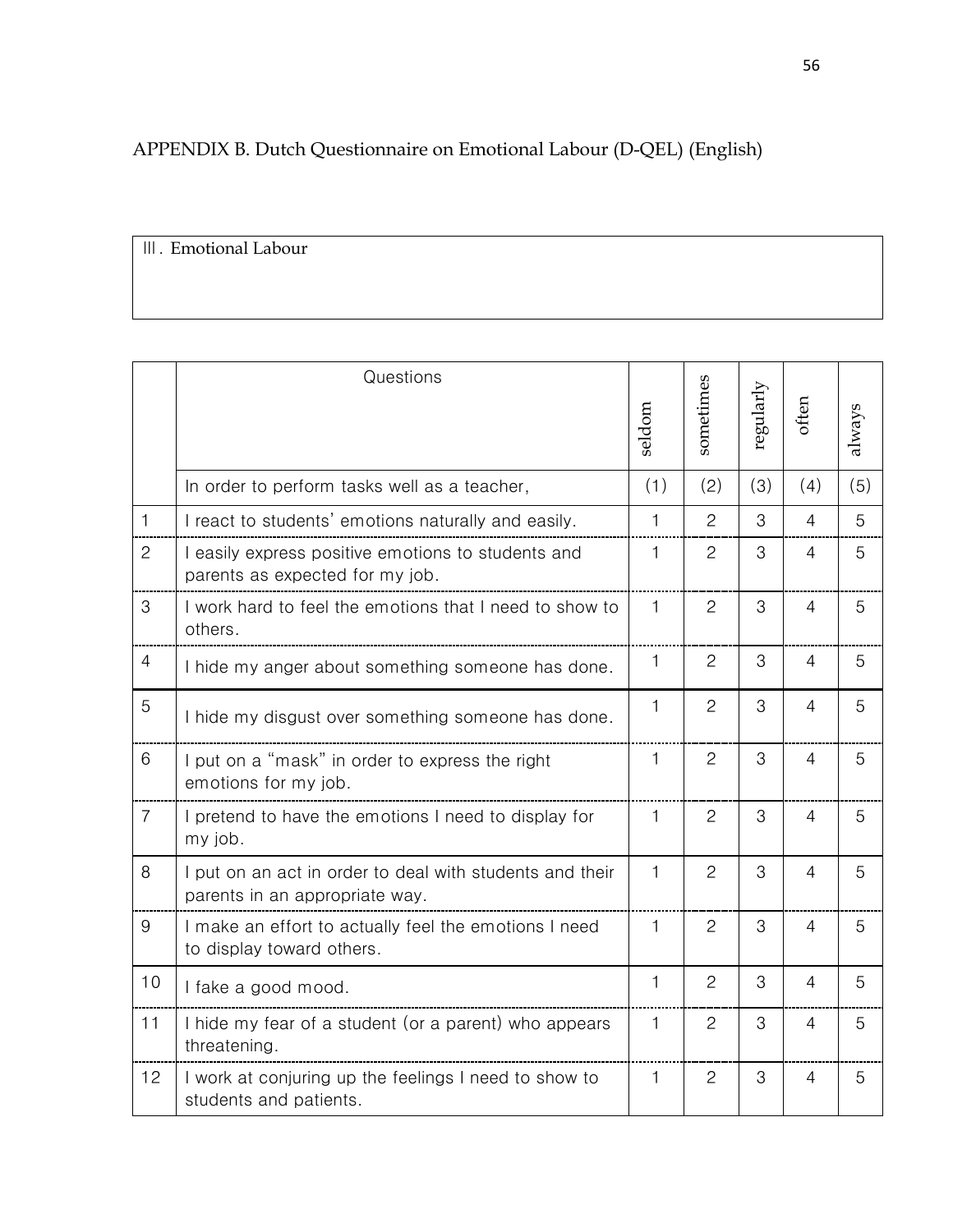# APPENDIX B. Dutch Questionnaire on Emotional Labour (D-QEL) (English)

| Ⅲ. Emotional Labour |
|---|

| | Questions | seldom | sometimes | regularly | often | always |
|---|---|---|---|---|---|---|
| | In order to perform tasks well as a teacher, | (1) | (2) | (3) | (4) | (5) |
| 1 | I react to students' emotions naturally and easily. | 1 | 2 | 3 | 4 | 5 |
| 2 | I easily express positive emotions to students and parents as expected for my job. | 1 | 2 | 3 | 4 | 5 |
| 3 | I work hard to feel the emotions that I need to show to others. | 1 | 2 | 3 | 4 | 5 |
| 4 | I hide my anger about something someone has done. | 1 | 2 | 3 | 4 | 5 |
| 5 | I hide my disgust over something someone has done. | 1 | 2 | 3 | 4 | 5 |
| 6 | I put on a "mask" in order to express the right emotions for my job. | 1 | 2 | 3 | 4 | 5 |
| 7 | I pretend to have the emotions I need to display for my job. | 1 | 2 | 3 | 4 | 5 |
| 8 | I put on an act in order to deal with students and their parents in an appropriate way. | 1 | 2 | 3 | 4 | 5 |
| 9 | I make an effort to actually feel the emotions I need to display toward others. | 1 | 2 | 3 | 4 | 5 |
| 10 | I fake a good mood. | 1 | 2 | 3 | 4 | 5 |
| 11 | I hide my fear of a student (or a parent) who appears threatening. | 1 | 2 | 3 | 4 | 5 |
| 12 | I work at conjuring up the feelings I need to show to students and patients. | 1 | 2 | 3 | 4 | 5 |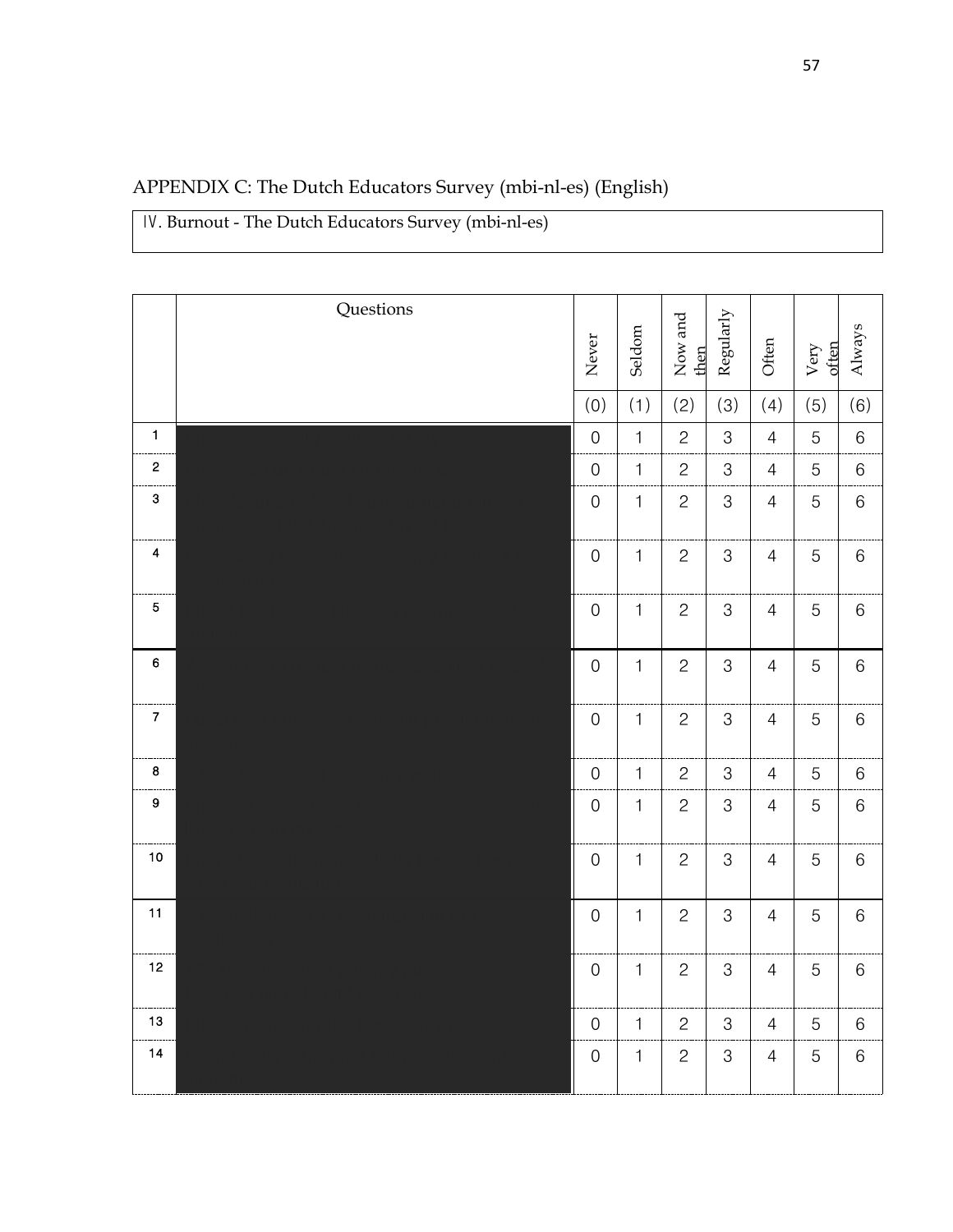# APPENDIX C: The Dutch Educators Survey (mbi-nl-es) (English)

IV. Burnout - The Dutch Educators Survey (mbi-nl-es)

| | Questions | Never | Seldom | Now and then | Regularly | Often | Very often | Always |
|---|---|---|---|---|---|---|---|---|
| | | (0) | (1) | (2) | (3) | (4) | (5) | (6) |
| 1 | | 0 | 1 | 2 | 3 | 4 | 5 | 6 |
| 2 | | 0 | 1 | 2 | 3 | 4 | 5 | 6 |
| 3 | | 0 | 1 | 2 | 3 | 4 | 5 | 6 |
| 4 | | 0 | 1 | 2 | 3 | 4 | 5 | 6 |
| 5 | | 0 | 1 | 2 | 3 | 4 | 5 | 6 |
| 6 | | 0 | 1 | 2 | 3 | 4 | 5 | 6 |
| 7 | | 0 | 1 | 2 | 3 | 4 | 5 | 6 |
| 8 | | 0 | 1 | 2 | 3 | 4 | 5 | 6 |
| 9 | | 0 | 1 | 2 | 3 | 4 | 5 | 6 |
| 10 | | 0 | 1 | 2 | 3 | 4 | 5 | 6 |
| 11 | | 0 | 1 | 2 | 3 | 4 | 5 | 6 |
| 12 | | 0 | 1 | 2 | 3 | 4 | 5 | 6 |
| 13 | | 0 | 1 | 2 | 3 | 4 | 5 | 6 |
| 14 | | 0 | 1 | 2 | 3 | 4 | 5 | 6 |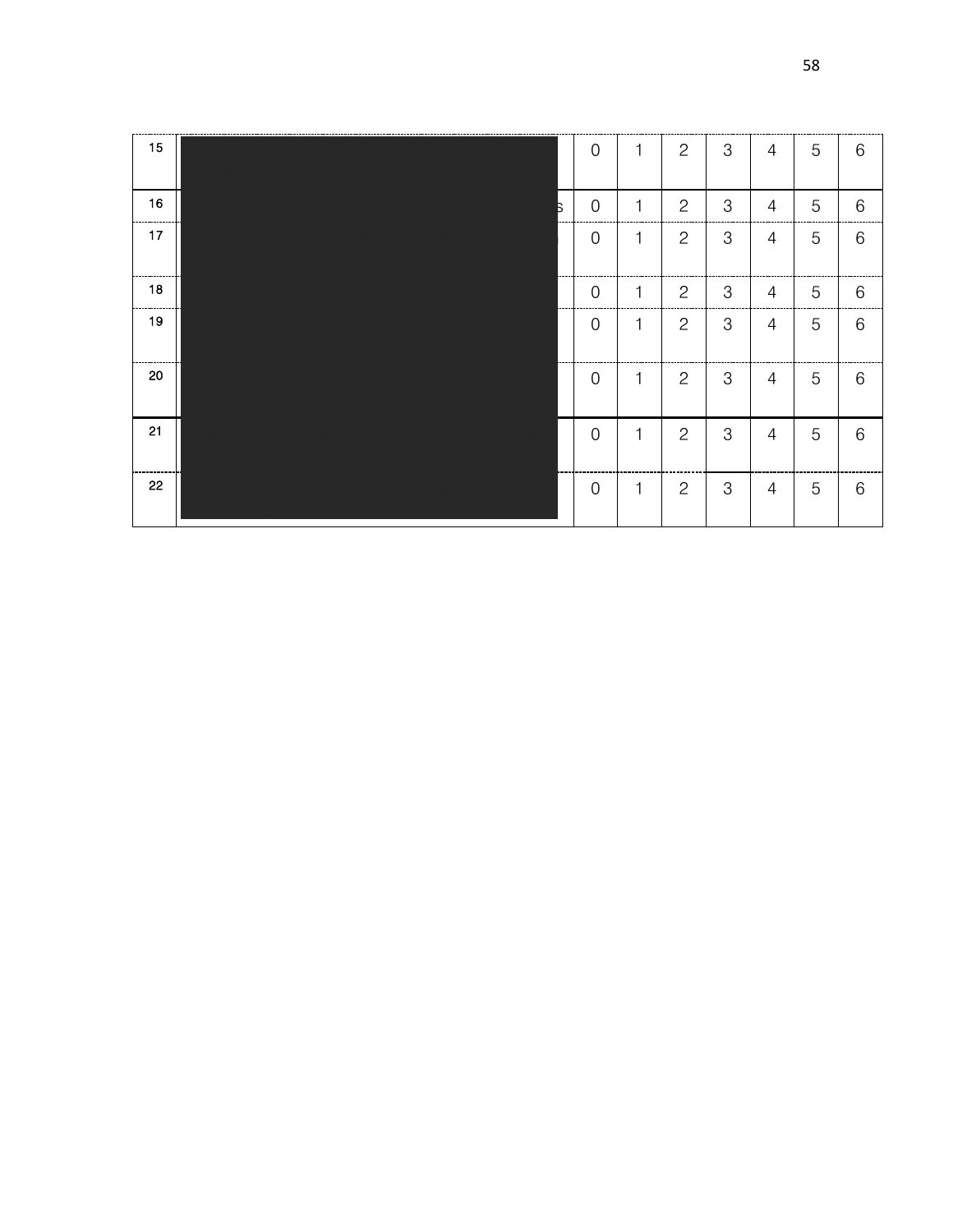| | | | | | | | | |
|---|---|---|---|---|---|---|---|---|
| 15 | | 0 | 1 | 2 | 3 | 4 | 5 | 6 |
| 16 | s | 0 | 1 | 2 | 3 | 4 | 5 | 6 |
| 17 | | 0 | 1 | 2 | 3 | 4 | 5 | 6 |
| 18 | | 0 | 1 | 2 | 3 | 4 | 5 | 6 |
| 19 | | 0 | 1 | 2 | 3 | 4 | 5 | 6 |
| 20 | | 0 | 1 | 2 | 3 | 4 | 5 | 6 |
| 21 | | 0 | 1 | 2 | 3 | 4 | 5 | 6 |
| 22 | | 0 | 1 | 2 | 3 | 4 | 5 | 6 |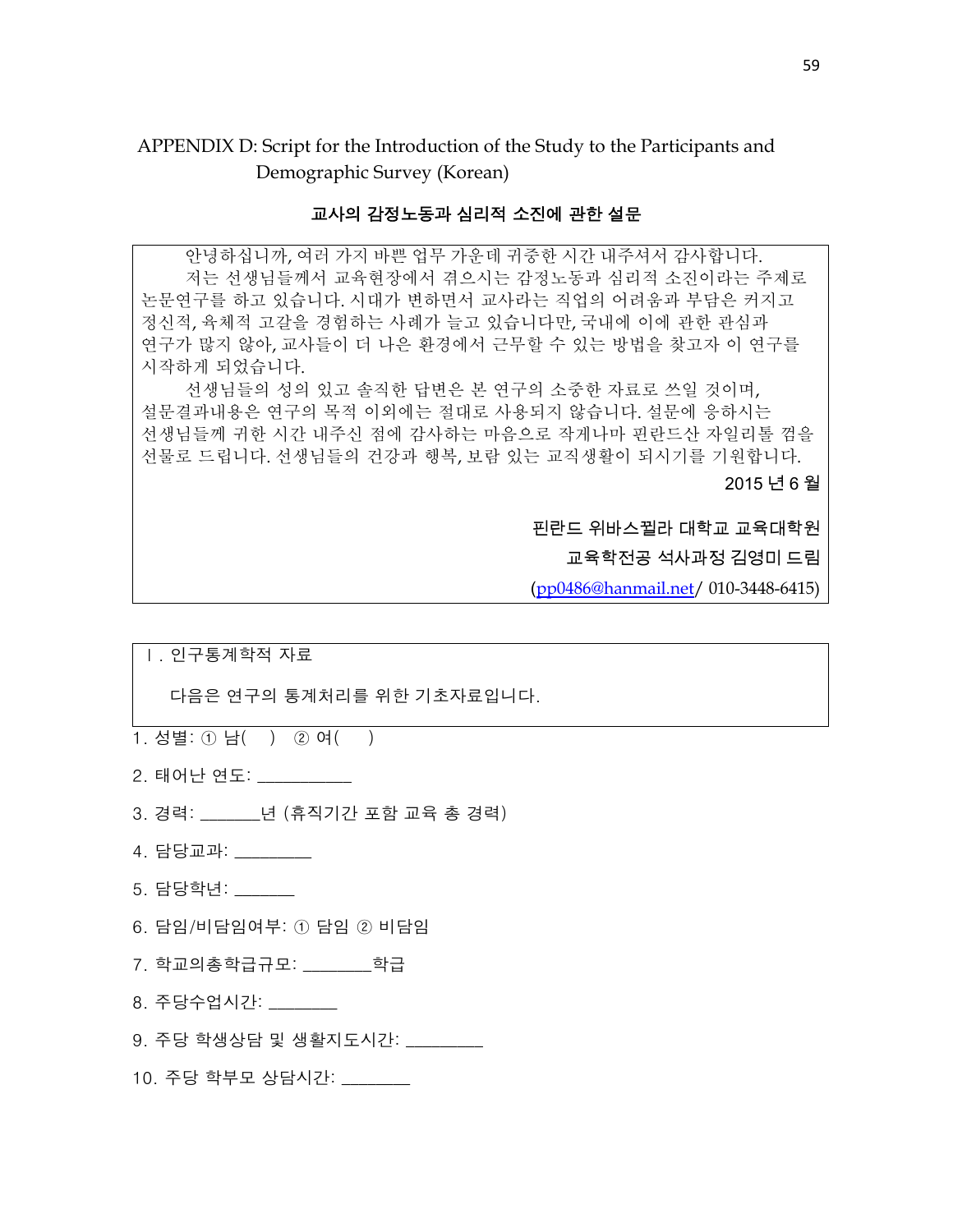## APPENDIX D: Script for the Introduction of the Study to the Participants and Demographic Survey (Korean)

### 교사의 감정노동과 심리적 소진에 관한 설문

안녕하십니까, 여러 가지 바쁜 업무 가운데 귀중한 시간 내주셔서 감사합니다.

저는 선생님들께서 교육현장에서 겪으시는 감정노동과 심리적 소진이라는 주제로 논문연구를 하고 있습니다. 시대가 변하면서 교사라는 직업의 어려움과 부담은 커지고 정신적, 육체적 고갈을 경험하는 사례가 늘고 있습니다만, 국내에 이에 관한 관심과 연구가 많지 않아, 교사들이 더 나은 환경에서 근무할 수 있는 방법을 찾고자 이 연구를 시작하게 되었습니다.

선생님들의 성의 있고 솔직한 답변은 본 연구의 소중한 자료로 쓰일 것이며, 설문결과내용은 연구의 목적 이외에는 절대로 사용되지 않습니다. 설문에 응하시는 선생님들께 귀한 시간 내주신 점에 감사하는 마음으로 작게나마 핀란드산 자일리톨 껌을 선물로 드립니다. 선생님들의 건강과 행복, 보람 있는 교직생활이 되시기를 기원합니다.

2015 년 6 월

핀란드 위바스뀔라 대학교 교육대학원

교육학전공 석사과정 김영미 드림

(pp0486@hanmail.net/ 010-3448-6415)

Ⅰ. 인구통계학적 자료

다음은 연구의 통계처리를 위한 기초자료입니다.

1. 성별: ① 남(　) ② 여(　)
2. 태어난 연도: __________
3. 경력: ______년 (휴직기간 포함 교육 총 경력)
4. 담당교과: ________
5. 담당학년: ______
6. 담임/비담임여부: ① 담임 ② 비담임
7. 학교의총학급규모: _______학급
8. 주당수업시간: _______
9. 주당 학생상담 및 생활지도시간: ________
10. 주당 학부모 상담시간: _______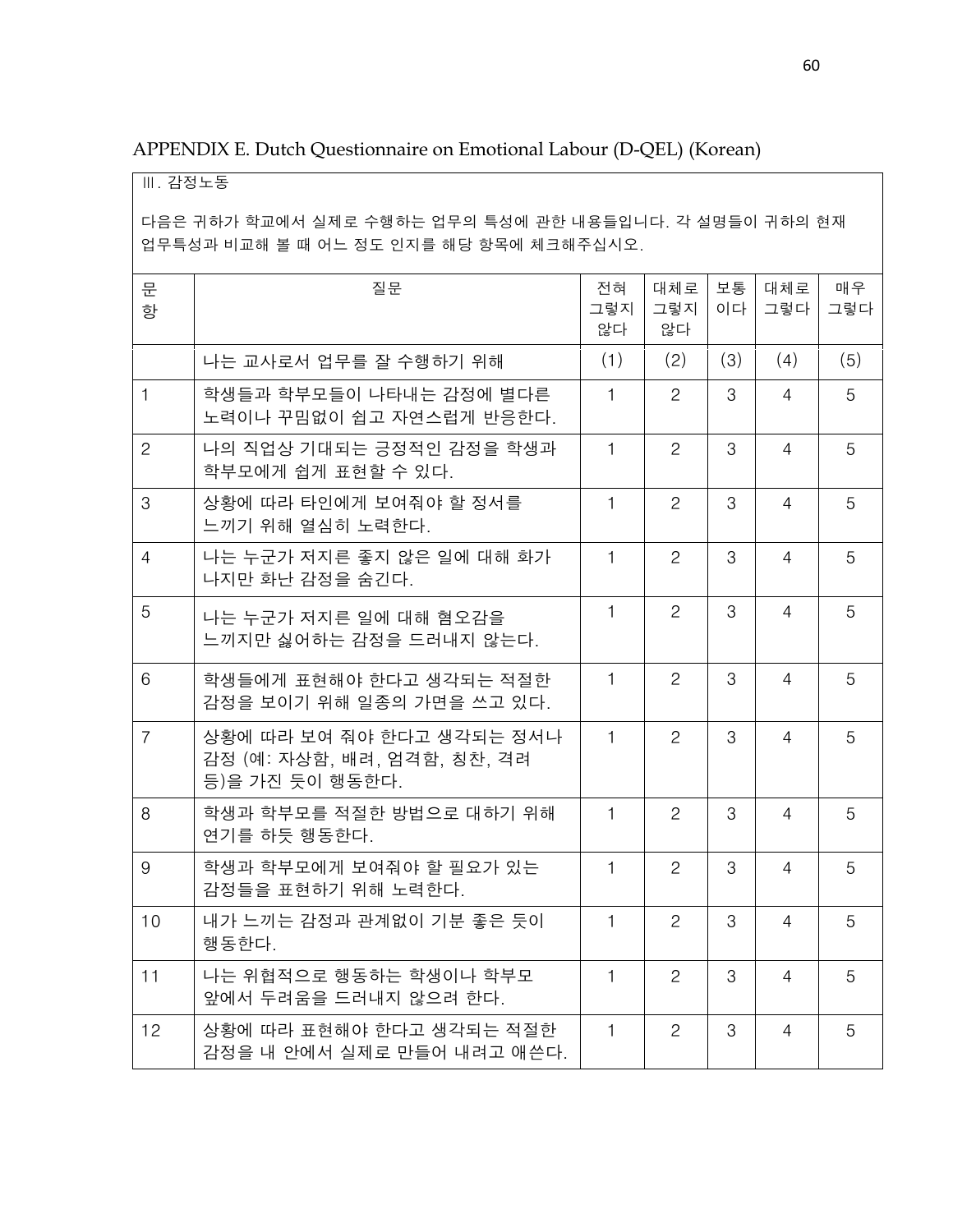## APPENDIX E. Dutch Questionnaire on Emotional Labour (D-QEL) (Korean)

Ⅲ. 감정노동

다음은 귀하가 학교에서 실제로 수행하는 업무의 특성에 관한 내용들입니다. 각 설명들이 귀하의 현재 업무특성과 비교해 볼 때 어느 정도 인지를 해당 항목에 체크해주십시오.

| 문항 | 질문 | 전혀 그렇지 않다 | 대체로 그렇지 않다 | 보통이다 | 대체로 그렇다 | 매우 그렇다 |
|---|---|---|---|---|---|---|
| | 나는 교사로서 업무를 잘 수행하기 위해 | (1) | (2) | (3) | (4) | (5) |
| 1 | 학생들과 학부모들이 나타내는 감정에 별다른 노력이나 꾸밈없이 쉽고 자연스럽게 반응한다. | 1 | 2 | 3 | 4 | 5 |
| 2 | 나의 직업상 기대되는 긍정적인 감정을 학생과 학부모에게 쉽게 표현할 수 있다. | 1 | 2 | 3 | 4 | 5 |
| 3 | 상황에 따라 타인에게 보여줘야 할 정서를 느끼기 위해 열심히 노력한다. | 1 | 2 | 3 | 4 | 5 |
| 4 | 나는 누군가 저지른 좋지 않은 일에 대해 화가 나지만 화난 감정을 숨긴다. | 1 | 2 | 3 | 4 | 5 |
| 5 | 나는 누군가 저지른 일에 대해 혐오감을 느끼지만 싫어하는 감정을 드러내지 않는다. | 1 | 2 | 3 | 4 | 5 |
| 6 | 학생들에게 표현해야 한다고 생각되는 적절한 감정을 보이기 위해 일종의 가면을 쓰고 있다. | 1 | 2 | 3 | 4 | 5 |
| 7 | 상황에 따라 보여 줘야 한다고 생각되는 정서나 감정 (예: 자상함, 배려, 엄격함, 칭찬, 격려 등)을 가진 듯이 행동한다. | 1 | 2 | 3 | 4 | 5 |
| 8 | 학생과 학부모를 적절한 방법으로 대하기 위해 연기를 하듯 행동한다. | 1 | 2 | 3 | 4 | 5 |
| 9 | 학생과 학부모에게 보여줘야 할 필요가 있는 감정들을 표현하기 위해 노력한다. | 1 | 2 | 3 | 4 | 5 |
| 10 | 내가 느끼는 감정과 관계없이 기분 좋은 듯이 행동한다. | 1 | 2 | 3 | 4 | 5 |
| 11 | 나는 위협적으로 행동하는 학생이나 학부모 앞에서 두려움을 드러내지 않으려 한다. | 1 | 2 | 3 | 4 | 5 |
| 12 | 상황에 따라 표현해야 한다고 생각되는 적절한 감정을 내 안에서 실제로 만들어 내려고 애쓴다. | 1 | 2 | 3 | 4 | 5 |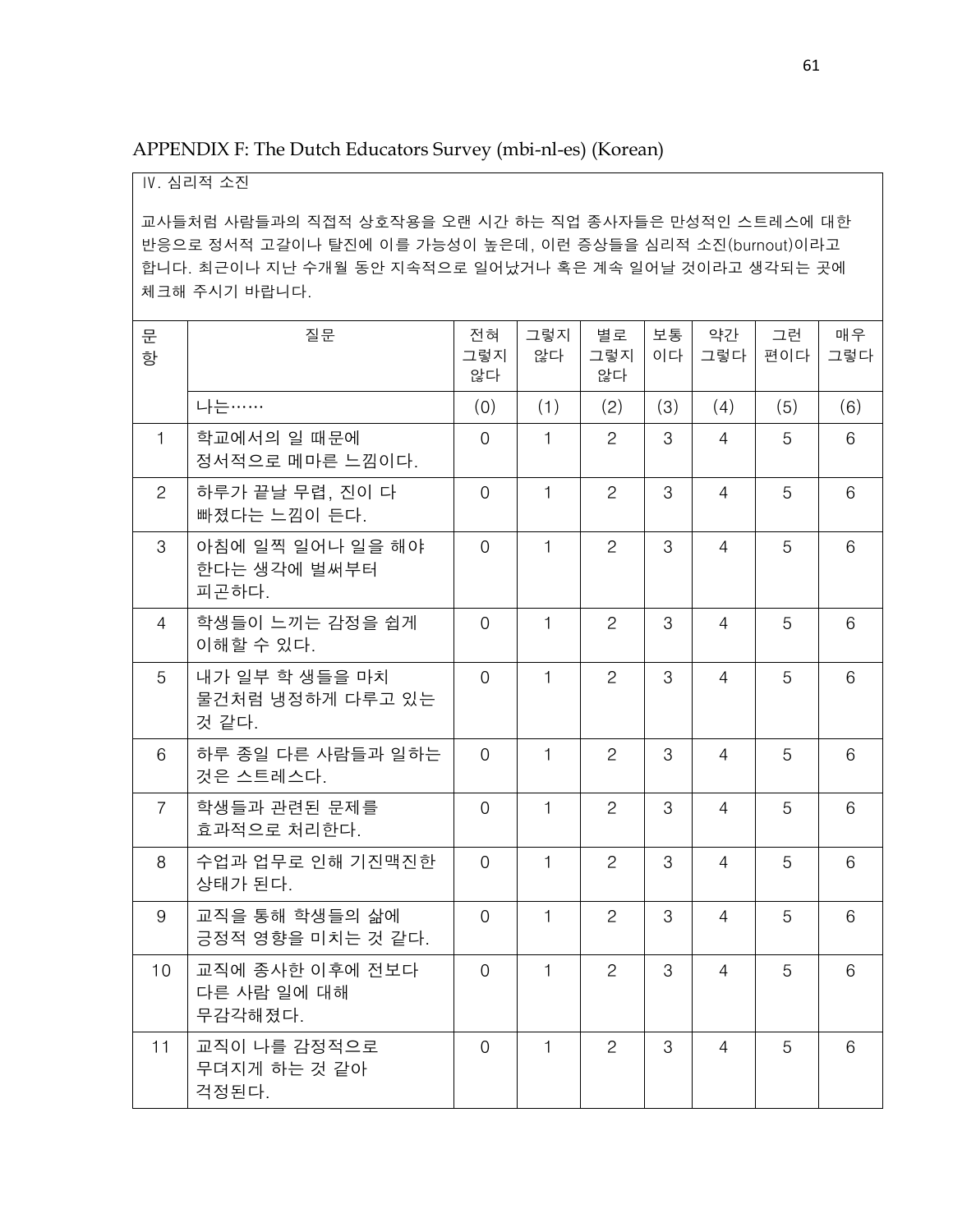## APPENDIX F: The Dutch Educators Survey (mbi-nl-es) (Korean)

Ⅳ. 심리적 소진

교사들처럼 사람들과의 직접적 상호작용을 오랜 시간 하는 직업 종사자들은 만성적인 스트레스에 대한 반응으로 정서적 고갈이나 탈진에 이를 가능성이 높은데, 이런 증상들을 심리적 소진(burnout)이라고 합니다. 최근이나 지난 수개월 동안 지속적으로 일어났거나 혹은 계속 일어날 것이라고 생각되는 곳에 체크해 주시기 바랍니다.

| 문항 | 질문 | 전혀 그렇지 않다 | 그렇지 않다 | 별로 그렇지 않다 | 보통이다 | 약간 그렇다 | 그런 편이다 | 매우 그렇다 |
|---|---|---|---|---|---|---|---|---|
| | 나는…… | (0) | (1) | (2) | (3) | (4) | (5) | (6) |
| 1 | 학교에서의 일 때문에 정서적으로 메마른 느낌이다. | 0 | 1 | 2 | 3 | 4 | 5 | 6 |
| 2 | 하루가 끝날 무렵, 진이 다 빠졌다는 느낌이 든다. | 0 | 1 | 2 | 3 | 4 | 5 | 6 |
| 3 | 아침에 일찍 일어나 일을 해야 한다는 생각에 벌써부터 피곤하다. | 0 | 1 | 2 | 3 | 4 | 5 | 6 |
| 4 | 학생들이 느끼는 감정을 쉽게 이해할 수 있다. | 0 | 1 | 2 | 3 | 4 | 5 | 6 |
| 5 | 내가 일부 학 생들을 마치 물건처럼 냉정하게 다루고 있는 것 같다. | 0 | 1 | 2 | 3 | 4 | 5 | 6 |
| 6 | 하루 종일 다른 사람들과 일하는 것은 스트레스다. | 0 | 1 | 2 | 3 | 4 | 5 | 6 |
| 7 | 학생들과 관련된 문제를 효과적으로 처리한다. | 0 | 1 | 2 | 3 | 4 | 5 | 6 |
| 8 | 수업과 업무로 인해 기진맥진한 상태가 된다. | 0 | 1 | 2 | 3 | 4 | 5 | 6 |
| 9 | 교직을 통해 학생들의 삶에 긍정적 영향을 미치는 것 같다. | 0 | 1 | 2 | 3 | 4 | 5 | 6 |
| 10 | 교직에 종사한 이후에 전보다 다른 사람 일에 대해 무감각해졌다. | 0 | 1 | 2 | 3 | 4 | 5 | 6 |
| 11 | 교직이 나를 감정적으로 무뎌지게 하는 것 같아 걱정된다. | 0 | 1 | 2 | 3 | 4 | 5 | 6 |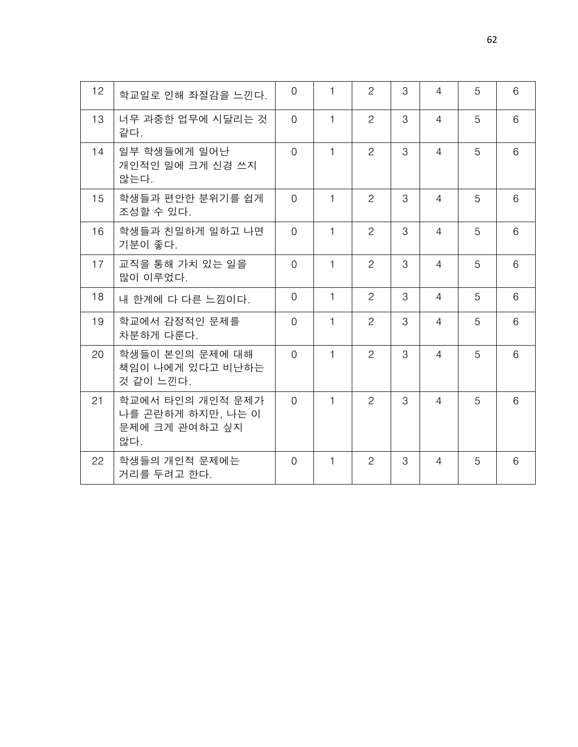| | | | | | | | | |
|---|---|---|---|---|---|---|---|---|
| 12 | 학교일로 인해 좌절감을 느낀다. | 0 | 1 | 2 | 3 | 4 | 5 | 6 |
| 13 | 너무 과중한 업무에 시달리는 것 같다. | 0 | 1 | 2 | 3 | 4 | 5 | 6 |
| 14 | 일부 학생들에게 일어난 개인적인 일에 크게 신경 쓰지 않는다. | 0 | 1 | 2 | 3 | 4 | 5 | 6 |
| 15 | 학생들과 편안한 분위기를 쉽게 조성할 수 있다. | 0 | 1 | 2 | 3 | 4 | 5 | 6 |
| 16 | 학생들과 친밀하게 일하고 나면 기분이 좋다. | 0 | 1 | 2 | 3 | 4 | 5 | 6 |
| 17 | 교직을 통해 가치 있는 일을 많이 이루었다. | 0 | 1 | 2 | 3 | 4 | 5 | 6 |
| 18 | 내 한계에 다 다른 느낌이다. | 0 | 1 | 2 | 3 | 4 | 5 | 6 |
| 19 | 학교에서 감정적인 문제를 차분하게 다룬다. | 0 | 1 | 2 | 3 | 4 | 5 | 6 |
| 20 | 학생들이 본인의 문제에 대해 책임이 나에게 있다고 비난하는 것 같이 느낀다. | 0 | 1 | 2 | 3 | 4 | 5 | 6 |
| 21 | 학교에서 타인의 개인적 문제가 나를 곤란하게 하지만, 나는 이 문제에 크게 관여하고 싶지 않다. | 0 | 1 | 2 | 3 | 4 | 5 | 6 |
| 22 | 학생들의 개인적 문제에는 거리를 두려고 한다. | 0 | 1 | 2 | 3 | 4 | 5 | 6 |